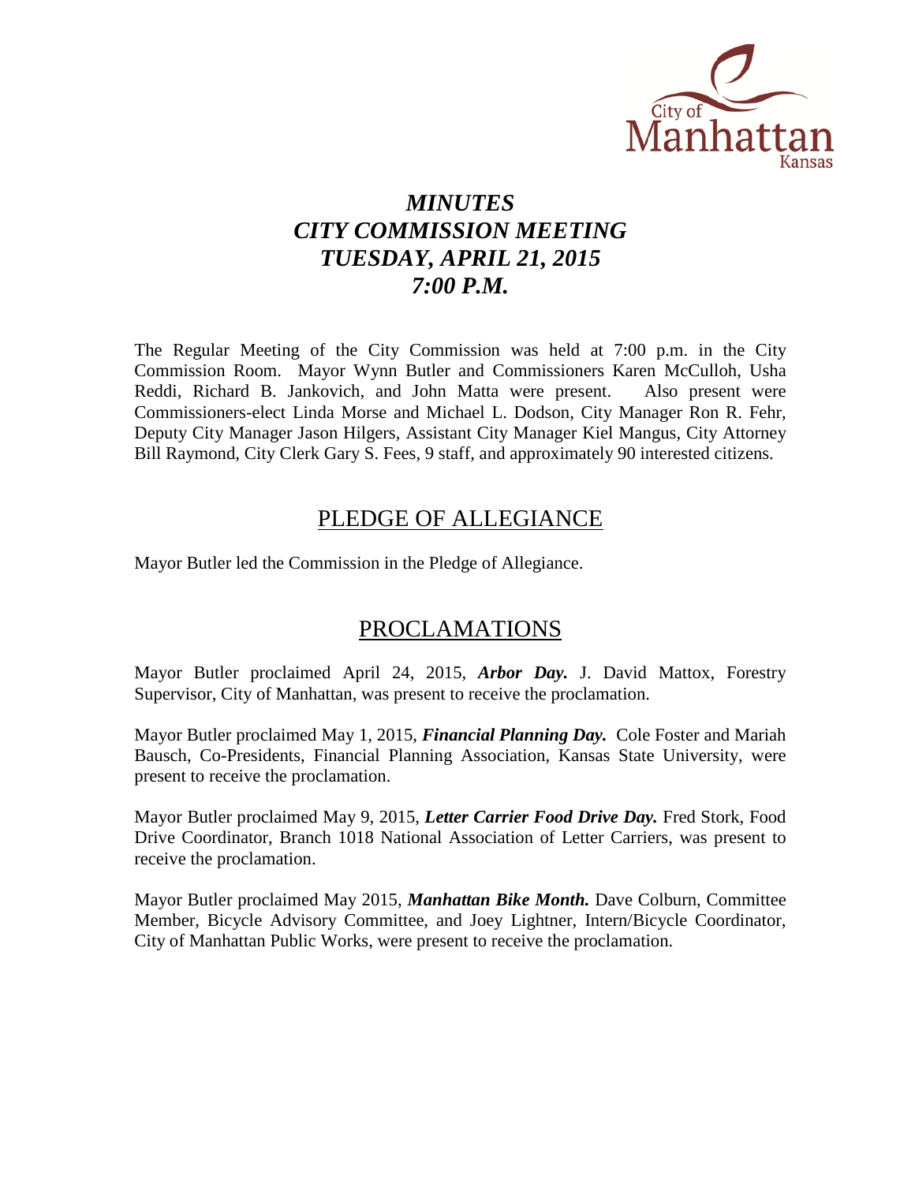City of Manhattan Kansas

# *MINUTES*
# *CITY COMMISSION MEETING*
# *TUESDAY, APRIL 21, 2015*
# *7:00 P.M.*

The Regular Meeting of the City Commission was held at 7:00 p.m. in the City Commission Room. Mayor Wynn Butler and Commissioners Karen McCulloh, Usha Reddi, Richard B. Jankovich, and John Matta were present. Also present were Commissioners-elect Linda Morse and Michael L. Dodson, City Manager Ron R. Fehr, Deputy City Manager Jason Hilgers, Assistant City Manger Kiel Mangus, City Attorney Bill Raymond, City Clerk Gary S. Fees, 9 staff, and approximately 90 interested citizens.

## PLEDGE OF ALLEGIANCE

Mayor Butler led the Commission in the Pledge of Allegiance.

## PROCLAMATIONS

Mayor Butler proclaimed April 24, 2015, ***Arbor Day.*** J. David Mattox, Forestry Supervisor, City of Manhattan, was present to receive the proclamation.

Mayor Butler proclaimed May 1, 2015, ***Financial Planning Day.*** Cole Foster and Mariah Bausch, Co-Presidents, Financial Planning Association, Kansas State University, were present to receive the proclamation.

Mayor Butler proclaimed May 9, 2015, ***Letter Carrier Food Drive Day.*** Fred Stork, Food Drive Coordinator, Branch 1018 National Association of Letter Carriers, was present to receive the proclamation.

Mayor Butler proclaimed May 2015, ***Manhattan Bike Month.*** Dave Colburn, Committee Member, Bicycle Advisory Committee, and Joey Lightner, Intern/Bicycle Coordinator, City of Manhattan Public Works, were present to receive the proclamation.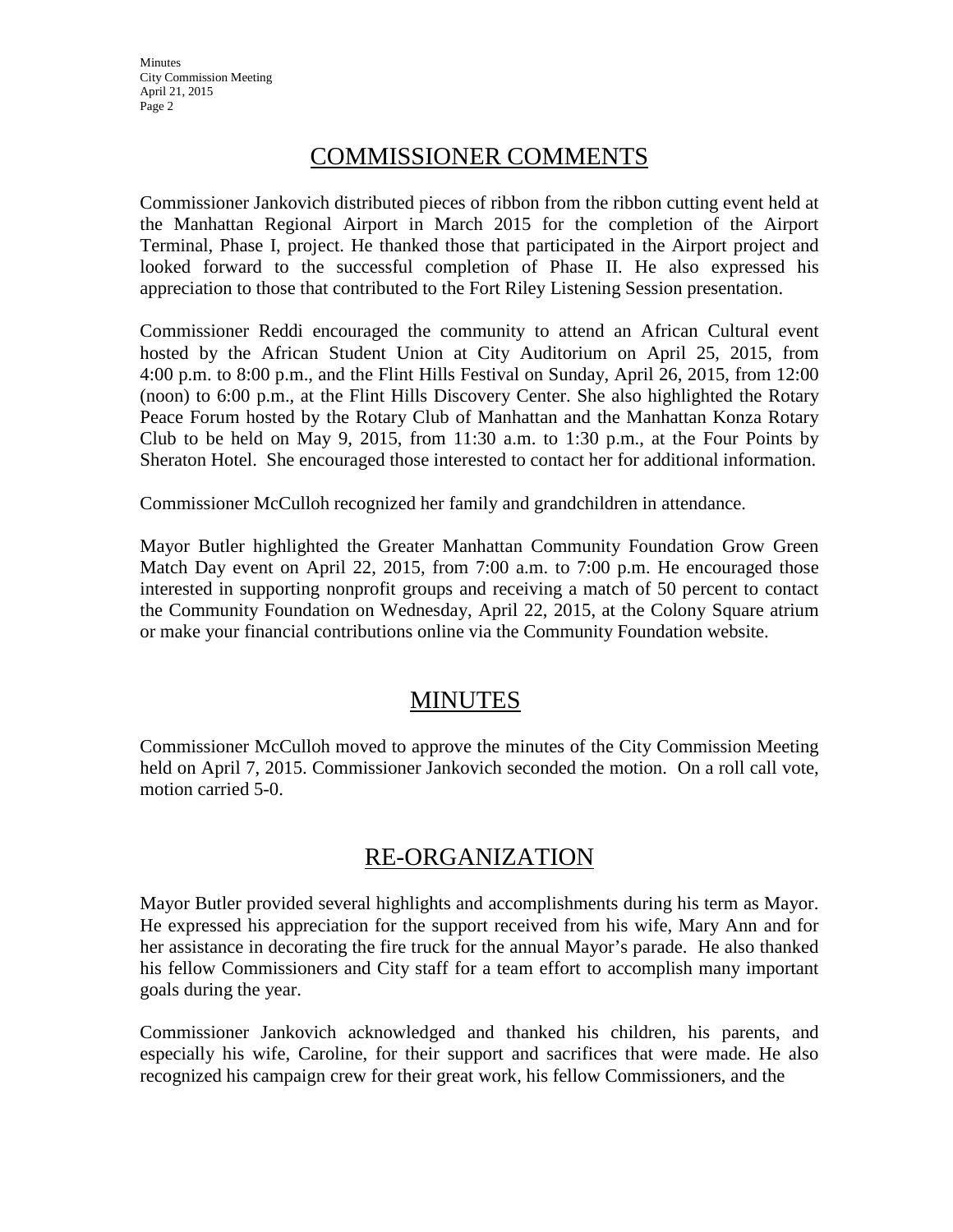## COMMISSIONER COMMENTS

Commissioner Jankovich distributed pieces of ribbon from the ribbon cutting event held at the Manhattan Regional Airport in March 2015 for the completion of the Airport Terminal, Phase I, project. He thanked those that participated in the Airport project and looked forward to the successful completion of Phase II. He also expressed his appreciation to those that contributed to the Fort Riley Listening Session presentation.

Commissioner Reddi encouraged the community to attend an African Cultural event hosted by the African Student Union at City Auditorium on April 25, 2015, from 4:00 p.m. to 8:00 p.m., and the Flint Hills Festival on Sunday, April 26, 2015, from 12:00 (noon) to 6:00 p.m., at the Flint Hills Discovery Center. She also highlighted the Rotary Peace Forum hosted by the Rotary Club of Manhattan and the Manhattan Konza Rotary Club to be held on May 9, 2015, from 11:30 a.m. to 1:30 p.m., at the Four Points by Sheraton Hotel. She encouraged those interested to contact her for additional information.

Commissioner McCulloh recognized her family and grandchildren in attendance.

Mayor Butler highlighted the Greater Manhattan Community Foundation Grow Green Match Day event on April 22, 2015, from 7:00 a.m. to 7:00 p.m. He encouraged those interested in supporting nonprofit groups and receiving a match of 50 percent to contact the Community Foundation on Wednesday, April 22, 2015, at the Colony Square atrium or make your financial contributions online via the Community Foundation website.

## MINUTES

Commissioner McCulloh moved to approve the minutes of the City Commission Meeting held on April 7, 2015. Commissioner Jankovich seconded the motion. On a roll call vote, motion carried 5-0.

## RE-ORGANIZATION

Mayor Butler provided several highlights and accomplishments during his term as Mayor. He expressed his appreciation for the support received from his wife, Mary Ann and for her assistance in decorating the fire truck for the annual Mayor's parade. He also thanked his fellow Commissioners and City staff for a team effort to accomplish many important goals during the year.

Commissioner Jankovich acknowledged and thanked his children, his parents, and especially his wife, Caroline, for their support and sacrifices that were made. He also recognized his campaign crew for their great work, his fellow Commissioners, and the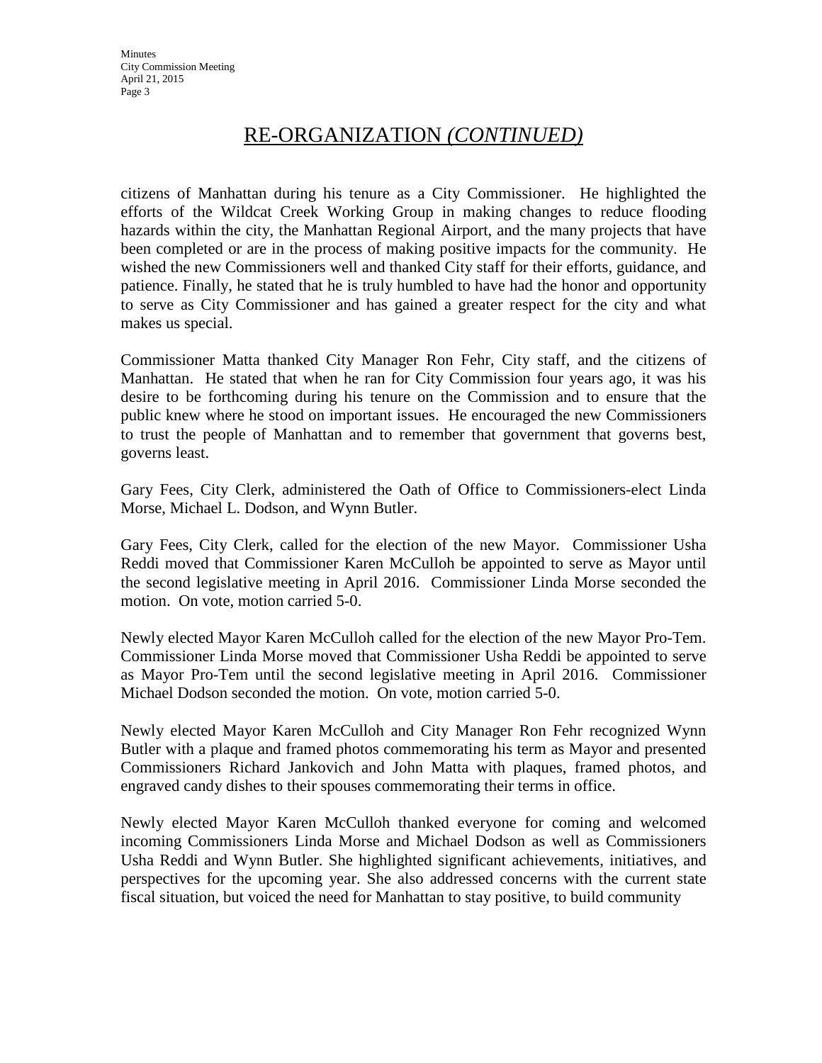## RE-ORGANIZATION *(CONTINUED)*

citizens of Manhattan during his tenure as a City Commissioner. He highlighted the efforts of the Wildcat Creek Working Group in making changes to reduce flooding hazards within the city, the Manhattan Regional Airport, and the many projects that have been completed or are in the process of making positive impacts for the community. He wished the new Commissioners well and thanked City staff for their efforts, guidance, and patience. Finally, he stated that he is truly humbled to have had the honor and opportunity to serve as City Commissioner and has gained a greater respect for the city and what makes us special.

Commissioner Matta thanked City Manager Ron Fehr, City staff, and the citizens of Manhattan. He stated that when he ran for City Commission four years ago, it was his desire to be forthcoming during his tenure on the Commission and to ensure that the public knew where he stood on important issues. He encouraged the new Commissioners to trust the people of Manhattan and to remember that government that governs best, governs least.

Gary Fees, City Clerk, administered the Oath of Office to Commissioners-elect Linda Morse, Michael L. Dodson, and Wynn Butler.

Gary Fees, City Clerk, called for the election of the new Mayor. Commissioner Usha Reddi moved that Commissioner Karen McCulloh be appointed to serve as Mayor until the second legislative meeting in April 2016. Commissioner Linda Morse seconded the motion. On vote, motion carried 5-0.

Newly elected Mayor Karen McCulloh called for the election of the new Mayor Pro-Tem. Commissioner Linda Morse moved that Commissioner Usha Reddi be appointed to serve as Mayor Pro-Tem until the second legislative meeting in April 2016. Commissioner Michael Dodson seconded the motion. On vote, motion carried 5-0.

Newly elected Mayor Karen McCulloh and City Manager Ron Fehr recognized Wynn Butler with a plaque and framed photos commemorating his term as Mayor and presented Commissioners Richard Jankovich and John Matta with plaques, framed photos, and engraved candy dishes to their spouses commemorating their terms in office.

Newly elected Mayor Karen McCulloh thanked everyone for coming and welcomed incoming Commissioners Linda Morse and Michael Dodson as well as Commissioners Usha Reddi and Wynn Butler. She highlighted significant achievements, initiatives, and perspectives for the upcoming year. She also addressed concerns with the current state fiscal situation, but voiced the need for Manhattan to stay positive, to build community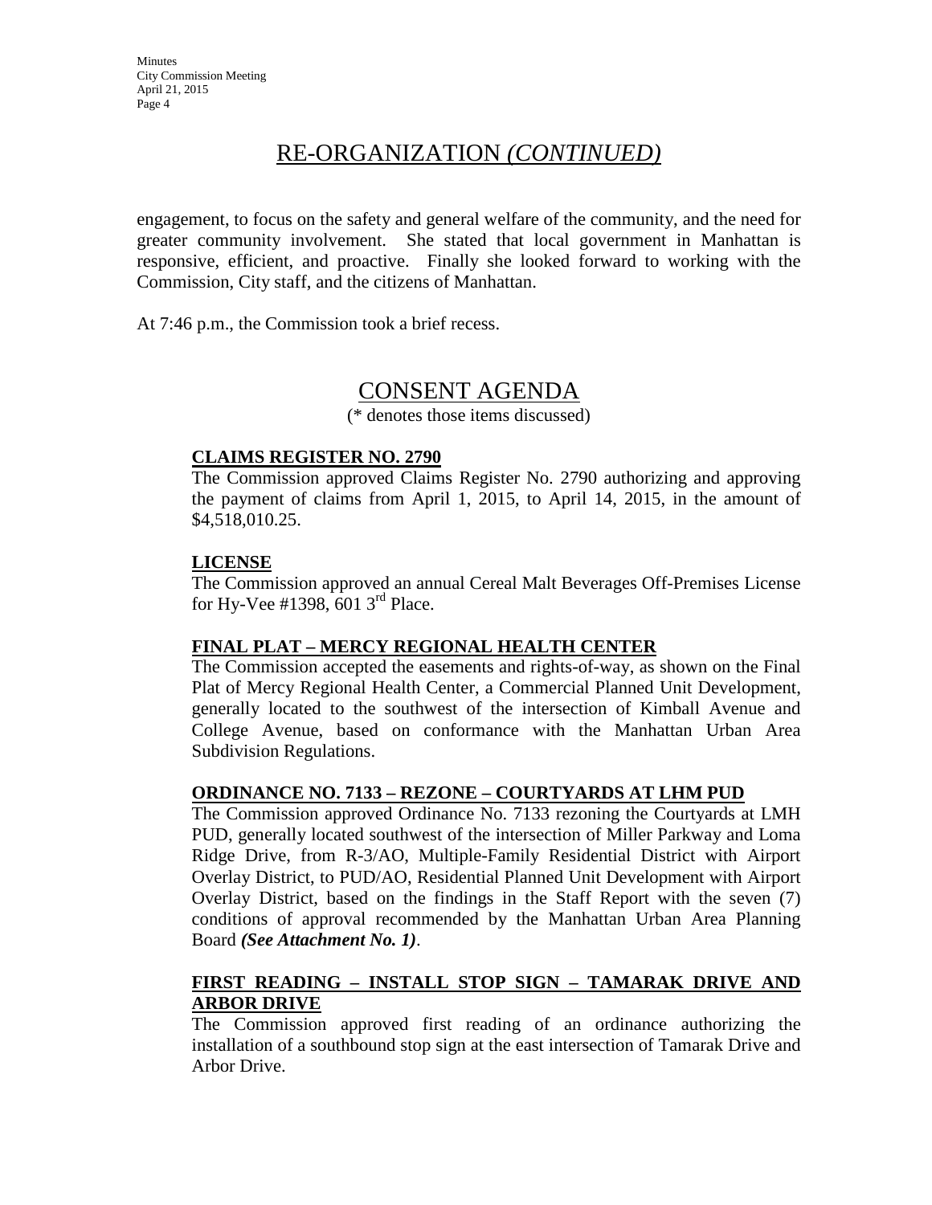## RE-ORGANIZATION *(CONTINUED)*

engagement, to focus on the safety and general welfare of the community, and the need for greater community involvement. She stated that local government in Manhattan is responsive, efficient, and proactive. Finally she looked forward to working with the Commission, City staff, and the citizens of Manhattan.

At 7:46 p.m., the Commission took a brief recess.

## CONSENT AGENDA

(* denotes those items discussed)

**CLAIMS REGISTER NO. 2790**

The Commission approved Claims Register No. 2790 authorizing and approving the payment of claims from April 1, 2015, to April 14, 2015, in the amount of $4,518,010.25.

**LICENSE**

The Commission approved an annual Cereal Malt Beverages Off-Premises License for Hy-Vee #1398, 601 3rd Place.

**FINAL PLAT – MERCY REGIONAL HEALTH CENTER**

The Commission accepted the easements and rights-of-way, as shown on the Final Plat of Mercy Regional Health Center, a Commercial Planned Unit Development, generally located to the southwest of the intersection of Kimball Avenue and College Avenue, based on conformance with the Manhattan Urban Area Subdivision Regulations.

**ORDINANCE NO. 7133 – REZONE – COURTYARDS AT LHM PUD**

The Commission approved Ordinance No. 7133 rezoning the Courtyards at LMH PUD, generally located southwest of the intersection of Miller Parkway and Loma Ridge Drive, from R-3/AO, Multiple-Family Residential District with Airport Overlay District, to PUD/AO, Residential Planned Unit Development with Airport Overlay District, based on the findings in the Staff Report with the seven (7) conditions of approval recommended by the Manhattan Urban Area Planning Board ***(See Attachment No. 1)***.

**FIRST READING – INSTALL STOP SIGN – TAMARAK DRIVE AND ARBOR DRIVE**

The Commission approved first reading of an ordinance authorizing the installation of a southbound stop sign at the east intersection of Tamarak Drive and Arbor Drive.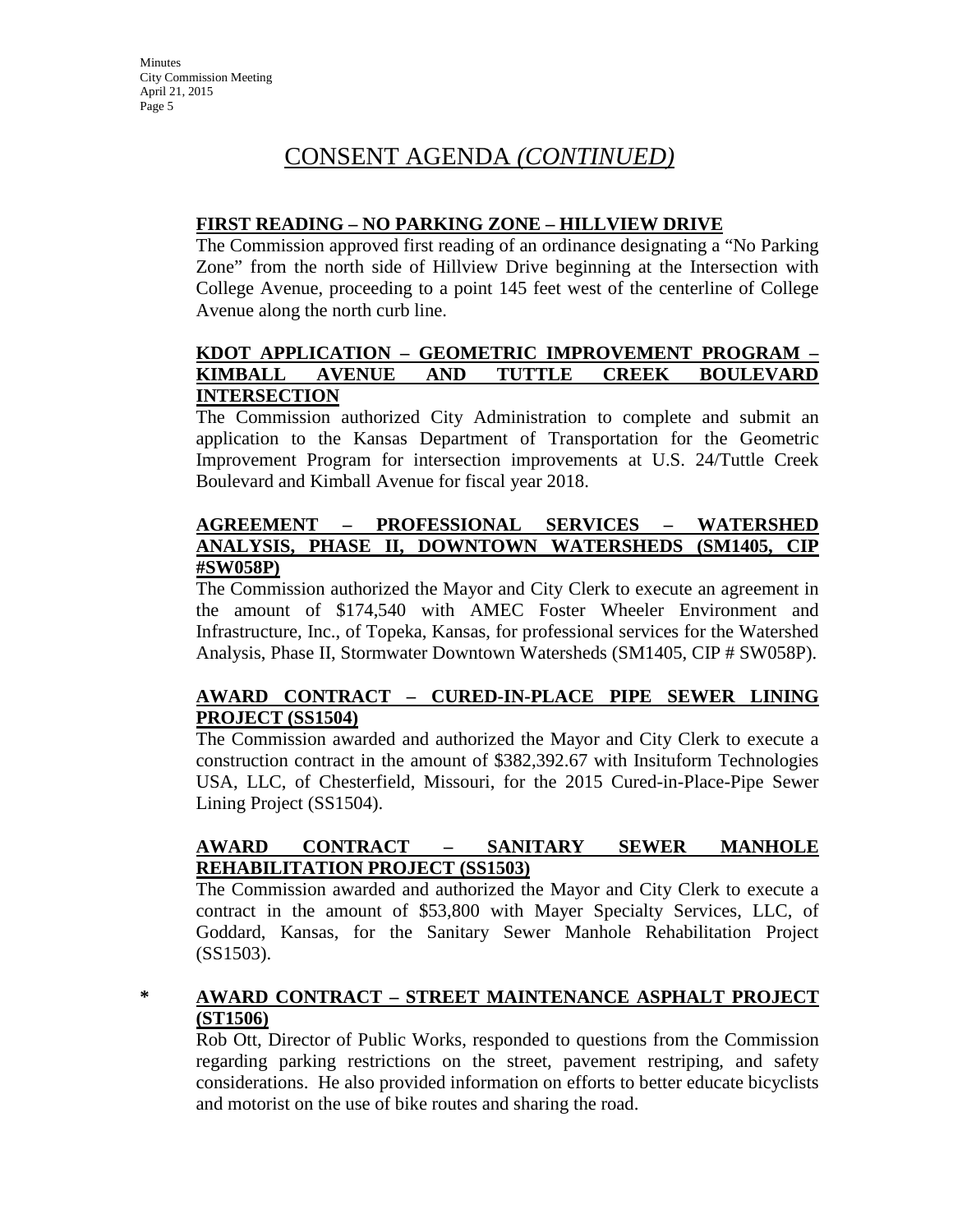# CONSENT AGENDA *(CONTINUED)*

**FIRST READING – NO PARKING ZONE – HILLVIEW DRIVE**

The Commission approved first reading of an ordinance designating a "No Parking Zone" from the north side of Hillview Drive beginning at the Intersection with College Avenue, proceeding to a point 145 feet west of the centerline of College Avenue along the north curb line.

**KDOT APPLICATION – GEOMETRIC IMPROVEMENT PROGRAM – KIMBALL AVENUE AND TUTTLE CREEK BOULEVARD INTERSECTION**

The Commission authorized City Administration to complete and submit an application to the Kansas Department of Transportation for the Geometric Improvement Program for intersection improvements at U.S. 24/Tuttle Creek Boulevard and Kimball Avenue for fiscal year 2018.

**AGREEMENT – PROFESSIONAL SERVICES – WATERSHED ANALYSIS, PHASE II, DOWNTOWN WATERSHEDS (SM1405, CIP #SW058P)**

The Commission authorized the Mayor and City Clerk to execute an agreement in the amount of $174,540 with AMEC Foster Wheeler Environment and Infrastructure, Inc., of Topeka, Kansas, for professional services for the Watershed Analysis, Phase II, Stormwater Downtown Watersheds (SM1405, CIP # SW058P).

**AWARD CONTRACT – CURED-IN-PLACE PIPE SEWER LINING PROJECT (SS1504)**

The Commission awarded and authorized the Mayor and City Clerk to execute a construction contract in the amount of $382,392.67 with Insituform Technologies USA, LLC, of Chesterfield, Missouri, for the 2015 Cured-in-Place-Pipe Sewer Lining Project (SS1504).

**AWARD CONTRACT – SANITARY SEWER MANHOLE REHABILITATION PROJECT (SS1503)**

The Commission awarded and authorized the Mayor and City Clerk to execute a contract in the amount of $53,800 with Mayer Specialty Services, LLC, of Goddard, Kansas, for the Sanitary Sewer Manhole Rehabilitation Project (SS1503).

\* **AWARD CONTRACT – STREET MAINTENANCE ASPHALT PROJECT (ST1506)**

Rob Ott, Director of Public Works, responded to questions from the Commission regarding parking restrictions on the street, pavement restriping, and safety considerations. He also provided information on efforts to better educate bicyclists and motorist on the use of bike routes and sharing the road.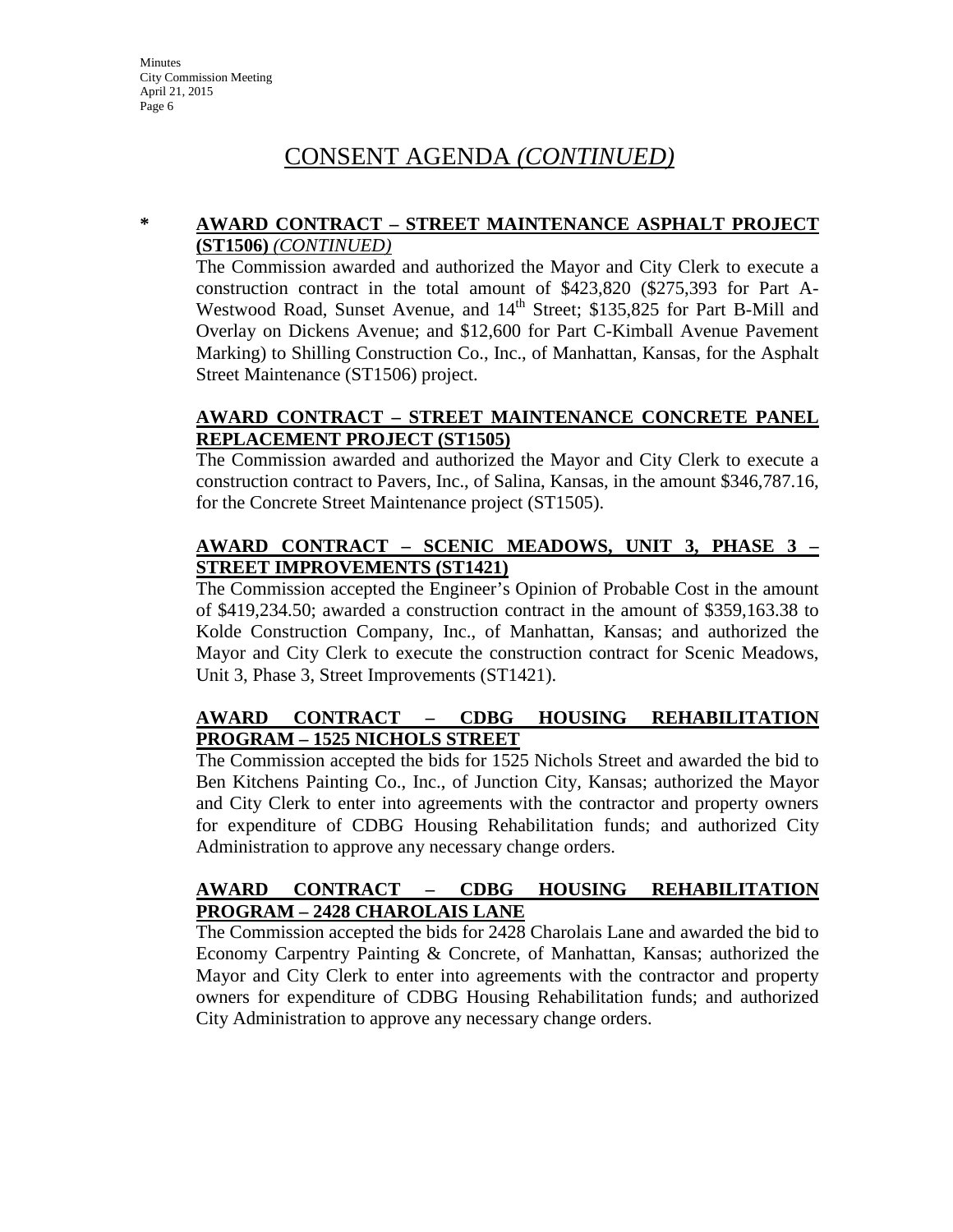# CONSENT AGENDA *(CONTINUED)*

\* **AWARD CONTRACT – STREET MAINTENANCE ASPHALT PROJECT (ST1506)** *(CONTINUED)*

The Commission awarded and authorized the Mayor and City Clerk to execute a construction contract in the total amount of $423,820 ($275,393 for Part A-Westwood Road, Sunset Avenue, and 14th Street; $135,825 for Part B-Mill and Overlay on Dickens Avenue; and $12,600 for Part C-Kimball Avenue Pavement Marking) to Shilling Construction Co., Inc., of Manhattan, Kansas, for the Asphalt Street Maintenance (ST1506) project.

**AWARD CONTRACT – STREET MAINTENANCE CONCRETE PANEL REPLACEMENT PROJECT (ST1505)**

The Commission awarded and authorized the Mayor and City Clerk to execute a construction contract to Pavers, Inc., of Salina, Kansas, in the amount $346,787.16, for the Concrete Street Maintenance project (ST1505).

**AWARD CONTRACT – SCENIC MEADOWS, UNIT 3, PHASE 3 – STREET IMPROVEMENTS (ST1421)**

The Commission accepted the Engineer's Opinion of Probable Cost in the amount of $419,234.50; awarded a construction contract in the amount of $359,163.38 to Kolde Construction Company, Inc., of Manhattan, Kansas; and authorized the Mayor and City Clerk to execute the construction contract for Scenic Meadows, Unit 3, Phase 3, Street Improvements (ST1421).

**AWARD CONTRACT – CDBG HOUSING REHABILITATION PROGRAM – 1525 NICHOLS STREET**

The Commission accepted the bids for 1525 Nichols Street and awarded the bid to Ben Kitchens Painting Co., Inc., of Junction City, Kansas; authorized the Mayor and City Clerk to enter into agreements with the contractor and property owners for expenditure of CDBG Housing Rehabilitation funds; and authorized City Administration to approve any necessary change orders.

**AWARD CONTRACT – CDBG HOUSING REHABILITATION PROGRAM – 2428 CHAROLAIS LANE**

The Commission accepted the bids for 2428 Charolais Lane and awarded the bid to Economy Carpentry Painting & Concrete, of Manhattan, Kansas; authorized the Mayor and City Clerk to enter into agreements with the contractor and property owners for expenditure of CDBG Housing Rehabilitation funds; and authorized City Administration to approve any necessary change orders.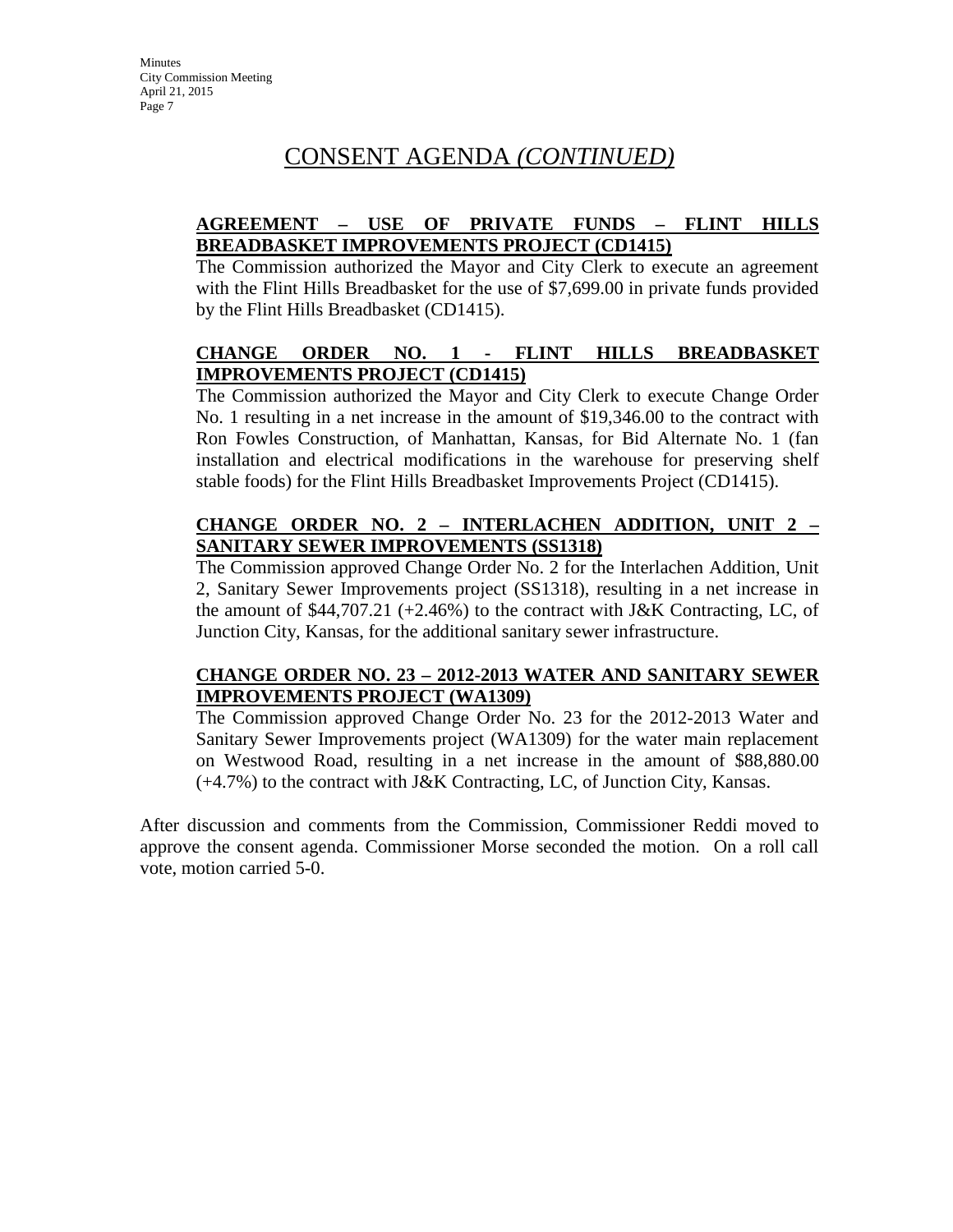# CONSENT AGENDA *(CONTINUED)*

**AGREEMENT – USE OF PRIVATE FUNDS – FLINT HILLS BREADBASKET IMPROVEMENTS PROJECT (CD1415)**

The Commission authorized the Mayor and City Clerk to execute an agreement with the Flint Hills Breadbasket for the use of $7,699.00 in private funds provided by the Flint Hills Breadbasket (CD1415).

**CHANGE ORDER NO. 1 - FLINT HILLS BREADBASKET IMPROVEMENTS PROJECT (CD1415)**

The Commission authorized the Mayor and City Clerk to execute Change Order No. 1 resulting in a net increase in the amount of $19,346.00 to the contract with Ron Fowles Construction, of Manhattan, Kansas, for Bid Alternate No. 1 (fan installation and electrical modifications in the warehouse for preserving shelf stable foods) for the Flint Hills Breadbasket Improvements Project (CD1415).

**CHANGE ORDER NO. 2 – INTERLACHEN ADDITION, UNIT 2 – SANITARY SEWER IMPROVEMENTS (SS1318)**

The Commission approved Change Order No. 2 for the Interlachen Addition, Unit 2, Sanitary Sewer Improvements project (SS1318), resulting in a net increase in the amount of $44,707.21 (+2.46%) to the contract with J&K Contracting, LC, of Junction City, Kansas, for the additional sanitary sewer infrastructure.

**CHANGE ORDER NO. 23 – 2012-2013 WATER AND SANITARY SEWER IMPROVEMENTS PROJECT (WA1309)**

The Commission approved Change Order No. 23 for the 2012-2013 Water and Sanitary Sewer Improvements project (WA1309) for the water main replacement on Westwood Road, resulting in a net increase in the amount of $88,880.00 (+4.7%) to the contract with J&K Contracting, LC, of Junction City, Kansas.

After discussion and comments from the Commission, Commissioner Reddi moved to approve the consent agenda. Commissioner Morse seconded the motion. On a roll call vote, motion carried 5-0.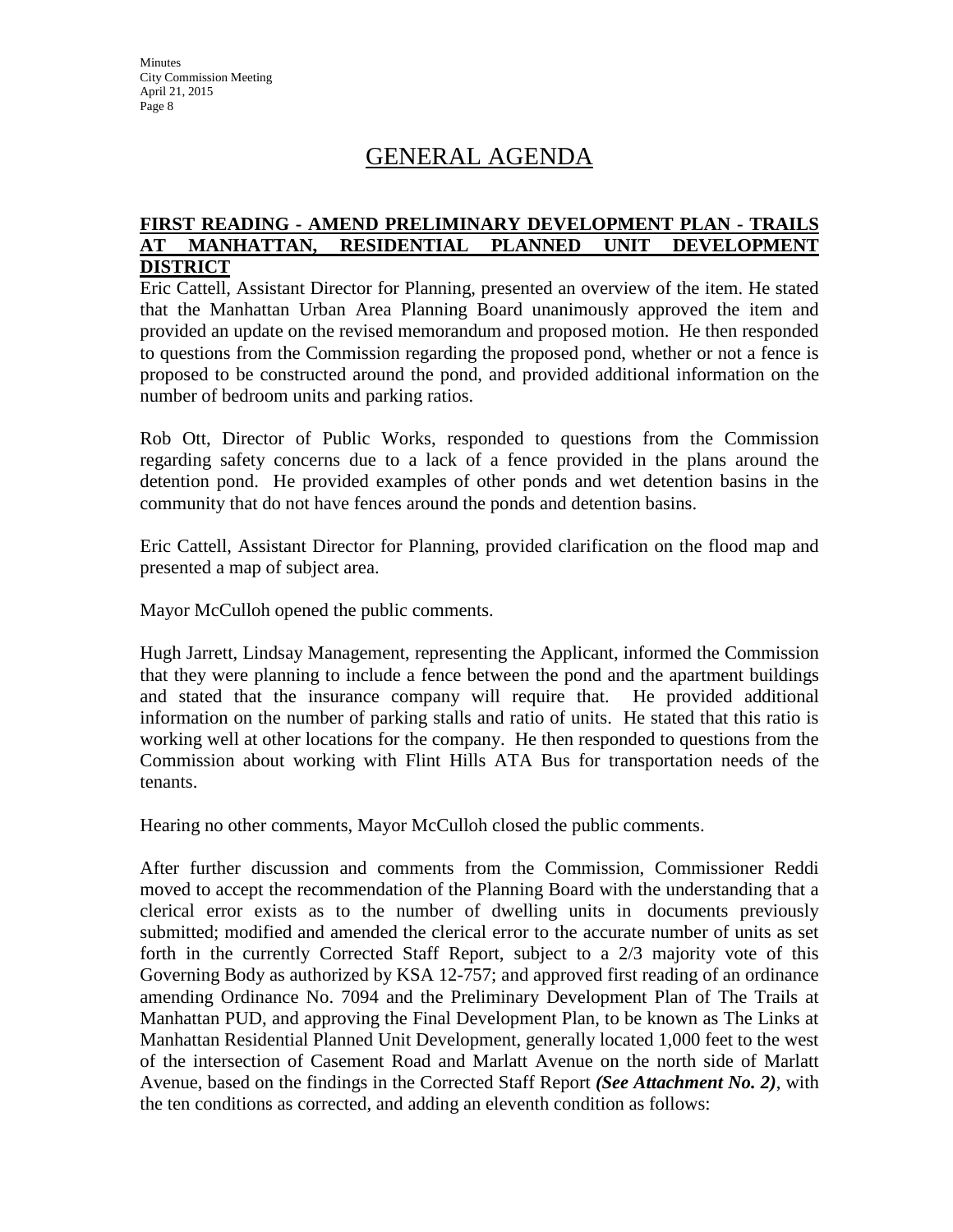# GENERAL AGENDA

**FIRST READING - AMEND PRELIMINARY DEVELOPMENT PLAN - TRAILS AT MANHATTAN, RESIDENTIAL PLANNED UNIT DEVELOPMENT DISTRICT**

Eric Cattell, Assistant Director for Planning, presented an overview of the item. He stated that the Manhattan Urban Area Planning Board unanimously approved the item and provided an update on the revised memorandum and proposed motion. He then responded to questions from the Commission regarding the proposed pond, whether or not a fence is proposed to be constructed around the pond, and provided additional information on the number of bedroom units and parking ratios.

Rob Ott, Director of Public Works, responded to questions from the Commission regarding safety concerns due to a lack of a fence provided in the plans around the detention pond. He provided examples of other ponds and wet detention basins in the community that do not have fences around the ponds and detention basins.

Eric Cattell, Assistant Director for Planning, provided clarification on the flood map and presented a map of subject area.

Mayor McCulloh opened the public comments.

Hugh Jarrett, Lindsay Management, representing the Applicant, informed the Commission that they were planning to include a fence between the pond and the apartment buildings and stated that the insurance company will require that. He provided additional information on the number of parking stalls and ratio of units. He stated that this ratio is working well at other locations for the company. He then responded to questions from the Commission about working with Flint Hills ATA Bus for transportation needs of the tenants.

Hearing no other comments, Mayor McCulloh closed the public comments.

After further discussion and comments from the Commission, Commissioner Reddi moved to accept the recommendation of the Planning Board with the understanding that a clerical error exists as to the number of dwelling units in documents previously submitted; modified and amended the clerical error to the accurate number of units as set forth in the currently Corrected Staff Report, subject to a 2/3 majority vote of this Governing Body as authorized by KSA 12-757; and approved first reading of an ordinance amending Ordinance No. 7094 and the Preliminary Development Plan of The Trails at Manhattan PUD, and approving the Final Development Plan, to be known as The Links at Manhattan Residential Planned Unit Development, generally located 1,000 feet to the west of the intersection of Casement Road and Marlatt Avenue on the north side of Marlatt Avenue, based on the findings in the Corrected Staff Report ***(See Attachment No. 2)***, with the ten conditions as corrected, and adding an eleventh condition as follows: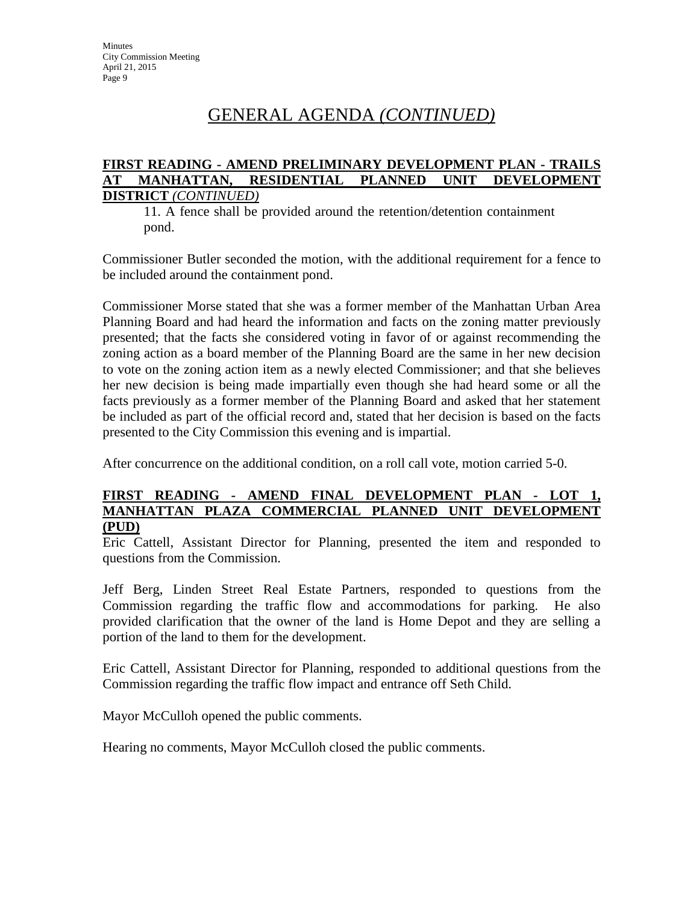## GENERAL AGENDA *(CONTINUED)*

**FIRST READING - AMEND PRELIMINARY DEVELOPMENT PLAN - TRAILS AT MANHATTAN, RESIDENTIAL PLANNED UNIT DEVELOPMENT DISTRICT** *(CONTINUED)*

11. A fence shall be provided around the retention/detention containment pond.

Commissioner Butler seconded the motion, with the additional requirement for a fence to be included around the containment pond.

Commissioner Morse stated that she was a former member of the Manhattan Urban Area Planning Board and had heard the information and facts on the zoning matter previously presented; that the facts she considered voting in favor of or against recommending the zoning action as a board member of the Planning Board are the same in her new decision to vote on the zoning action item as a newly elected Commissioner; and that she believes her new decision is being made impartially even though she had heard some or all the facts previously as a former member of the Planning Board and asked that her statement be included as part of the official record and, stated that her decision is based on the facts presented to the City Commission this evening and is impartial.

After concurrence on the additional condition, on a roll call vote, motion carried 5-0.

**FIRST READING - AMEND FINAL DEVELOPMENT PLAN - LOT 1, MANHATTAN PLAZA COMMERCIAL PLANNED UNIT DEVELOPMENT (PUD)**

Eric Cattell, Assistant Director for Planning, presented the item and responded to questions from the Commission.

Jeff Berg, Linden Street Real Estate Partners, responded to questions from the Commission regarding the traffic flow and accommodations for parking. He also provided clarification that the owner of the land is Home Depot and they are selling a portion of the land to them for the development.

Eric Cattell, Assistant Director for Planning, responded to additional questions from the Commission regarding the traffic flow impact and entrance off Seth Child.

Mayor McCulloh opened the public comments.

Hearing no comments, Mayor McCulloh closed the public comments.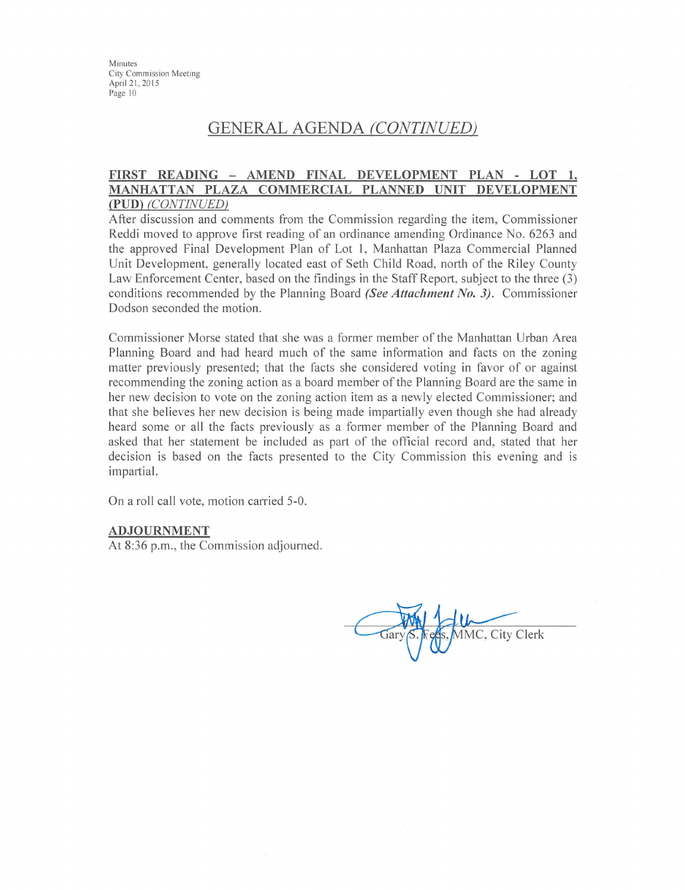## GENERAL AGENDA *(CONTINUED)*

**FIRST READING – AMEND FINAL DEVELOPMENT PLAN - LOT 1, MANHATTAN PLAZA COMMERCIAL PLANNED UNIT DEVELOPMENT (PUD)** *(CONTINUED)*

After discussion and comments from the Commission regarding the item, Commissioner Reddi moved to approve first reading of an ordinance amending Ordinance No. 6263 and the approved Final Development Plan of Lot 1, Manhattan Plaza Commercial Planned Unit Development, generally located east of Seth Child Road, north of the Riley County Law Enforcement Center, based on the findings in the Staff Report, subject to the three (3) conditions recommended by the Planning Board ***(See Attachment No. 3)***. Commissioner Dodson seconded the motion.

Commissioner Morse stated that she was a former member of the Manhattan Urban Area Planning Board and had heard much of the same information and facts on the zoning matter previously presented; that the facts she considered voting in favor of or against recommending the zoning action as a board member of the Planning Board are the same in her new decision to vote on the zoning action item as a newly elected Commissioner; and that she believes her new decision is being made impartially even though she had already heard some or all the facts previously as a former member of the Planning Board and asked that her statement be included as part of the official record and, stated that her decision is based on the facts presented to the City Commission this evening and is impartial.

On a roll call vote, motion carried 5-0.

**ADJOURNMENT**

At 8:36 p.m., the Commission adjourned.

Gary S. Fees, MMC, City Clerk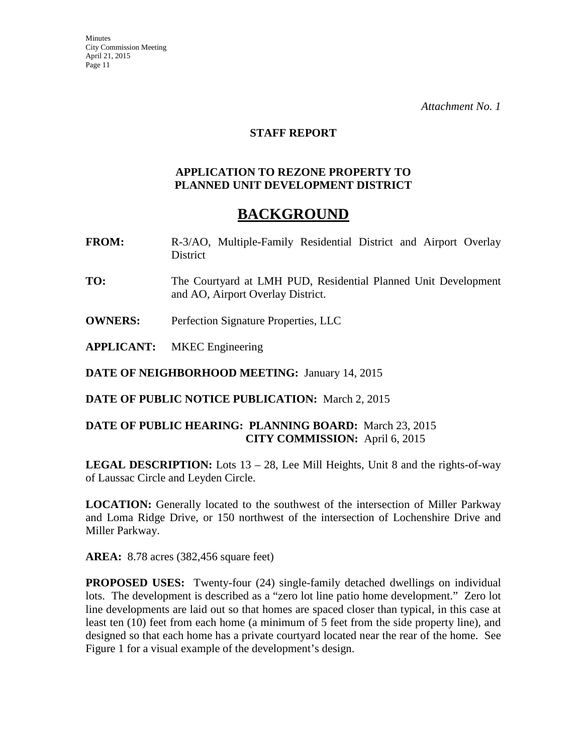*Attachment No. 1*

**STAFF REPORT**

**APPLICATION TO REZONE PROPERTY TO PLANNED UNIT DEVELOPMENT DISTRICT**

# BACKGROUND

**FROM:** R-3/AO, Multiple-Family Residential District and Airport Overlay District

**TO:** The Courtyard at LMH PUD, Residential Planned Unit Development and AO, Airport Overlay District.

**OWNERS:** Perfection Signature Properties, LLC

**APPLICANT:** MKEC Engineering

**DATE OF NEIGHBORHOOD MEETING:** January 14, 2015

**DATE OF PUBLIC NOTICE PUBLICATION:** March 2, 2015

**DATE OF PUBLIC HEARING: PLANNING BOARD:** March 23, 2015
**CITY COMMISSION:** April 6, 2015

**LEGAL DESCRIPTION:** Lots 13 – 28, Lee Mill Heights, Unit 8 and the rights-of-way of Laussac Circle and Leyden Circle.

**LOCATION:** Generally located to the southwest of the intersection of Miller Parkway and Loma Ridge Drive, or 150 northwest of the intersection of Lochenshire Drive and Miller Parkway.

**AREA:** 8.78 acres (382,456 square feet)

**PROPOSED USES:** Twenty-four (24) single-family detached dwellings on individual lots. The development is described as a "zero lot line patio home development." Zero lot line developments are laid out so that homes are spaced closer than typical, in this case at least ten (10) feet from each home (a minimum of 5 feet from the side property line), and designed so that each home has a private courtyard located near the rear of the home. See Figure 1 for a visual example of the development's design.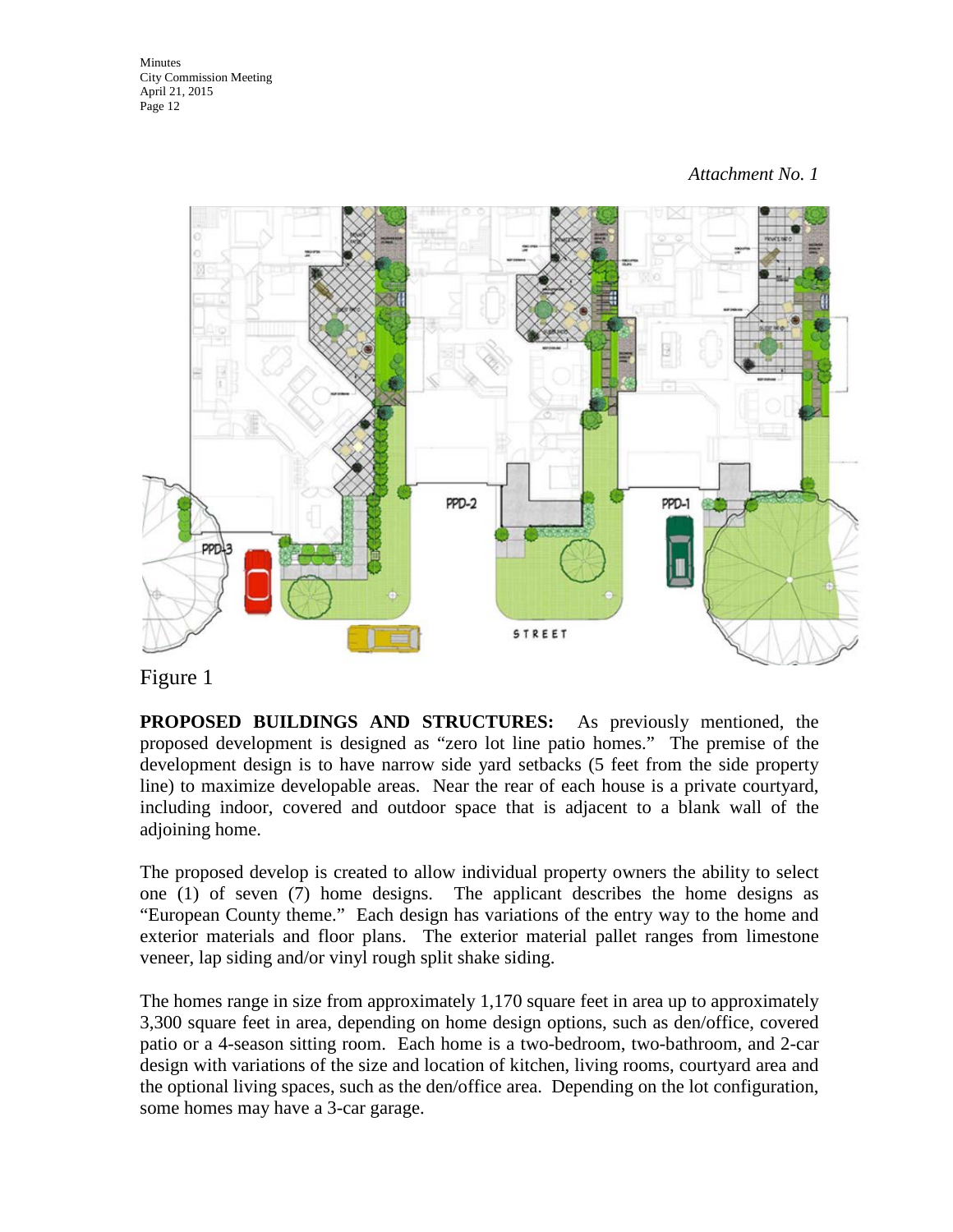*Attachment No. 1*

Figure 1

**PROPOSED BUILDINGS AND STRUCTURES:** As previously mentioned, the proposed development is designed as "zero lot line patio homes." The premise of the development design is to have narrow side yard setbacks (5 feet from the side property line) to maximize developable areas. Near the rear of each house is a private courtyard, including indoor, covered and outdoor space that is adjacent to a blank wall of the adjoining home.

The proposed develop is created to allow individual property owners the ability to select one (1) of seven (7) home designs. The applicant describes the home designs as "European County theme." Each design has variations of the entry way to the home and exterior materials and floor plans. The exterior material pallet ranges from limestone veneer, lap siding and/or vinyl rough split shake siding.

The homes range in size from approximately 1,170 square feet in area up to approximately 3,300 square feet in area, depending on home design options, such as den/office, covered patio or a 4-season sitting room. Each home is a two-bedroom, two-bathroom, and 2-car design with variations of the size and location of kitchen, living rooms, courtyard area and the optional living spaces, such as the den/office area. Depending on the lot configuration, some homes may have a 3-car garage.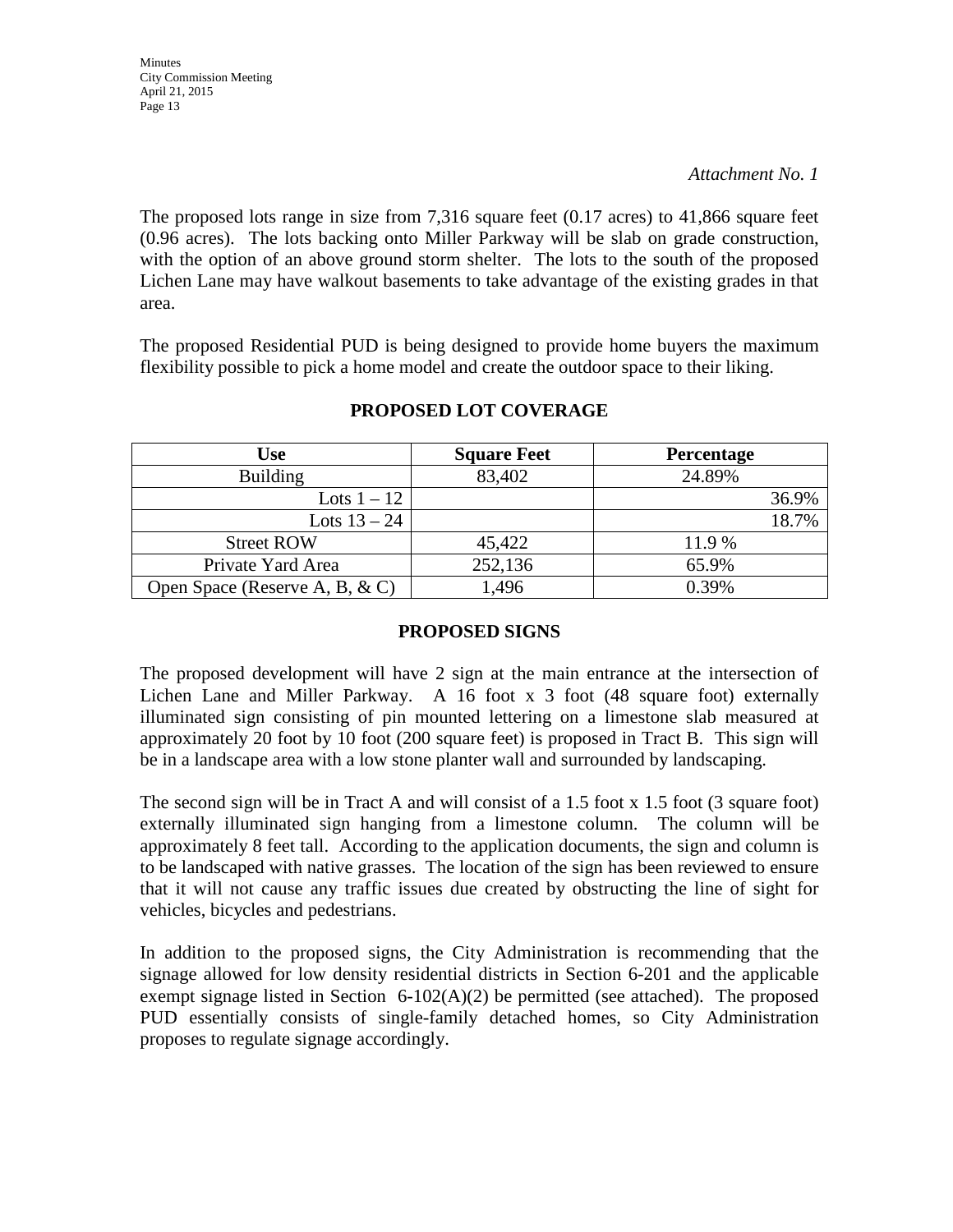*Attachment No. 1*

The proposed lots range in size from 7,316 square feet (0.17 acres) to 41,866 square feet (0.96 acres). The lots backing onto Miller Parkway will be slab on grade construction, with the option of an above ground storm shelter. The lots to the south of the proposed Lichen Lane may have walkout basements to take advantage of the existing grades in that area.

The proposed Residential PUD is being designed to provide home buyers the maximum flexibility possible to pick a home model and create the outdoor space to their liking.

**PROPOSED LOT COVERAGE**

| Use | Square Feet | Percentage |
|---|---|---|
| Building | 83,402 | 24.89% |
| Lots 1 – 12 | | 36.9% |
| Lots 13 – 24 | | 18.7% |
| Street ROW | 45,422 | 11.9 % |
| Private Yard Area | 252,136 | 65.9% |
| Open Space (Reserve A, B, & C) | 1,496 | 0.39% |

**PROPOSED SIGNS**

The proposed development will have 2 sign at the main entrance at the intersection of Lichen Lane and Miller Parkway. A 16 foot x 3 foot (48 square foot) externally illuminated sign consisting of pin mounted lettering on a limestone slab measured at approximately 20 foot by 10 foot (200 square feet) is proposed in Tract B. This sign will be in a landscape area with a low stone planter wall and surrounded by landscaping.

The second sign will be in Tract A and will consist of a 1.5 foot x 1.5 foot (3 square foot) externally illuminated sign hanging from a limestone column. The column will be approximately 8 feet tall. According to the application documents, the sign and column is to be landscaped with native grasses. The location of the sign has been reviewed to ensure that it will not cause any traffic issues due created by obstructing the line of sight for vehicles, bicycles and pedestrians.

In addition to the proposed signs, the City Administration is recommending that the signage allowed for low density residential districts in Section 6-201 and the applicable exempt signage listed in Section 6-102(A)(2) be permitted (see attached). The proposed PUD essentially consists of single-family detached homes, so City Administration proposes to regulate signage accordingly.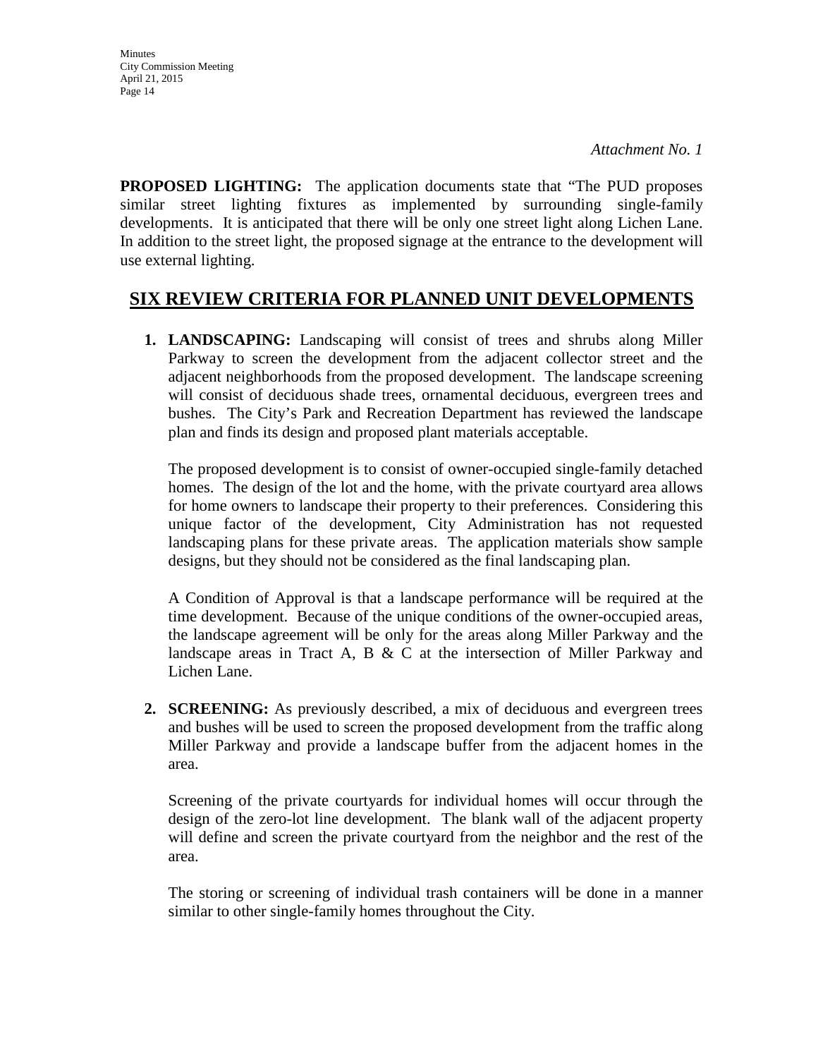*Attachment No. 1*

**PROPOSED LIGHTING:** The application documents state that "The PUD proposes similar street lighting fixtures as implemented by surrounding single-family developments. It is anticipated that there will be only one street light along Lichen Lane. In addition to the street light, the proposed signage at the entrance to the development will use external lighting.

## SIX REVIEW CRITERIA FOR PLANNED UNIT DEVELOPMENTS

1. **LANDSCAPING:** Landscaping will consist of trees and shrubs along Miller Parkway to screen the development from the adjacent collector street and the adjacent neighborhoods from the proposed development. The landscape screening will consist of deciduous shade trees, ornamental deciduous, evergreen trees and bushes. The City's Park and Recreation Department has reviewed the landscape plan and finds its design and proposed plant materials acceptable.

   The proposed development is to consist of owner-occupied single-family detached homes. The design of the lot and the home, with the private courtyard area allows for home owners to landscape their property to their preferences. Considering this unique factor of the development, City Administration has not requested landscaping plans for these private areas. The application materials show sample designs, but they should not be considered as the final landscaping plan.

   A Condition of Approval is that a landscape performance will be required at the time development. Because of the unique conditions of the owner-occupied areas, the landscape agreement will be only for the areas along Miller Parkway and the landscape areas in Tract A, B & C at the intersection of Miller Parkway and Lichen Lane.

2. **SCREENING:** As previously described, a mix of deciduous and evergreen trees and bushes will be used to screen the proposed development from the traffic along Miller Parkway and provide a landscape buffer from the adjacent homes in the area.

   Screening of the private courtyards for individual homes will occur through the design of the zero-lot line development. The blank wall of the adjacent property will define and screen the private courtyard from the neighbor and the rest of the area.

   The storing or screening of individual trash containers will be done in a manner similar to other single-family homes throughout the City.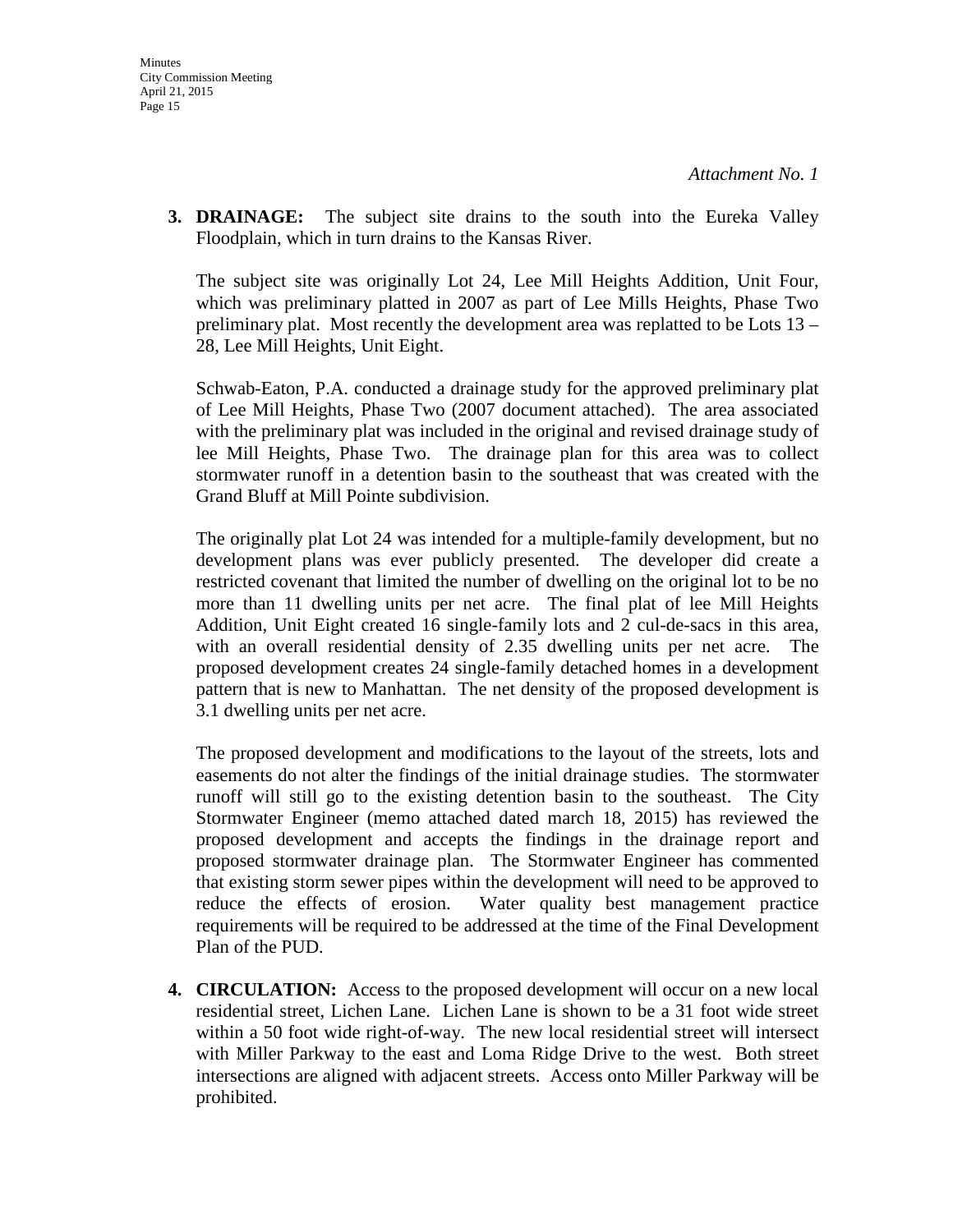*Attachment No. 1*

3. **DRAINAGE:** The subject site drains to the south into the Eureka Valley Floodplain, which in turn drains to the Kansas River.

   The subject site was originally Lot 24, Lee Mill Heights Addition, Unit Four, which was preliminary platted in 2007 as part of Lee Mills Heights, Phase Two preliminary plat. Most recently the development area was replatted to be Lots 13 – 28, Lee Mill Heights, Unit Eight.

   Schwab-Eaton, P.A. conducted a drainage study for the approved preliminary plat of Lee Mill Heights, Phase Two (2007 document attached). The area associated with the preliminary plat was included in the original and revised drainage study of lee Mill Heights, Phase Two. The drainage plan for this area was to collect stormwater runoff in a detention basin to the southeast that was created with the Grand Bluff at Mill Pointe subdivision.

   The originally plat Lot 24 was intended for a multiple-family development, but no development plans was ever publicly presented. The developer did create a restricted covenant that limited the number of dwelling on the original lot to be no more than 11 dwelling units per net acre. The final plat of lee Mill Heights Addition, Unit Eight created 16 single-family lots and 2 cul-de-sacs in this area, with an overall residential density of 2.35 dwelling units per net acre. The proposed development creates 24 single-family detached homes in a development pattern that is new to Manhattan. The net density of the proposed development is 3.1 dwelling units per net acre.

   The proposed development and modifications to the layout of the streets, lots and easements do not alter the findings of the initial drainage studies. The stormwater runoff will still go to the existing detention basin to the southeast. The City Stormwater Engineer (memo attached dated march 18, 2015) has reviewed the proposed development and accepts the findings in the drainage report and proposed stormwater drainage plan. The Stormwater Engineer has commented that existing storm sewer pipes within the development will need to be approved to reduce the effects of erosion. Water quality best management practice requirements will be required to be addressed at the time of the Final Development Plan of the PUD.

4. **CIRCULATION:** Access to the proposed development will occur on a new local residential street, Lichen Lane. Lichen Lane is shown to be a 31 foot wide street within a 50 foot wide right-of-way. The new local residential street will intersect with Miller Parkway to the east and Loma Ridge Drive to the west. Both street intersections are aligned with adjacent streets. Access onto Miller Parkway will be prohibited.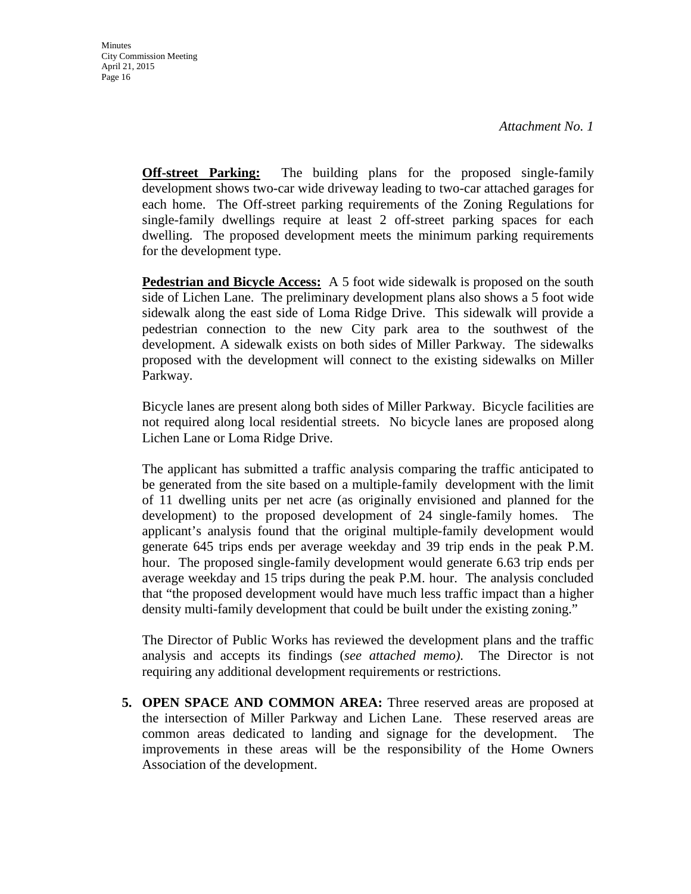*Attachment No. 1*

**Off-street Parking:** The building plans for the proposed single-family development shows two-car wide driveway leading to two-car attached garages for each home. The Off-street parking requirements of the Zoning Regulations for single-family dwellings require at least 2 off-street parking spaces for each dwelling. The proposed development meets the minimum parking requirements for the development type.

**Pedestrian and Bicycle Access:** A 5 foot wide sidewalk is proposed on the south side of Lichen Lane. The preliminary development plans also shows a 5 foot wide sidewalk along the east side of Loma Ridge Drive. This sidewalk will provide a pedestrian connection to the new City park area to the southwest of the development. A sidewalk exists on both sides of Miller Parkway. The sidewalks proposed with the development will connect to the existing sidewalks on Miller Parkway.

Bicycle lanes are present along both sides of Miller Parkway. Bicycle facilities are not required along local residential streets. No bicycle lanes are proposed along Lichen Lane or Loma Ridge Drive.

The applicant has submitted a traffic analysis comparing the traffic anticipated to be generated from the site based on a multiple-family development with the limit of 11 dwelling units per net acre (as originally envisioned and planned for the development) to the proposed development of 24 single-family homes. The applicant's analysis found that the original multiple-family development would generate 645 trips ends per average weekday and 39 trip ends in the peak P.M. hour. The proposed single-family development would generate 6.63 trip ends per average weekday and 15 trips during the peak P.M. hour. The analysis concluded that "the proposed development would have much less traffic impact than a higher density multi-family development that could be built under the existing zoning."

The Director of Public Works has reviewed the development plans and the traffic analysis and accepts its findings (*see attached memo).* The Director is not requiring any additional development requirements or restrictions.

5. **OPEN SPACE AND COMMON AREA:** Three reserved areas are proposed at the intersection of Miller Parkway and Lichen Lane. These reserved areas are common areas dedicated to landing and signage for the development. The improvements in these areas will be the responsibility of the Home Owners Association of the development.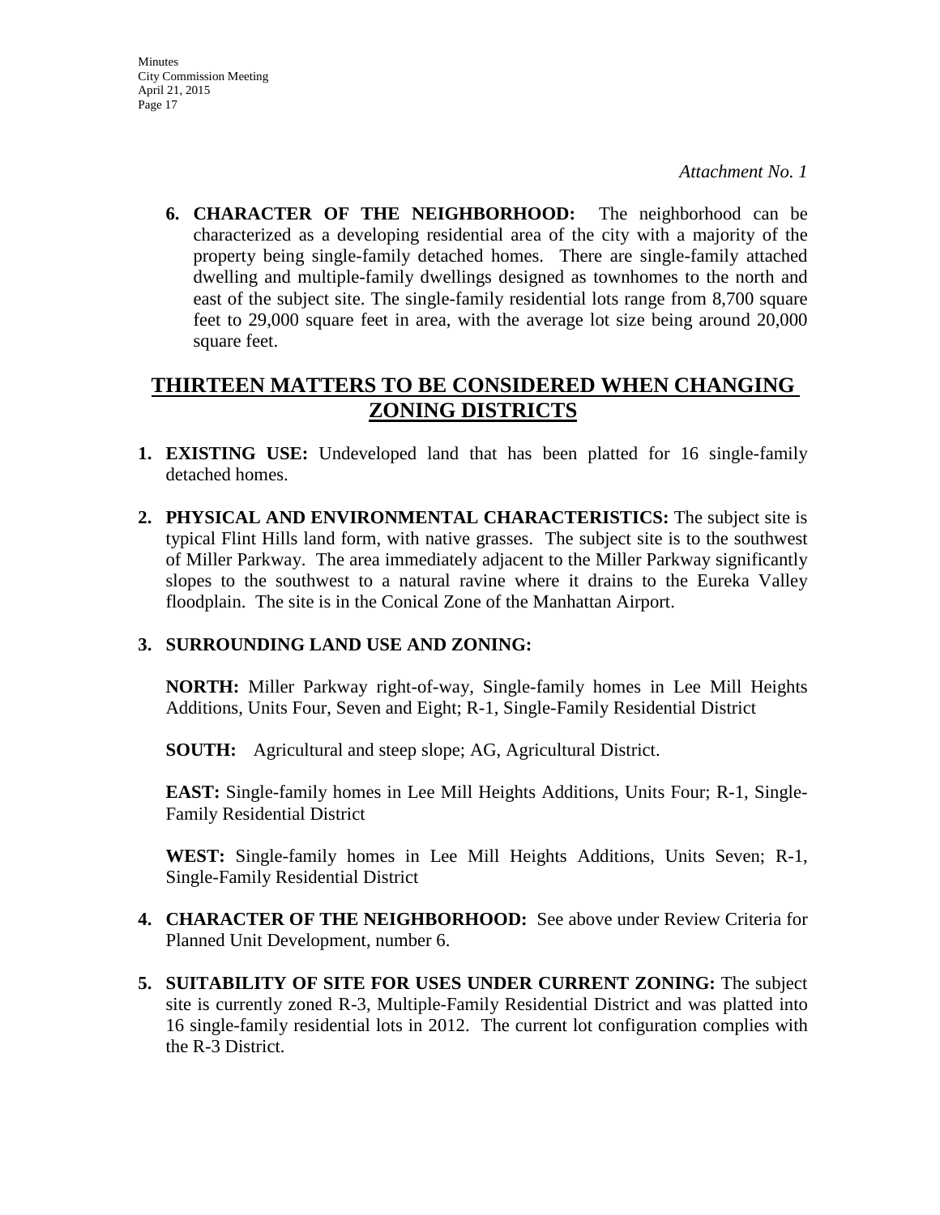*Attachment No. 1*

6. **CHARACTER OF THE NEIGHBORHOOD:** The neighborhood can be characterized as a developing residential area of the city with a majority of the property being single-family detached homes. There are single-family attached dwelling and multiple-family dwellings designed as townhomes to the north and east of the subject site. The single-family residential lots range from 8,700 square feet to 29,000 square feet in area, with the average lot size being around 20,000 square feet.

## THIRTEEN MATTERS TO BE CONSIDERED WHEN CHANGING ZONING DISTRICTS

1. **EXISTING USE:** Undeveloped land that has been platted for 16 single-family detached homes.

2. **PHYSICAL AND ENVIRONMENTAL CHARACTERISTICS:** The subject site is typical Flint Hills land form, with native grasses. The subject site is to the southwest of Miller Parkway. The area immediately adjacent to the Miller Parkway significantly slopes to the southwest to a natural ravine where it drains to the Eureka Valley floodplain. The site is in the Conical Zone of the Manhattan Airport.

3. **SURROUNDING LAND USE AND ZONING:**

   **NORTH:** Miller Parkway right-of-way, Single-family homes in Lee Mill Heights Additions, Units Four, Seven and Eight; R-1, Single-Family Residential District

   **SOUTH:** Agricultural and steep slope; AG, Agricultural District.

   **EAST:** Single-family homes in Lee Mill Heights Additions, Units Four; R-1, Single-Family Residential District

   **WEST:** Single-family homes in Lee Mill Heights Additions, Units Seven; R-1, Single-Family Residential District

4. **CHARACTER OF THE NEIGHBORHOOD:** See above under Review Criteria for Planned Unit Development, number 6.

5. **SUITABILITY OF SITE FOR USES UNDER CURRENT ZONING:** The subject site is currently zoned R-3, Multiple-Family Residential District and was platted into 16 single-family residential lots in 2012. The current lot configuration complies with the R-3 District.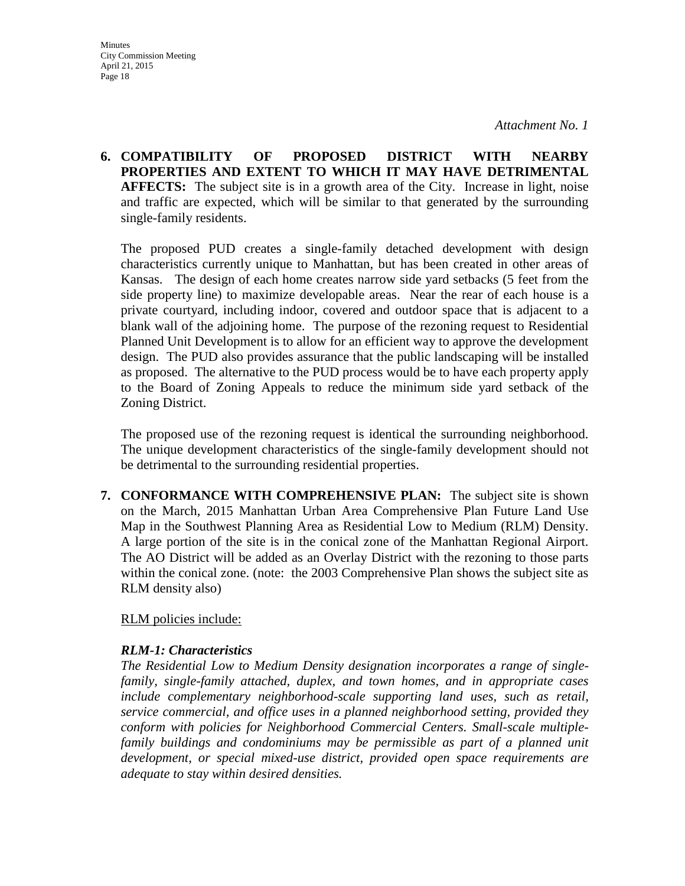*Attachment No. 1*

**6. COMPATIBILITY OF PROPOSED DISTRICT WITH NEARBY PROPERTIES AND EXTENT TO WHICH IT MAY HAVE DETRIMENTAL AFFECTS:** The subject site is in a growth area of the City. Increase in light, noise and traffic are expected, which will be similar to that generated by the surrounding single-family residents.

The proposed PUD creates a single-family detached development with design characteristics currently unique to Manhattan, but has been created in other areas of Kansas. The design of each home creates narrow side yard setbacks (5 feet from the side property line) to maximize developable areas. Near the rear of each house is a private courtyard, including indoor, covered and outdoor space that is adjacent to a blank wall of the adjoining home. The purpose of the rezoning request to Residential Planned Unit Development is to allow for an efficient way to approve the development design. The PUD also provides assurance that the public landscaping will be installed as proposed. The alternative to the PUD process would be to have each property apply to the Board of Zoning Appeals to reduce the minimum side yard setback of the Zoning District.

The proposed use of the rezoning request is identical the surrounding neighborhood. The unique development characteristics of the single-family development should not be detrimental to the surrounding residential properties.

**7. CONFORMANCE WITH COMPREHENSIVE PLAN:** The subject site is shown on the March, 2015 Manhattan Urban Area Comprehensive Plan Future Land Use Map in the Southwest Planning Area as Residential Low to Medium (RLM) Density. A large portion of the site is in the conical zone of the Manhattan Regional Airport. The AO District will be added as an Overlay District with the rezoning to those parts within the conical zone. (note: the 2003 Comprehensive Plan shows the subject site as RLM density also)

<u>RLM policies include:</u>

***RLM-1: Characteristics***

*The Residential Low to Medium Density designation incorporates a range of single-family, single-family attached, duplex, and town homes, and in appropriate cases include complementary neighborhood-scale supporting land uses, such as retail, service commercial, and office uses in a planned neighborhood setting, provided they conform with policies for Neighborhood Commercial Centers. Small-scale multiple-family buildings and condominiums may be permissible as part of a planned unit development, or special mixed-use district, provided open space requirements are adequate to stay within desired densities.*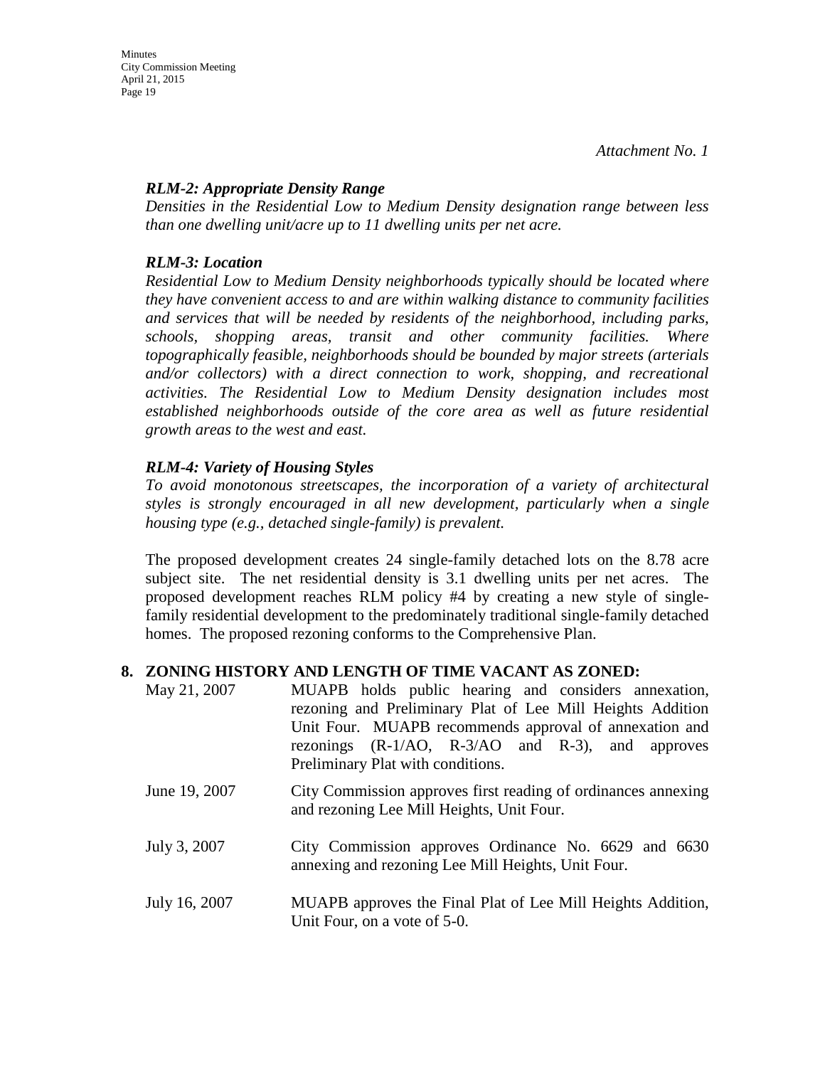*Attachment No. 1*

***RLM-2: Appropriate Density Range***
*Densities in the Residential Low to Medium Density designation range between less than one dwelling unit/acre up to 11 dwelling units per net acre.*

***RLM-3: Location***
*Residential Low to Medium Density neighborhoods typically should be located where they have convenient access to and are within walking distance to community facilities and services that will be needed by residents of the neighborhood, including parks, schools, shopping areas, transit and other community facilities. Where topographically feasible, neighborhoods should be bounded by major streets (arterials and/or collectors) with a direct connection to work, shopping, and recreational activities. The Residential Low to Medium Density designation includes most established neighborhoods outside of the core area as well as future residential growth areas to the west and east.*

***RLM-4: Variety of Housing Styles***
*To avoid monotonous streetscapes, the incorporation of a variety of architectural styles is strongly encouraged in all new development, particularly when a single housing type (e.g., detached single-family) is prevalent.*

The proposed development creates 24 single-family detached lots on the 8.78 acre subject site. The net residential density is 3.1 dwelling units per net acres. The proposed development reaches RLM policy #4 by creating a new style of single-family residential development to the predominately traditional single-family detached homes. The proposed rezoning conforms to the Comprehensive Plan.

**8. ZONING HISTORY AND LENGTH OF TIME VACANT AS ZONED:**

| | |
|---|---|
| May 21, 2007 | MUAPB holds public hearing and considers annexation, rezoning and Preliminary Plat of Lee Mill Heights Addition Unit Four. MUAPB recommends approval of annexation and rezonings (R-1/AO, R-3/AO and R-3), and approves Preliminary Plat with conditions. |
| June 19, 2007 | City Commission approves first reading of ordinances annexing and rezoning Lee Mill Heights, Unit Four. |
| July 3, 2007 | City Commission approves Ordinance No. 6629 and 6630 annexing and rezoning Lee Mill Heights, Unit Four. |
| July 16, 2007 | MUAPB approves the Final Plat of Lee Mill Heights Addition, Unit Four, on a vote of 5-0. |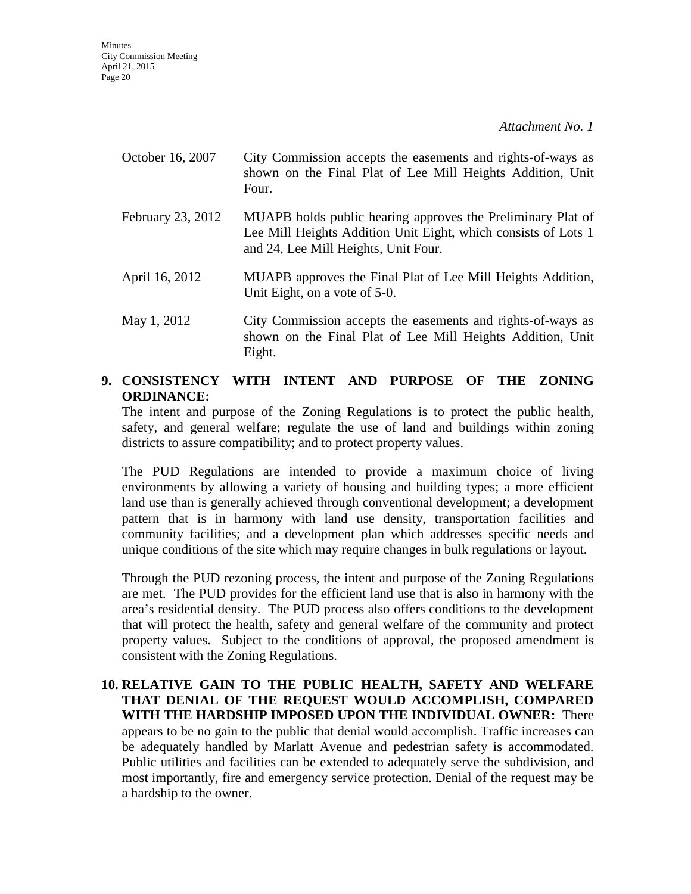*Attachment No. 1*

| | |
|---|---|
| October 16, 2007 | City Commission accepts the easements and rights-of-ways as shown on the Final Plat of Lee Mill Heights Addition, Unit Four. |
| February 23, 2012 | MUAPB holds public hearing approves the Preliminary Plat of Lee Mill Heights Addition Unit Eight, which consists of Lots 1 and 24, Lee Mill Heights, Unit Four. |
| April 16, 2012 | MUAPB approves the Final Plat of Lee Mill Heights Addition, Unit Eight, on a vote of 5-0. |
| May 1, 2012 | City Commission accepts the easements and rights-of-ways as shown on the Final Plat of Lee Mill Heights Addition, Unit Eight. |

**9. CONSISTENCY WITH INTENT AND PURPOSE OF THE ZONING ORDINANCE:**

The intent and purpose of the Zoning Regulations is to protect the public health, safety, and general welfare; regulate the use of land and buildings within zoning districts to assure compatibility; and to protect property values.

The PUD Regulations are intended to provide a maximum choice of living environments by allowing a variety of housing and building types; a more efficient land use than is generally achieved through conventional development; a development pattern that is in harmony with land use density, transportation facilities and community facilities; and a development plan which addresses specific needs and unique conditions of the site which may require changes in bulk regulations or layout.

Through the PUD rezoning process, the intent and purpose of the Zoning Regulations are met. The PUD provides for the efficient land use that is also in harmony with the area's residential density. The PUD process also offers conditions to the development that will protect the health, safety and general welfare of the community and protect property values. Subject to the conditions of approval, the proposed amendment is consistent with the Zoning Regulations.

**10. RELATIVE GAIN TO THE PUBLIC HEALTH, SAFETY AND WELFARE THAT DENIAL OF THE REQUEST WOULD ACCOMPLISH, COMPARED WITH THE HARDSHIP IMPOSED UPON THE INDIVIDUAL OWNER:** There appears to be no gain to the public that denial would accomplish. Traffic increases can be adequately handled by Marlatt Avenue and pedestrian safety is accommodated. Public utilities and facilities can be extended to adequately serve the subdivision, and most importantly, fire and emergency service protection. Denial of the request may be a hardship to the owner.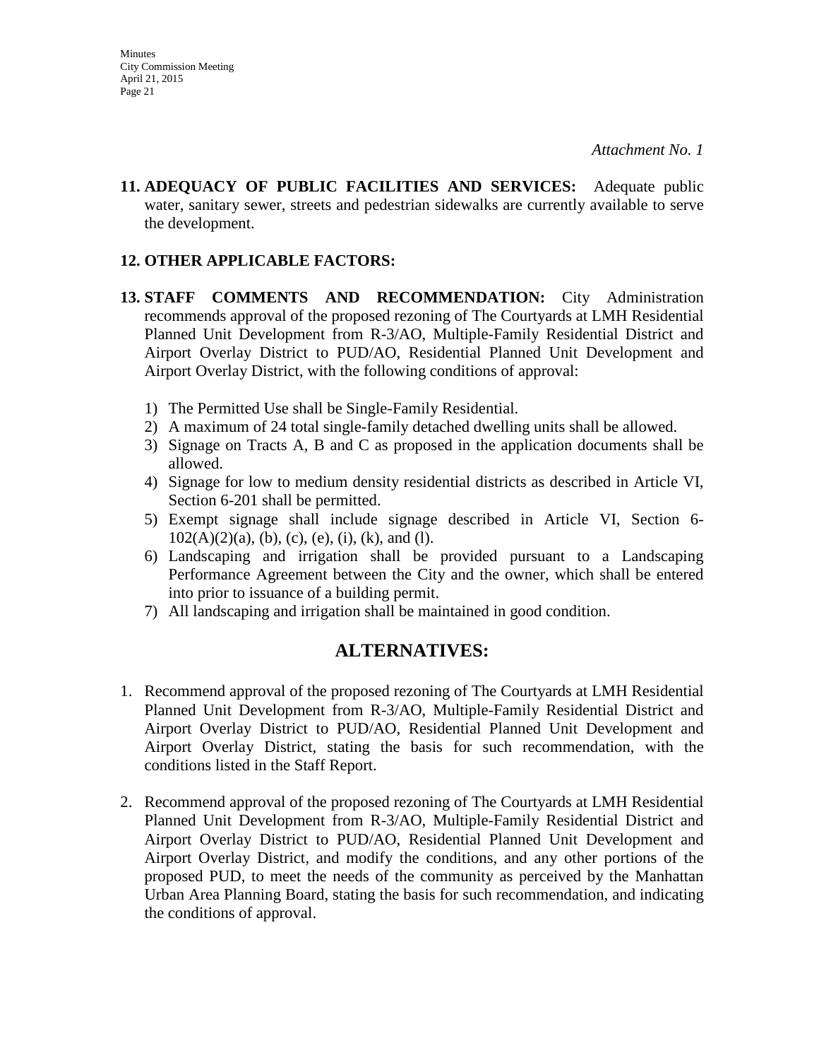*Attachment No. 1*

**11. ADEQUACY OF PUBLIC FACILITIES AND SERVICES:** Adequate public water, sanitary sewer, streets and pedestrian sidewalks are currently available to serve the development.

**12. OTHER APPLICABLE FACTORS:**

**13. STAFF COMMENTS AND RECOMMENDATION:** City Administration recommends approval of the proposed rezoning of The Courtyards at LMH Residential Planned Unit Development from R-3/AO, Multiple-Family Residential District and Airport Overlay District to PUD/AO, Residential Planned Unit Development and Airport Overlay District, with the following conditions of approval:

1) The Permitted Use shall be Single-Family Residential.
2) A maximum of 24 total single-family detached dwelling units shall be allowed.
3) Signage on Tracts A, B and C as proposed in the application documents shall be allowed.
4) Signage for low to medium density residential districts as described in Article VI, Section 6-201 shall be permitted.
5) Exempt signage shall include signage described in Article VI, Section 6-102(A)(2)(a), (b), (c), (e), (i), (k), and (l).
6) Landscaping and irrigation shall be provided pursuant to a Landscaping Performance Agreement between the City and the owner, which shall be entered into prior to issuance of a building permit.
7) All landscaping and irrigation shall be maintained in good condition.

## ALTERNATIVES:

1. Recommend approval of the proposed rezoning of The Courtyards at LMH Residential Planned Unit Development from R-3/AO, Multiple-Family Residential District and Airport Overlay District to PUD/AO, Residential Planned Unit Development and Airport Overlay District, stating the basis for such recommendation, with the conditions listed in the Staff Report.

2. Recommend approval of the proposed rezoning of The Courtyards at LMH Residential Planned Unit Development from R-3/AO, Multiple-Family Residential District and Airport Overlay District to PUD/AO, Residential Planned Unit Development and Airport Overlay District, and modify the conditions, and any other portions of the proposed PUD, to meet the needs of the community as perceived by the Manhattan Urban Area Planning Board, stating the basis for such recommendation, and indicating the conditions of approval.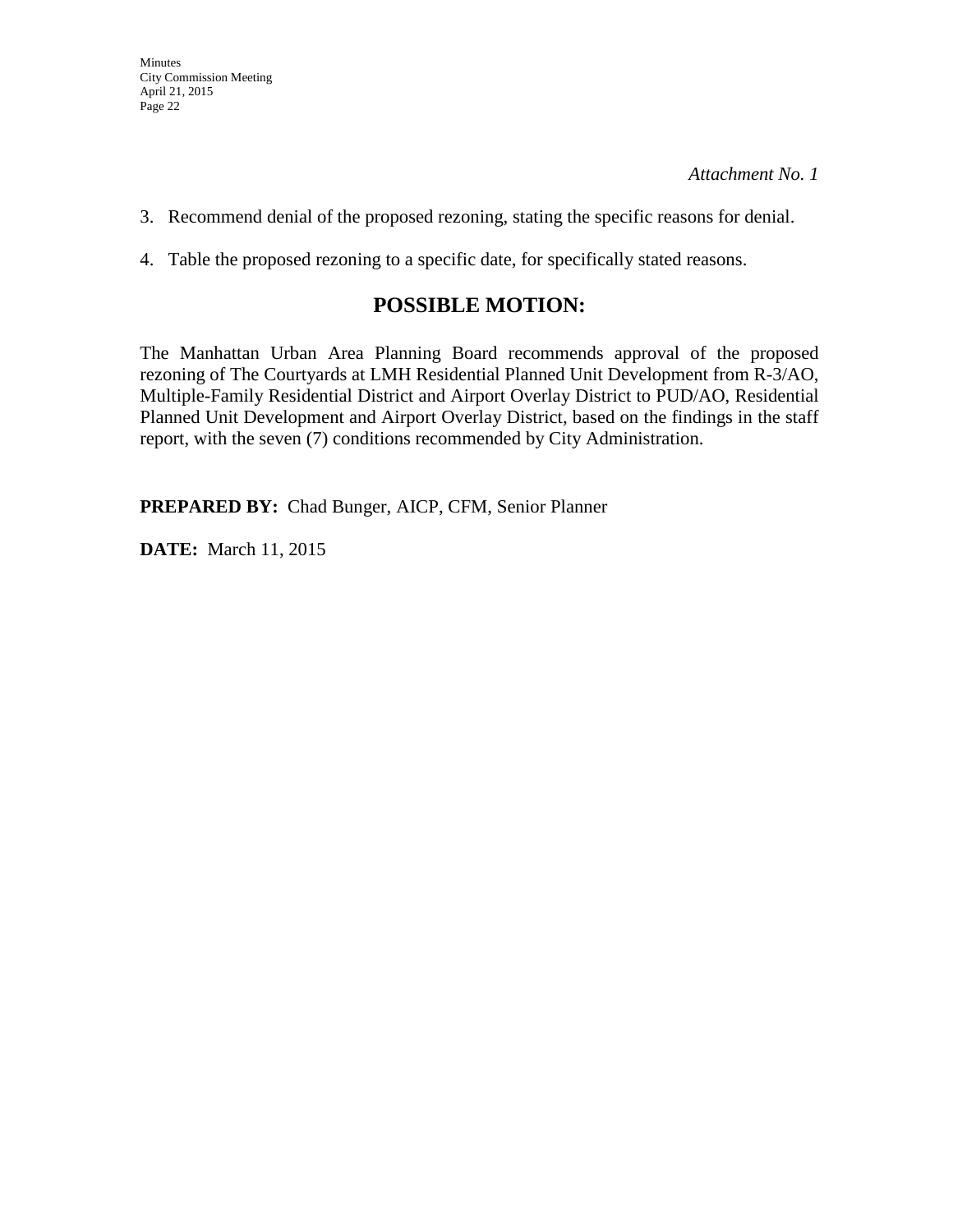*Attachment No. 1*

3. Recommend denial of the proposed rezoning, stating the specific reasons for denial.

4. Table the proposed rezoning to a specific date, for specifically stated reasons.

## POSSIBLE MOTION:

The Manhattan Urban Area Planning Board recommends approval of the proposed rezoning of The Courtyards at LMH Residential Planned Unit Development from R-3/AO, Multiple-Family Residential District and Airport Overlay District to PUD/AO, Residential Planned Unit Development and Airport Overlay District, based on the findings in the staff report, with the seven (7) conditions recommended by City Administration.

**PREPARED BY:** Chad Bunger, AICP, CFM, Senior Planner

**DATE:** March 11, 2015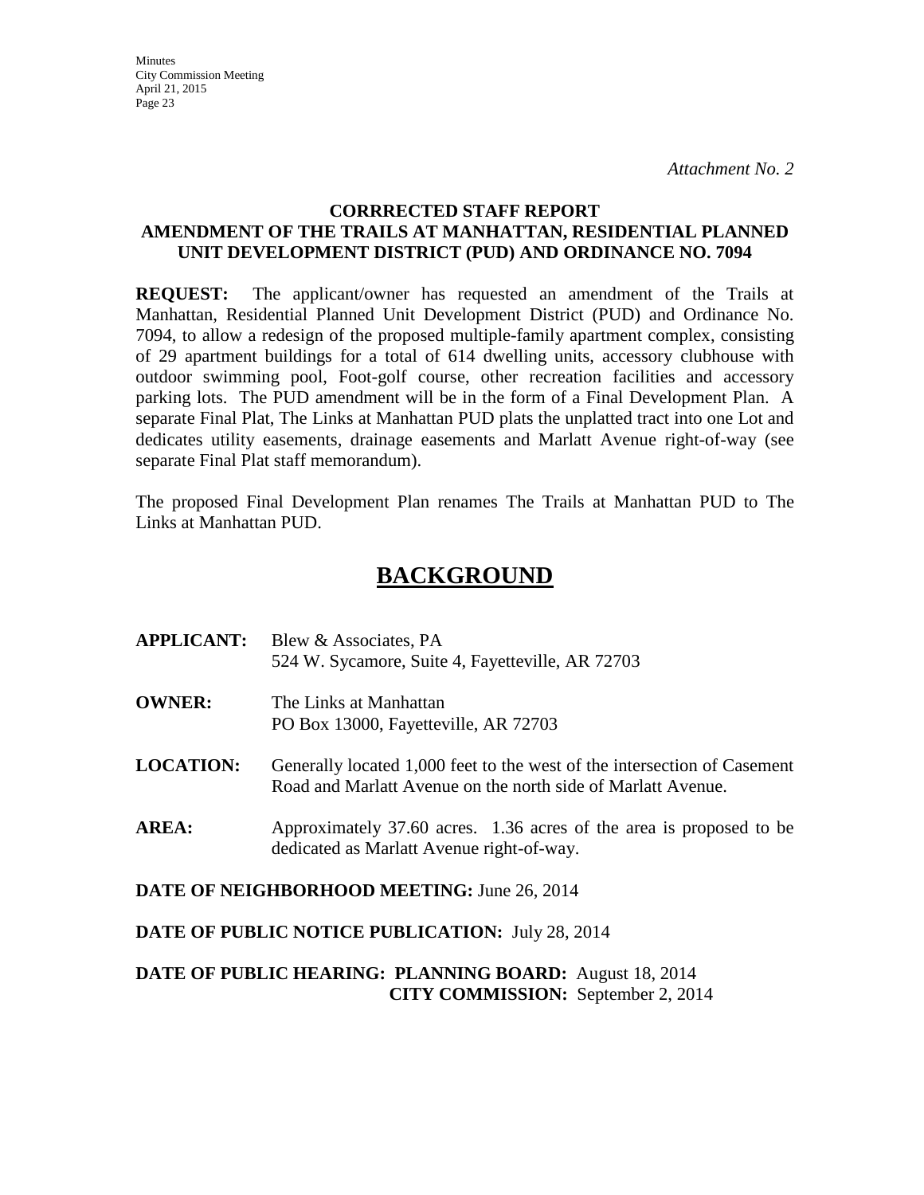*Attachment No. 2*

**CORRRECTED STAFF REPORT**
**AMENDMENT OF THE TRAILS AT MANHATTAN, RESIDENTIAL PLANNED UNIT DEVELOPMENT DISTRICT (PUD) AND ORDINANCE NO. 7094**

**REQUEST:** The applicant/owner has requested an amendment of the Trails at Manhattan, Residential Planned Unit Development District (PUD) and Ordinance No. 7094, to allow a redesign of the proposed multiple-family apartment complex, consisting of 29 apartment buildings for a total of 614 dwelling units, accessory clubhouse with outdoor swimming pool, Foot-golf course, other recreation facilities and accessory parking lots. The PUD amendment will be in the form of a Final Development Plan. A separate Final Plat, The Links at Manhattan PUD plats the unplatted tract into one Lot and dedicates utility easements, drainage easements and Marlatt Avenue right-of-way (see separate Final Plat staff memorandum).

The proposed Final Development Plan renames The Trails at Manhattan PUD to The Links at Manhattan PUD.

# BACKGROUND

**APPLICANT:** Blew & Associates, PA
524 W. Sycamore, Suite 4, Fayetteville, AR 72703

**OWNER:** The Links at Manhattan
PO Box 13000, Fayetteville, AR 72703

**LOCATION:** Generally located 1,000 feet to the west of the intersection of Casement Road and Marlatt Avenue on the north side of Marlatt Avenue.

**AREA:** Approximately 37.60 acres. 1.36 acres of the area is proposed to be dedicated as Marlatt Avenue right-of-way.

**DATE OF NEIGHBORHOOD MEETING:** June 26, 2014

**DATE OF PUBLIC NOTICE PUBLICATION:** July 28, 2014

**DATE OF PUBLIC HEARING: PLANNING BOARD:** August 18, 2014
**CITY COMMISSION:** September 2, 2014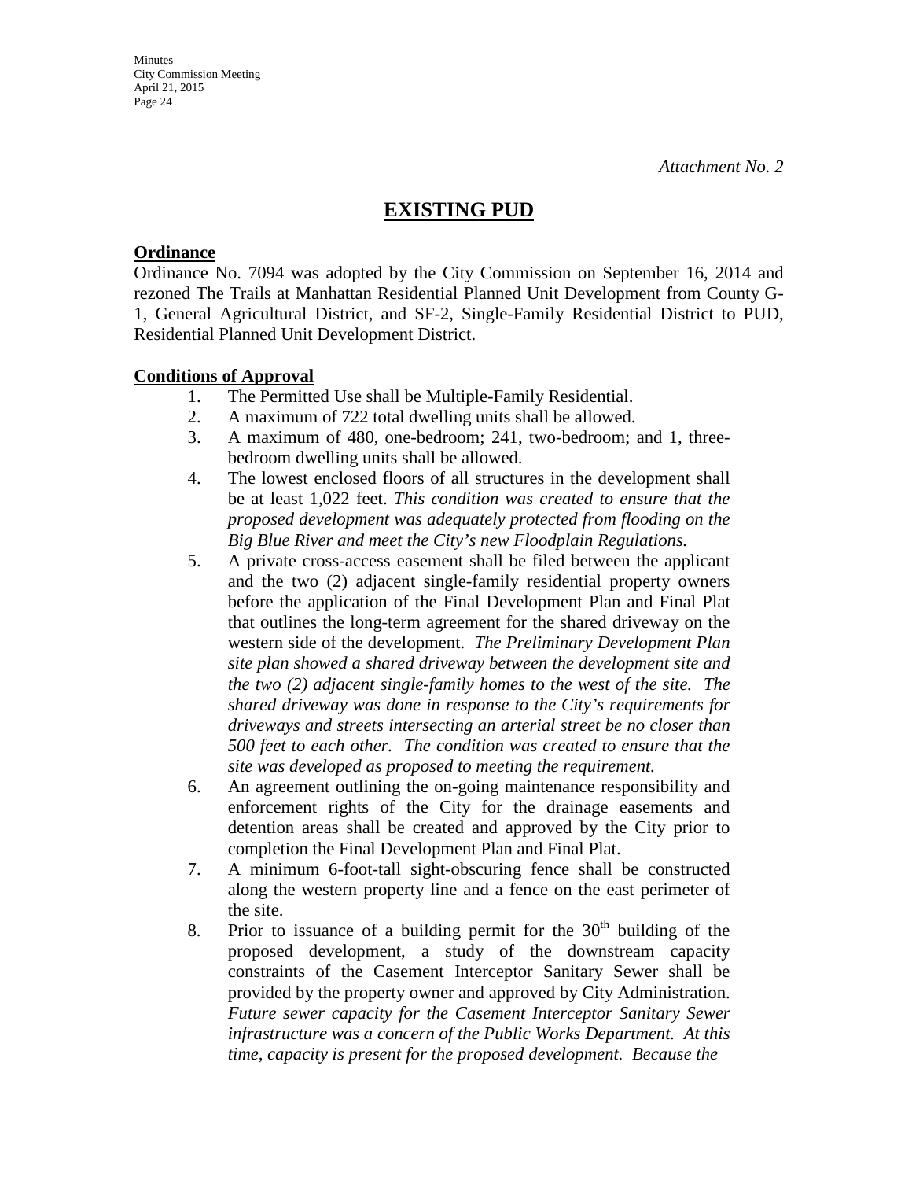*Attachment No. 2*

# EXISTING PUD

**Ordinance**

Ordinance No. 7094 was adopted by the City Commission on September 16, 2014 and rezoned The Trails at Manhattan Residential Planned Unit Development from County G-1, General Agricultural District, and SF-2, Single-Family Residential District to PUD, Residential Planned Unit Development District.

**Conditions of Approval**

1. The Permitted Use shall be Multiple-Family Residential.
2. A maximum of 722 total dwelling units shall be allowed.
3. A maximum of 480, one-bedroom; 241, two-bedroom; and 1, three-bedroom dwelling units shall be allowed.
4. The lowest enclosed floors of all structures in the development shall be at least 1,022 feet. *This condition was created to ensure that the proposed development was adequately protected from flooding on the Big Blue River and meet the City's new Floodplain Regulations.*
5. A private cross-access easement shall be filed between the applicant and the two (2) adjacent single-family residential property owners before the application of the Final Development Plan and Final Plat that outlines the long-term agreement for the shared driveway on the western side of the development. *The Preliminary Development Plan site plan showed a shared driveway between the development site and the two (2) adjacent single-family homes to the west of the site. The shared driveway was done in response to the City's requirements for driveways and streets intersecting an arterial street be no closer than 500 feet to each other. The condition was created to ensure that the site was developed as proposed to meeting the requirement.*
6. An agreement outlining the on-going maintenance responsibility and enforcement rights of the City for the drainage easements and detention areas shall be created and approved by the City prior to completion the Final Development Plan and Final Plat.
7. A minimum 6-foot-tall sight-obscuring fence shall be constructed along the western property line and a fence on the east perimeter of the site.
8. Prior to issuance of a building permit for the 30th building of the proposed development, a study of the downstream capacity constraints of the Casement Interceptor Sanitary Sewer shall be provided by the property owner and approved by City Administration. *Future sewer capacity for the Casement Interceptor Sanitary Sewer infrastructure was a concern of the Public Works Department. At this time, capacity is present for the proposed development. Because the*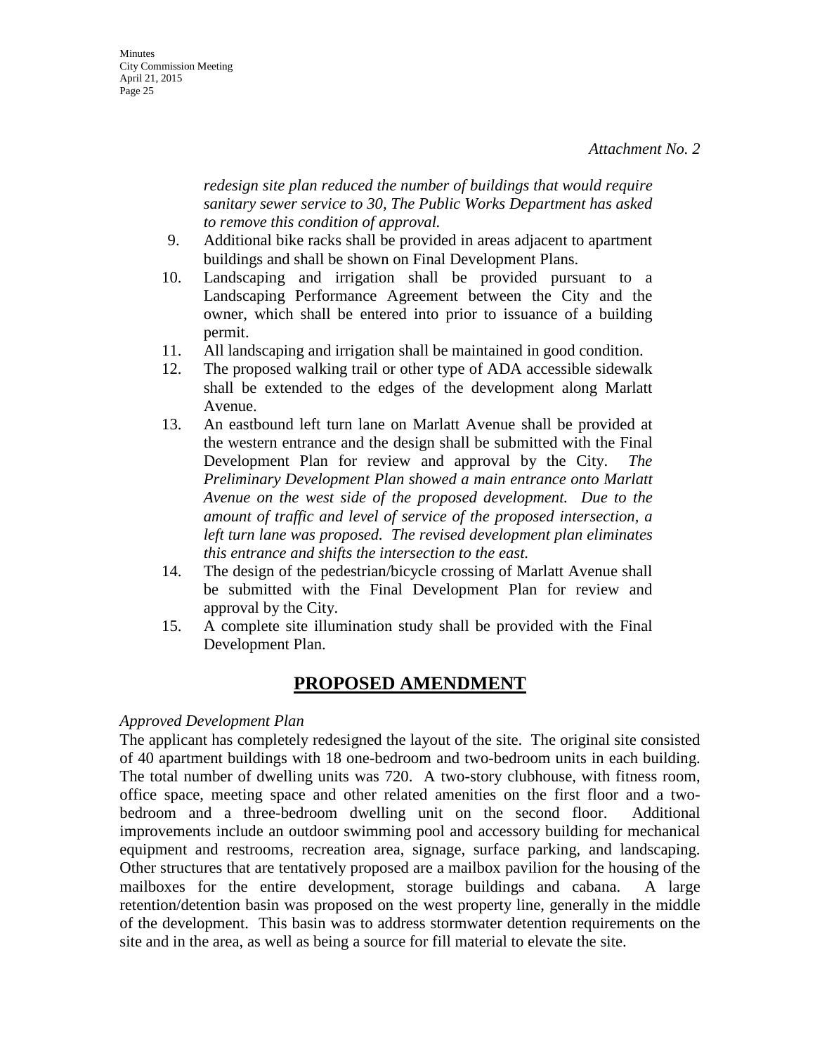*Attachment No. 2*

*redesign site plan reduced the number of buildings that would require sanitary sewer service to 30, The Public Works Department has asked to remove this condition of approval.*

9. Additional bike racks shall be provided in areas adjacent to apartment buildings and shall be shown on Final Development Plans.
10. Landscaping and irrigation shall be provided pursuant to a Landscaping Performance Agreement between the City and the owner, which shall be entered into prior to issuance of a building permit.
11. All landscaping and irrigation shall be maintained in good condition.
12. The proposed walking trail or other type of ADA accessible sidewalk shall be extended to the edges of the development along Marlatt Avenue.
13. An eastbound left turn lane on Marlatt Avenue shall be provided at the western entrance and the design shall be submitted with the Final Development Plan for review and approval by the City. *The Preliminary Development Plan showed a main entrance onto Marlatt Avenue on the west side of the proposed development. Due to the amount of traffic and level of service of the proposed intersection, a left turn lane was proposed. The revised development plan eliminates this entrance and shifts the intersection to the east.*
14. The design of the pedestrian/bicycle crossing of Marlatt Avenue shall be submitted with the Final Development Plan for review and approval by the City.
15. A complete site illumination study shall be provided with the Final Development Plan.

## **PROPOSED AMENDMENT**

*Approved Development Plan*

The applicant has completely redesigned the layout of the site. The original site consisted of 40 apartment buildings with 18 one-bedroom and two-bedroom units in each building. The total number of dwelling units was 720. A two-story clubhouse, with fitness room, office space, meeting space and other related amenities on the first floor and a two-bedroom and a three-bedroom dwelling unit on the second floor. Additional improvements include an outdoor swimming pool and accessory building for mechanical equipment and restrooms, recreation area, signage, surface parking, and landscaping. Other structures that are tentatively proposed are a mailbox pavilion for the housing of the mailboxes for the entire development, storage buildings and cabana. A large retention/detention basin was proposed on the west property line, generally in the middle of the development. This basin was to address stormwater detention requirements on the site and in the area, as well as being a source for fill material to elevate the site.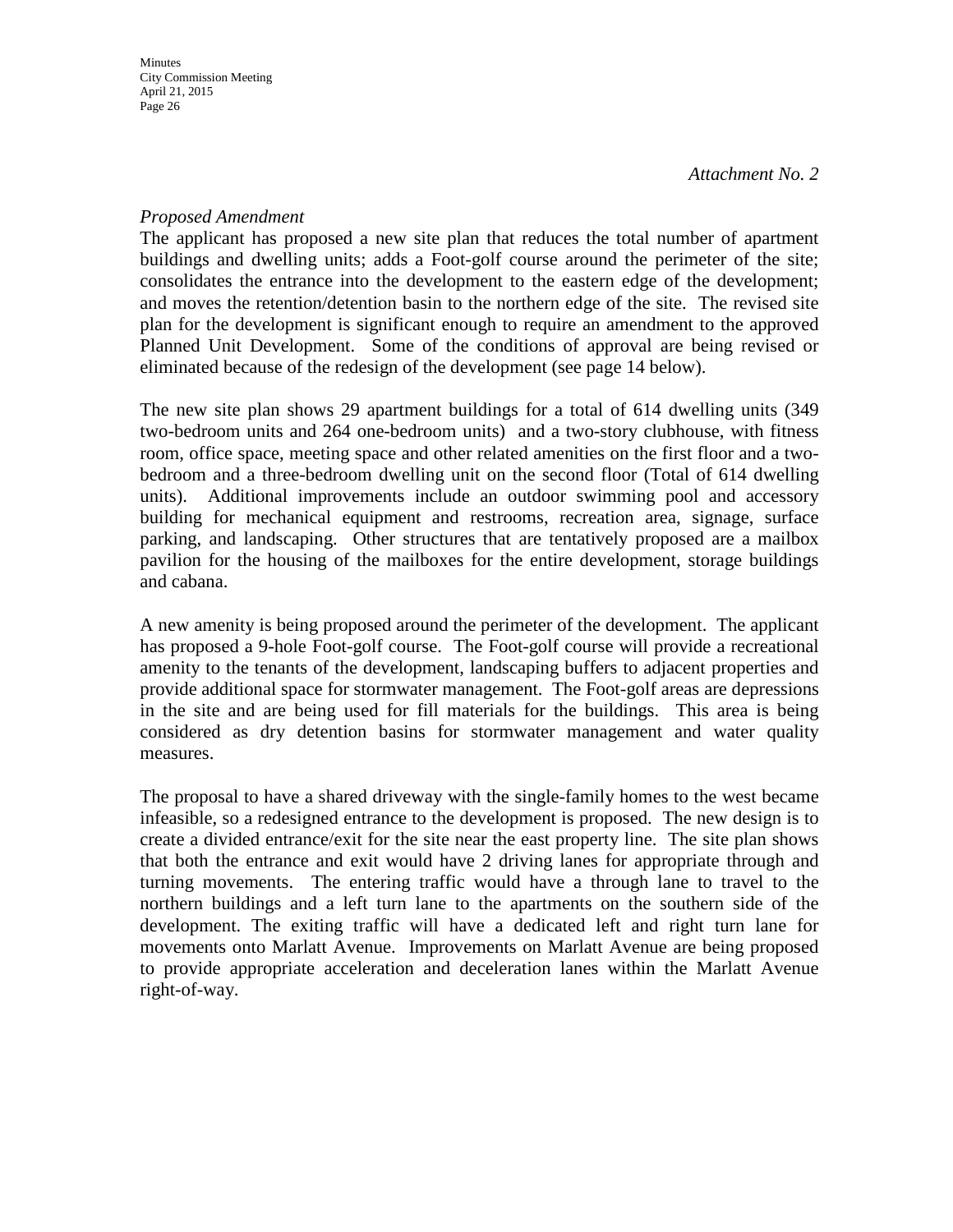*Attachment No. 2*

*Proposed Amendment*

The applicant has proposed a new site plan that reduces the total number of apartment buildings and dwelling units; adds a Foot-golf course around the perimeter of the site; consolidates the entrance into the development to the eastern edge of the development; and moves the retention/detention basin to the northern edge of the site. The revised site plan for the development is significant enough to require an amendment to the approved Planned Unit Development. Some of the conditions of approval are being revised or eliminated because of the redesign of the development (see page 14 below).

The new site plan shows 29 apartment buildings for a total of 614 dwelling units (349 two-bedroom units and 264 one-bedroom units) and a two-story clubhouse, with fitness room, office space, meeting space and other related amenities on the first floor and a two-bedroom and a three-bedroom dwelling unit on the second floor (Total of 614 dwelling units). Additional improvements include an outdoor swimming pool and accessory building for mechanical equipment and restrooms, recreation area, signage, surface parking, and landscaping. Other structures that are tentatively proposed are a mailbox pavilion for the housing of the mailboxes for the entire development, storage buildings and cabana.

A new amenity is being proposed around the perimeter of the development. The applicant has proposed a 9-hole Foot-golf course. The Foot-golf course will provide a recreational amenity to the tenants of the development, landscaping buffers to adjacent properties and provide additional space for stormwater management. The Foot-golf areas are depressions in the site and are being used for fill materials for the buildings. This area is being considered as dry detention basins for stormwater management and water quality measures.

The proposal to have a shared driveway with the single-family homes to the west became infeasible, so a redesigned entrance to the development is proposed. The new design is to create a divided entrance/exit for the site near the east property line. The site plan shows that both the entrance and exit would have 2 driving lanes for appropriate through and turning movements. The entering traffic would have a through lane to travel to the northern buildings and a left turn lane to the apartments on the southern side of the development. The exiting traffic will have a dedicated left and right turn lane for movements onto Marlatt Avenue. Improvements on Marlatt Avenue are being proposed to provide appropriate acceleration and deceleration lanes within the Marlatt Avenue right-of-way.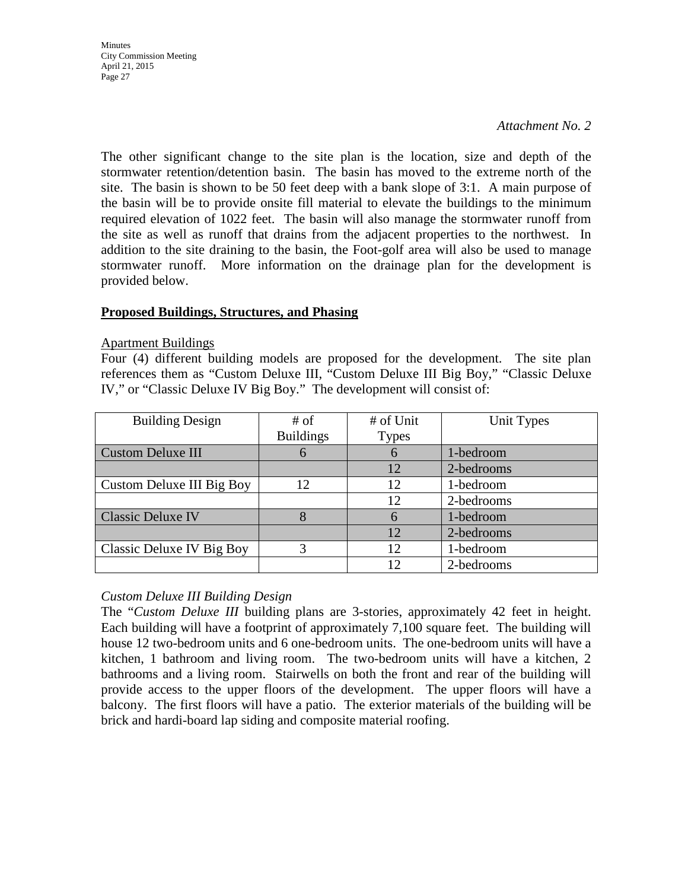*Attachment No. 2*

The other significant change to the site plan is the location, size and depth of the stormwater retention/detention basin. The basin has moved to the extreme north of the site. The basin is shown to be 50 feet deep with a bank slope of 3:1. A main purpose of the basin will be to provide onsite fill material to elevate the buildings to the minimum required elevation of 1022 feet. The basin will also manage the stormwater runoff from the site as well as runoff that drains from the adjacent properties to the northwest. In addition to the site draining to the basin, the Foot-golf area will also be used to manage stormwater runoff. More information on the drainage plan for the development is provided below.

**Proposed Buildings, Structures, and Phasing**

Apartment Buildings

Four (4) different building models are proposed for the development. The site plan references them as "Custom Deluxe III, "Custom Deluxe III Big Boy," "Classic Deluxe IV," or "Classic Deluxe IV Big Boy." The development will consist of:

| Building Design | # of Buildings | # of Unit Types | Unit Types |
|---|---|---|---|
| Custom Deluxe III | 6 | 6 | 1-bedroom |
| | | 12 | 2-bedrooms |
| Custom Deluxe III Big Boy | 12 | 12 | 1-bedroom |
| | | 12 | 2-bedrooms |
| Classic Deluxe IV | 8 | 6 | 1-bedroom |
| | | 12 | 2-bedrooms |
| Classic Deluxe IV Big Boy | 3 | 12 | 1-bedroom |
| | | 12 | 2-bedrooms |

*Custom Deluxe III Building Design*

The "*Custom Deluxe III* building plans are 3-stories, approximately 42 feet in height. Each building will have a footprint of approximately 7,100 square feet. The building will house 12 two-bedroom units and 6 one-bedroom units. The one-bedroom units will have a kitchen, 1 bathroom and living room. The two-bedroom units will have a kitchen, 2 bathrooms and a living room. Stairwells on both the front and rear of the building will provide access to the upper floors of the development. The upper floors will have a balcony. The first floors will have a patio. The exterior materials of the building will be brick and hardi-board lap siding and composite material roofing.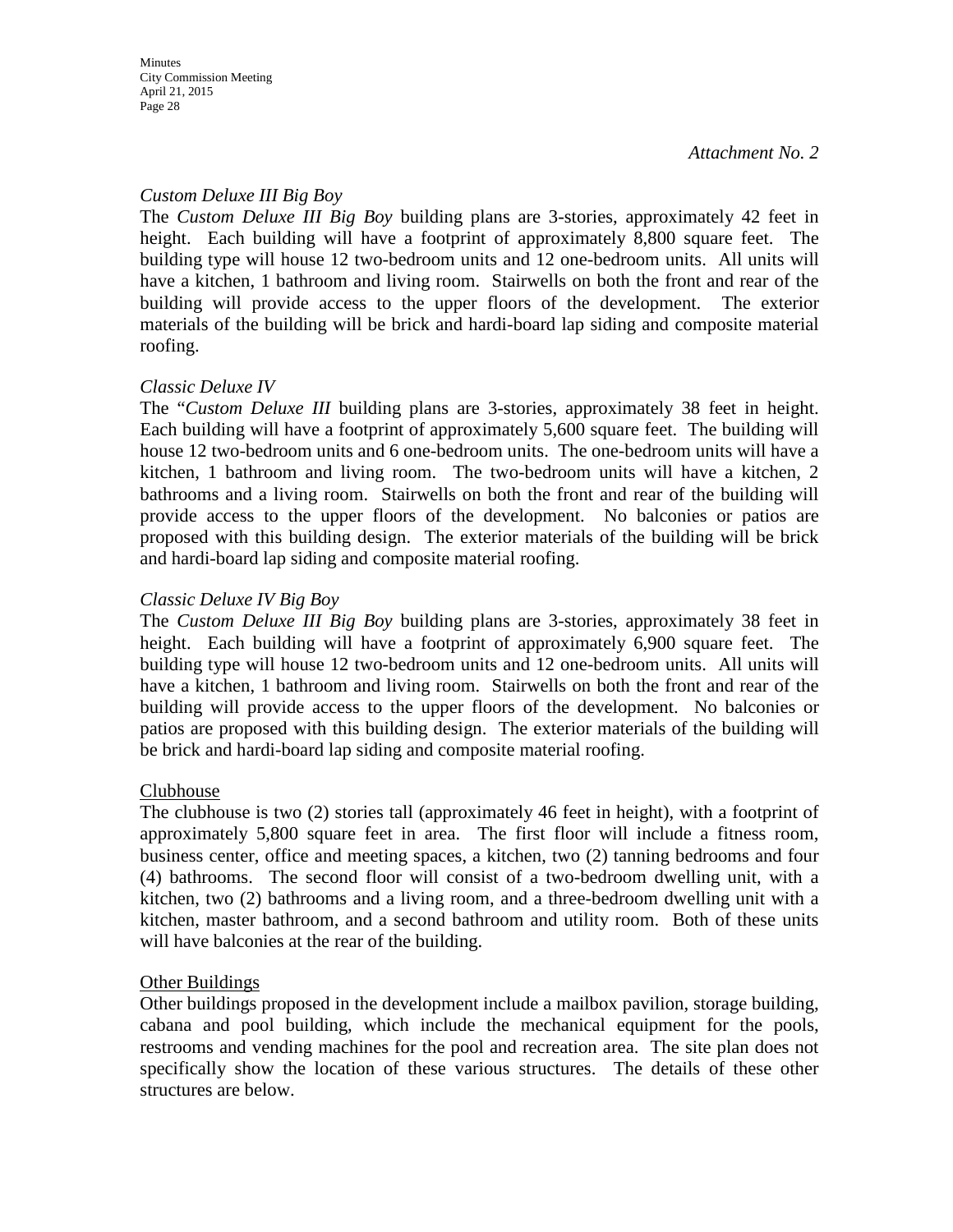*Attachment No. 2*

*Custom Deluxe III Big Boy*

The *Custom Deluxe III Big Boy* building plans are 3-stories, approximately 42 feet in height. Each building will have a footprint of approximately 8,800 square feet. The building type will house 12 two-bedroom units and 12 one-bedroom units. All units will have a kitchen, 1 bathroom and living room. Stairwells on both the front and rear of the building will provide access to the upper floors of the development. The exterior materials of the building will be brick and hardi-board lap siding and composite material roofing.

*Classic Deluxe IV*

The "*Custom Deluxe III* building plans are 3-stories, approximately 38 feet in height. Each building will have a footprint of approximately 5,600 square feet. The building will house 12 two-bedroom units and 6 one-bedroom units. The one-bedroom units will have a kitchen, 1 bathroom and living room. The two-bedroom units will have a kitchen, 2 bathrooms and a living room. Stairwells on both the front and rear of the building will provide access to the upper floors of the development. No balconies or patios are proposed with this building design. The exterior materials of the building will be brick and hardi-board lap siding and composite material roofing.

*Classic Deluxe IV Big Boy*

The *Custom Deluxe III Big Boy* building plans are 3-stories, approximately 38 feet in height. Each building will have a footprint of approximately 6,900 square feet. The building type will house 12 two-bedroom units and 12 one-bedroom units. All units will have a kitchen, 1 bathroom and living room. Stairwells on both the front and rear of the building will provide access to the upper floors of the development. No balconies or patios are proposed with this building design. The exterior materials of the building will be brick and hardi-board lap siding and composite material roofing.

Clubhouse

The clubhouse is two (2) stories tall (approximately 46 feet in height), with a footprint of approximately 5,800 square feet in area. The first floor will include a fitness room, business center, office and meeting spaces, a kitchen, two (2) tanning bedrooms and four (4) bathrooms. The second floor will consist of a two-bedroom dwelling unit, with a kitchen, two (2) bathrooms and a living room, and a three-bedroom dwelling unit with a kitchen, master bathroom, and a second bathroom and utility room. Both of these units will have balconies at the rear of the building.

Other Buildings

Other buildings proposed in the development include a mailbox pavilion, storage building, cabana and pool building, which include the mechanical equipment for the pools, restrooms and vending machines for the pool and recreation area. The site plan does not specifically show the location of these various structures. The details of these other structures are below.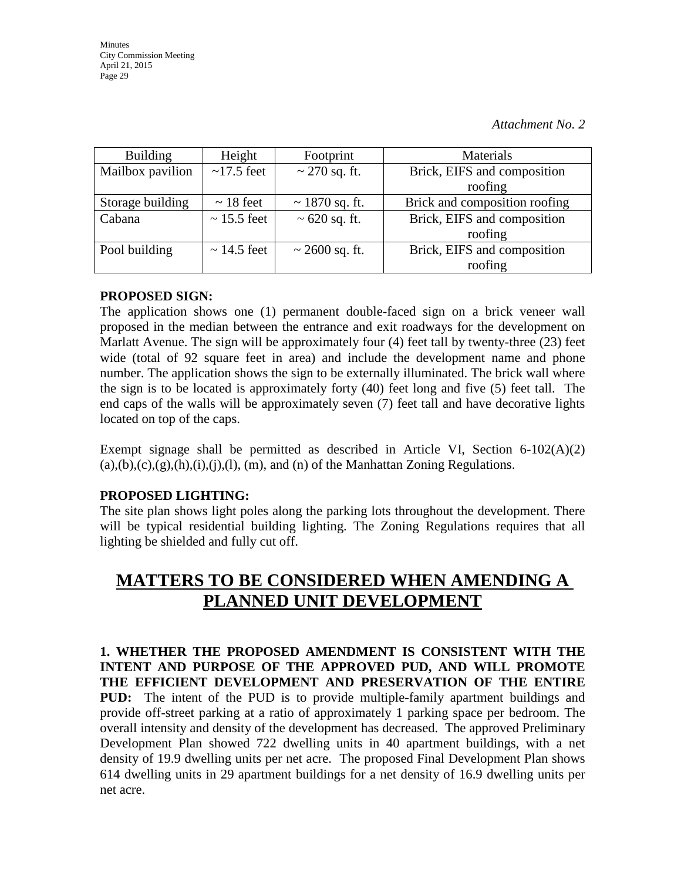*Attachment No. 2*

| Building | Height | Footprint | Materials |
|---|---|---|---|
| Mailbox pavilion | ~17.5 feet | ~ 270 sq. ft. | Brick, EIFS and composition roofing |
| Storage building | ~ 18 feet | ~ 1870 sq. ft. | Brick and composition roofing |
| Cabana | ~ 15.5 feet | ~ 620 sq. ft. | Brick, EIFS and composition roofing |
| Pool building | ~ 14.5 feet | ~ 2600 sq. ft. | Brick, EIFS and composition roofing |

**PROPOSED SIGN:**
The application shows one (1) permanent double-faced sign on a brick veneer wall proposed in the median between the entrance and exit roadways for the development on Marlatt Avenue. The sign will be approximately four (4) feet tall by twenty-three (23) feet wide (total of 92 square feet in area) and include the development name and phone number. The application shows the sign to be externally illuminated. The brick wall where the sign is to be located is approximately forty (40) feet long and five (5) feet tall. The end caps of the walls will be approximately seven (7) feet tall and have decorative lights located on top of the caps.

Exempt signage shall be permitted as described in Article VI, Section 6-102(A)(2)(a),(b),(c),(g),(h),(i),(j),(l), (m), and (n) of the Manhattan Zoning Regulations.

**PROPOSED LIGHTING:**
The site plan shows light poles along the parking lots throughout the development. There will be typical residential building lighting. The Zoning Regulations requires that all lighting be shielded and fully cut off.

# MATTERS TO BE CONSIDERED WHEN AMENDING A PLANNED UNIT DEVELOPMENT

**1. WHETHER THE PROPOSED AMENDMENT IS CONSISTENT WITH THE INTENT AND PURPOSE OF THE APPROVED PUD, AND WILL PROMOTE THE EFFICIENT DEVELOPMENT AND PRESERVATION OF THE ENTIRE PUD:** The intent of the PUD is to provide multiple-family apartment buildings and provide off-street parking at a ratio of approximately 1 parking space per bedroom. The overall intensity and density of the development has decreased. The approved Preliminary Development Plan showed 722 dwelling units in 40 apartment buildings, with a net density of 19.9 dwelling units per net acre. The proposed Final Development Plan shows 614 dwelling units in 29 apartment buildings for a net density of 16.9 dwelling units per net acre.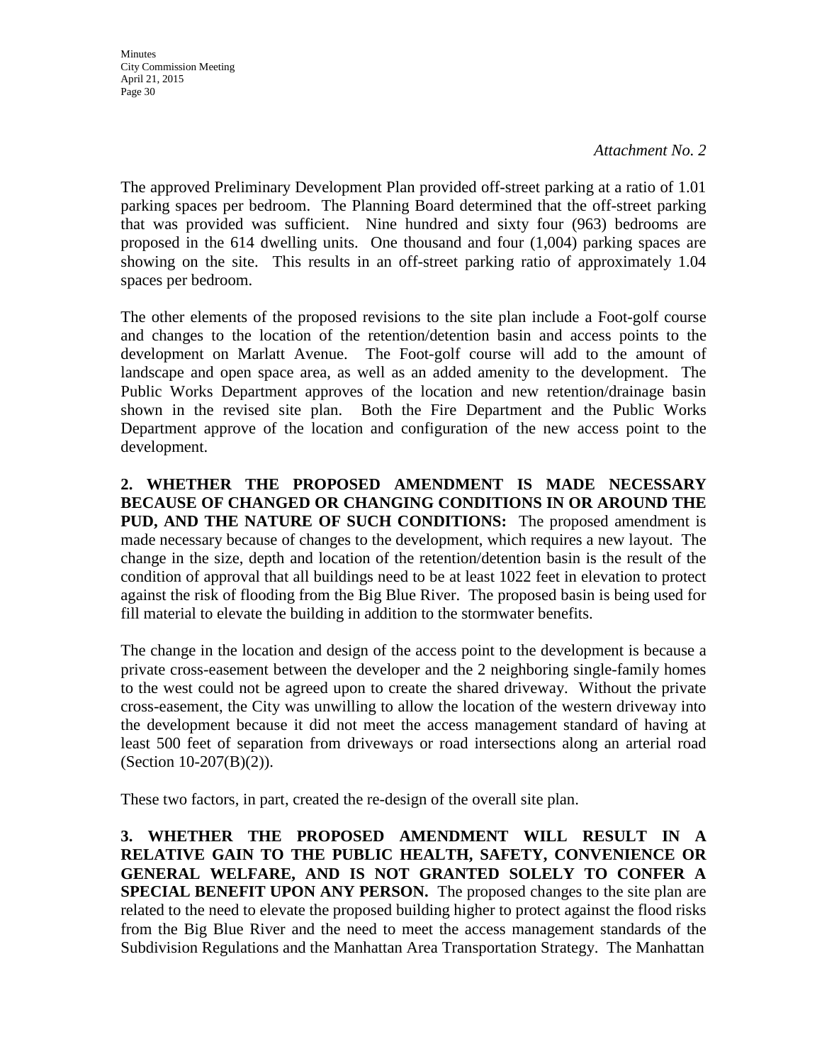*Attachment No. 2*

The approved Preliminary Development Plan provided off-street parking at a ratio of 1.01 parking spaces per bedroom. The Planning Board determined that the off-street parking that was provided was sufficient. Nine hundred and sixty four (963) bedrooms are proposed in the 614 dwelling units. One thousand and four (1,004) parking spaces are showing on the site. This results in an off-street parking ratio of approximately 1.04 spaces per bedroom.

The other elements of the proposed revisions to the site plan include a Foot-golf course and changes to the location of the retention/detention basin and access points to the development on Marlatt Avenue. The Foot-golf course will add to the amount of landscape and open space area, as well as an added amenity to the development. The Public Works Department approves of the location and new retention/drainage basin shown in the revised site plan. Both the Fire Department and the Public Works Department approve of the location and configuration of the new access point to the development.

**2. WHETHER THE PROPOSED AMENDMENT IS MADE NECESSARY BECAUSE OF CHANGED OR CHANGING CONDITIONS IN OR AROUND THE PUD, AND THE NATURE OF SUCH CONDITIONS:** The proposed amendment is made necessary because of changes to the development, which requires a new layout. The change in the size, depth and location of the retention/detention basin is the result of the condition of approval that all buildings need to be at least 1022 feet in elevation to protect against the risk of flooding from the Big Blue River. The proposed basin is being used for fill material to elevate the building in addition to the stormwater benefits.

The change in the location and design of the access point to the development is because a private cross-easement between the developer and the 2 neighboring single-family homes to the west could not be agreed upon to create the shared driveway. Without the private cross-easement, the City was unwilling to allow the location of the western driveway into the development because it did not meet the access management standard of having at least 500 feet of separation from driveways or road intersections along an arterial road (Section 10-207(B)(2)).

These two factors, in part, created the re-design of the overall site plan.

**3. WHETHER THE PROPOSED AMENDMENT WILL RESULT IN A RELATIVE GAIN TO THE PUBLIC HEALTH, SAFETY, CONVENIENCE OR GENERAL WELFARE, AND IS NOT GRANTED SOLELY TO CONFER A SPECIAL BENEFIT UPON ANY PERSON.** The proposed changes to the site plan are related to the need to elevate the proposed building higher to protect against the flood risks from the Big Blue River and the need to meet the access management standards of the Subdivision Regulations and the Manhattan Area Transportation Strategy. The Manhattan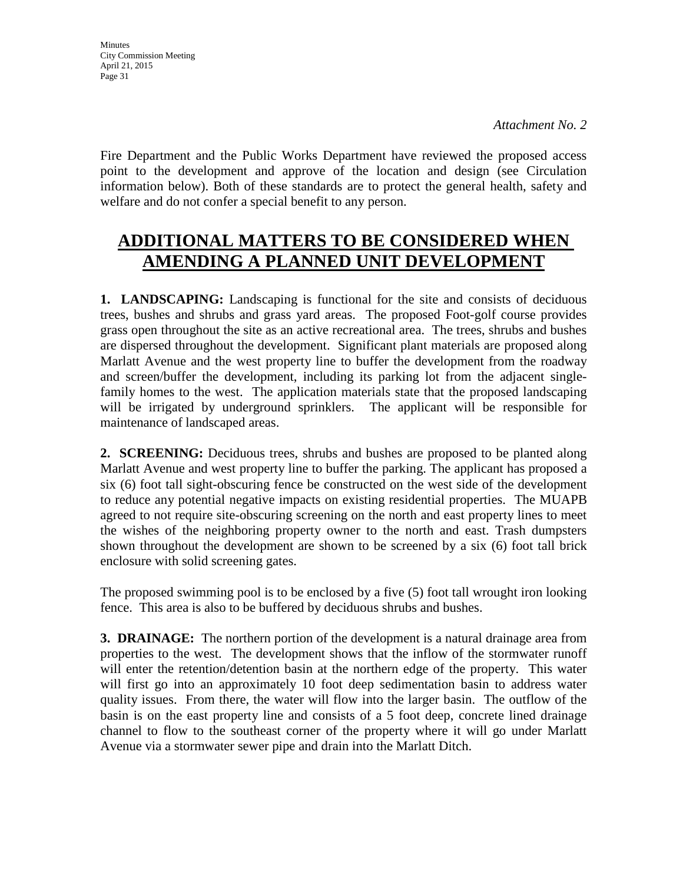*Attachment No. 2*

Fire Department and the Public Works Department have reviewed the proposed access point to the development and approve of the location and design (see Circulation information below). Both of these standards are to protect the general health, safety and welfare and do not confer a special benefit to any person.

## ADDITIONAL MATTERS TO BE CONSIDERED WHEN AMENDING A PLANNED UNIT DEVELOPMENT

**1. LANDSCAPING:** Landscaping is functional for the site and consists of deciduous trees, bushes and shrubs and grass yard areas. The proposed Foot-golf course provides grass open throughout the site as an active recreational area. The trees, shrubs and bushes are dispersed throughout the development. Significant plant materials are proposed along Marlatt Avenue and the west property line to buffer the development from the roadway and screen/buffer the development, including its parking lot from the adjacent single-family homes to the west. The application materials state that the proposed landscaping will be irrigated by underground sprinklers. The applicant will be responsible for maintenance of landscaped areas.

**2. SCREENING:** Deciduous trees, shrubs and bushes are proposed to be planted along Marlatt Avenue and west property line to buffer the parking. The applicant has proposed a six (6) foot tall sight-obscuring fence be constructed on the west side of the development to reduce any potential negative impacts on existing residential properties. The MUAPB agreed to not require site-obscuring screening on the north and east property lines to meet the wishes of the neighboring property owner to the north and east. Trash dumpsters shown throughout the development are shown to be screened by a six (6) foot tall brick enclosure with solid screening gates.

The proposed swimming pool is to be enclosed by a five (5) foot tall wrought iron looking fence. This area is also to be buffered by deciduous shrubs and bushes.

**3. DRAINAGE:** The northern portion of the development is a natural drainage area from properties to the west. The development shows that the inflow of the stormwater runoff will enter the retention/detention basin at the northern edge of the property. This water will first go into an approximately 10 foot deep sedimentation basin to address water quality issues. From there, the water will flow into the larger basin. The outflow of the basin is on the east property line and consists of a 5 foot deep, concrete lined drainage channel to flow to the southeast corner of the property where it will go under Marlatt Avenue via a stormwater sewer pipe and drain into the Marlatt Ditch.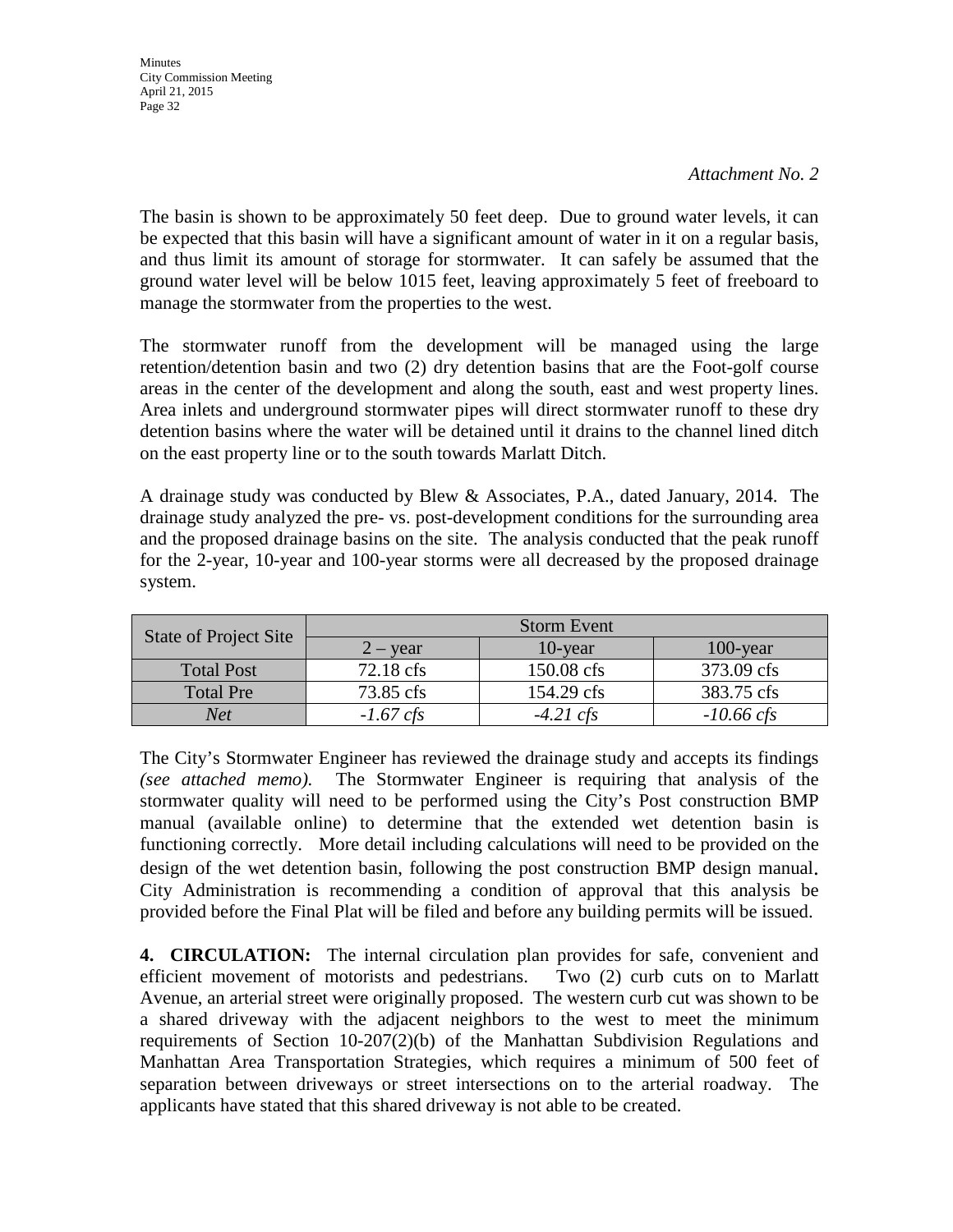*Attachment No. 2*

The basin is shown to be approximately 50 feet deep. Due to ground water levels, it can be expected that this basin will have a significant amount of water in it on a regular basis, and thus limit its amount of storage for stormwater. It can safely be assumed that the ground water level will be below 1015 feet, leaving approximately 5 feet of freeboard to manage the stormwater from the properties to the west.

The stormwater runoff from the development will be managed using the large retention/detention basin and two (2) dry detention basins that are the Foot-golf course areas in the center of the development and along the south, east and west property lines. Area inlets and underground stormwater pipes will direct stormwater runoff to these dry detention basins where the water will be detained until it drains to the channel lined ditch on the east property line or to the south towards Marlatt Ditch.

A drainage study was conducted by Blew & Associates, P.A., dated January, 2014. The drainage study analyzed the pre- vs. post-development conditions for the surrounding area and the proposed drainage basins on the site. The analysis conducted that the peak runoff for the 2-year, 10-year and 100-year storms were all decreased by the proposed drainage system.

| State of Project Site | Storm Event | | |
|---|---|---|---|
| | 2 – year | 10-year | 100-year |
| Total Post | 72.18 cfs | 150.08 cfs | 373.09 cfs |
| Total Pre | 73.85 cfs | 154.29 cfs | 383.75 cfs |
| *Net* | *-1.67 cfs* | *-4.21 cfs* | *-10.66 cfs* |

The City's Stormwater Engineer has reviewed the drainage study and accepts its findings *(see attached memo).* The Stormwater Engineer is requiring that analysis of the stormwater quality will need to be performed using the City's Post construction BMP manual (available online) to determine that the extended wet detention basin is functioning correctly. More detail including calculations will need to be provided on the design of the wet detention basin, following the post construction BMP design manual. City Administration is recommending a condition of approval that this analysis be provided before the Final Plat will be filed and before any building permits will be issued.

**4. CIRCULATION:** The internal circulation plan provides for safe, convenient and efficient movement of motorists and pedestrians. Two (2) curb cuts on to Marlatt Avenue, an arterial street were originally proposed. The western curb cut was shown to be a shared driveway with the adjacent neighbors to the west to meet the minimum requirements of Section 10-207(2)(b) of the Manhattan Subdivision Regulations and Manhattan Area Transportation Strategies, which requires a minimum of 500 feet of separation between driveways or street intersections on to the arterial roadway. The applicants have stated that this shared driveway is not able to be created.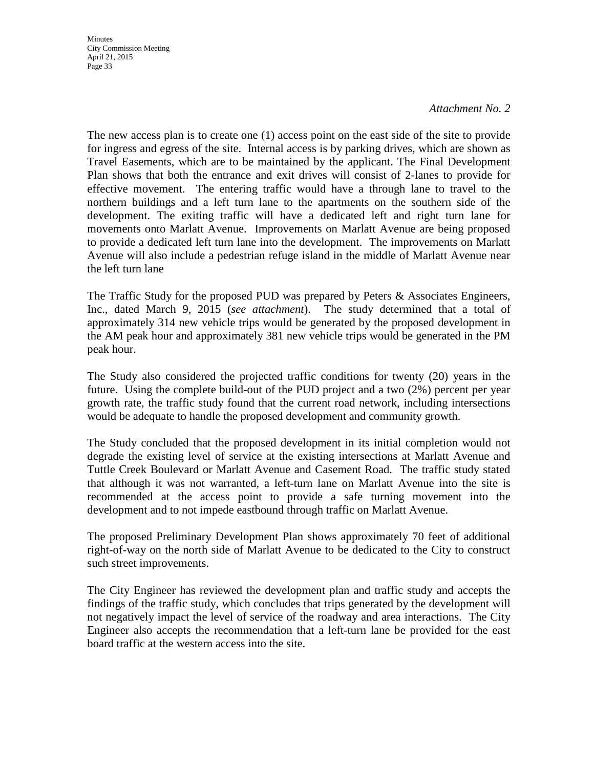*Attachment No. 2*

The new access plan is to create one (1) access point on the east side of the site to provide for ingress and egress of the site. Internal access is by parking drives, which are shown as Travel Easements, which are to be maintained by the applicant. The Final Development Plan shows that both the entrance and exit drives will consist of 2-lanes to provide for effective movement. The entering traffic would have a through lane to travel to the northern buildings and a left turn lane to the apartments on the southern side of the development. The exiting traffic will have a dedicated left and right turn lane for movements onto Marlatt Avenue. Improvements on Marlatt Avenue are being proposed to provide a dedicated left turn lane into the development. The improvements on Marlatt Avenue will also include a pedestrian refuge island in the middle of Marlatt Avenue near the left turn lane

The Traffic Study for the proposed PUD was prepared by Peters & Associates Engineers, Inc., dated March 9, 2015 (*see attachment*). The study determined that a total of approximately 314 new vehicle trips would be generated by the proposed development in the AM peak hour and approximately 381 new vehicle trips would be generated in the PM peak hour.

The Study also considered the projected traffic conditions for twenty (20) years in the future. Using the complete build-out of the PUD project and a two (2%) percent per year growth rate, the traffic study found that the current road network, including intersections would be adequate to handle the proposed development and community growth.

The Study concluded that the proposed development in its initial completion would not degrade the existing level of service at the existing intersections at Marlatt Avenue and Tuttle Creek Boulevard or Marlatt Avenue and Casement Road. The traffic study stated that although it was not warranted, a left-turn lane on Marlatt Avenue into the site is recommended at the access point to provide a safe turning movement into the development and to not impede eastbound through traffic on Marlatt Avenue.

The proposed Preliminary Development Plan shows approximately 70 feet of additional right-of-way on the north side of Marlatt Avenue to be dedicated to the City to construct such street improvements.

The City Engineer has reviewed the development plan and traffic study and accepts the findings of the traffic study, which concludes that trips generated by the development will not negatively impact the level of service of the roadway and area interactions. The City Engineer also accepts the recommendation that a left-turn lane be provided for the east board traffic at the western access into the site.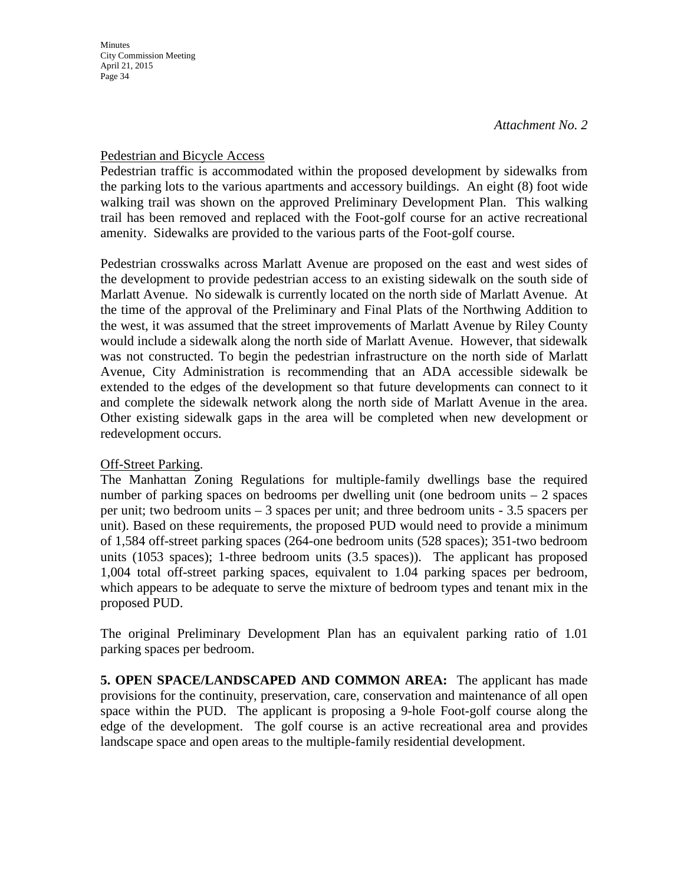*Attachment No. 2*

Pedestrian and Bicycle Access

Pedestrian traffic is accommodated within the proposed development by sidewalks from the parking lots to the various apartments and accessory buildings. An eight (8) foot wide walking trail was shown on the approved Preliminary Development Plan. This walking trail has been removed and replaced with the Foot-golf course for an active recreational amenity. Sidewalks are provided to the various parts of the Foot-golf course.

Pedestrian crosswalks across Marlatt Avenue are proposed on the east and west sides of the development to provide pedestrian access to an existing sidewalk on the south side of Marlatt Avenue. No sidewalk is currently located on the north side of Marlatt Avenue. At the time of the approval of the Preliminary and Final Plats of the Northwing Addition to the west, it was assumed that the street improvements of Marlatt Avenue by Riley County would include a sidewalk along the north side of Marlatt Avenue. However, that sidewalk was not constructed. To begin the pedestrian infrastructure on the north side of Marlatt Avenue, City Administration is recommending that an ADA accessible sidewalk be extended to the edges of the development so that future developments can connect to it and complete the sidewalk network along the north side of Marlatt Avenue in the area. Other existing sidewalk gaps in the area will be completed when new development or redevelopment occurs.

Off-Street Parking.

The Manhattan Zoning Regulations for multiple-family dwellings base the required number of parking spaces on bedrooms per dwelling unit (one bedroom units – 2 spaces per unit; two bedroom units – 3 spaces per unit; and three bedroom units - 3.5 spacers per unit). Based on these requirements, the proposed PUD would need to provide a minimum of 1,584 off-street parking spaces (264-one bedroom units (528 spaces); 351-two bedroom units (1053 spaces); 1-three bedroom units (3.5 spaces)). The applicant has proposed 1,004 total off-street parking spaces, equivalent to 1.04 parking spaces per bedroom, which appears to be adequate to serve the mixture of bedroom types and tenant mix in the proposed PUD.

The original Preliminary Development Plan has an equivalent parking ratio of 1.01 parking spaces per bedroom.

**5. OPEN SPACE/LANDSCAPED AND COMMON AREA:** The applicant has made provisions for the continuity, preservation, care, conservation and maintenance of all open space within the PUD. The applicant is proposing a 9-hole Foot-golf course along the edge of the development. The golf course is an active recreational area and provides landscape space and open areas to the multiple-family residential development.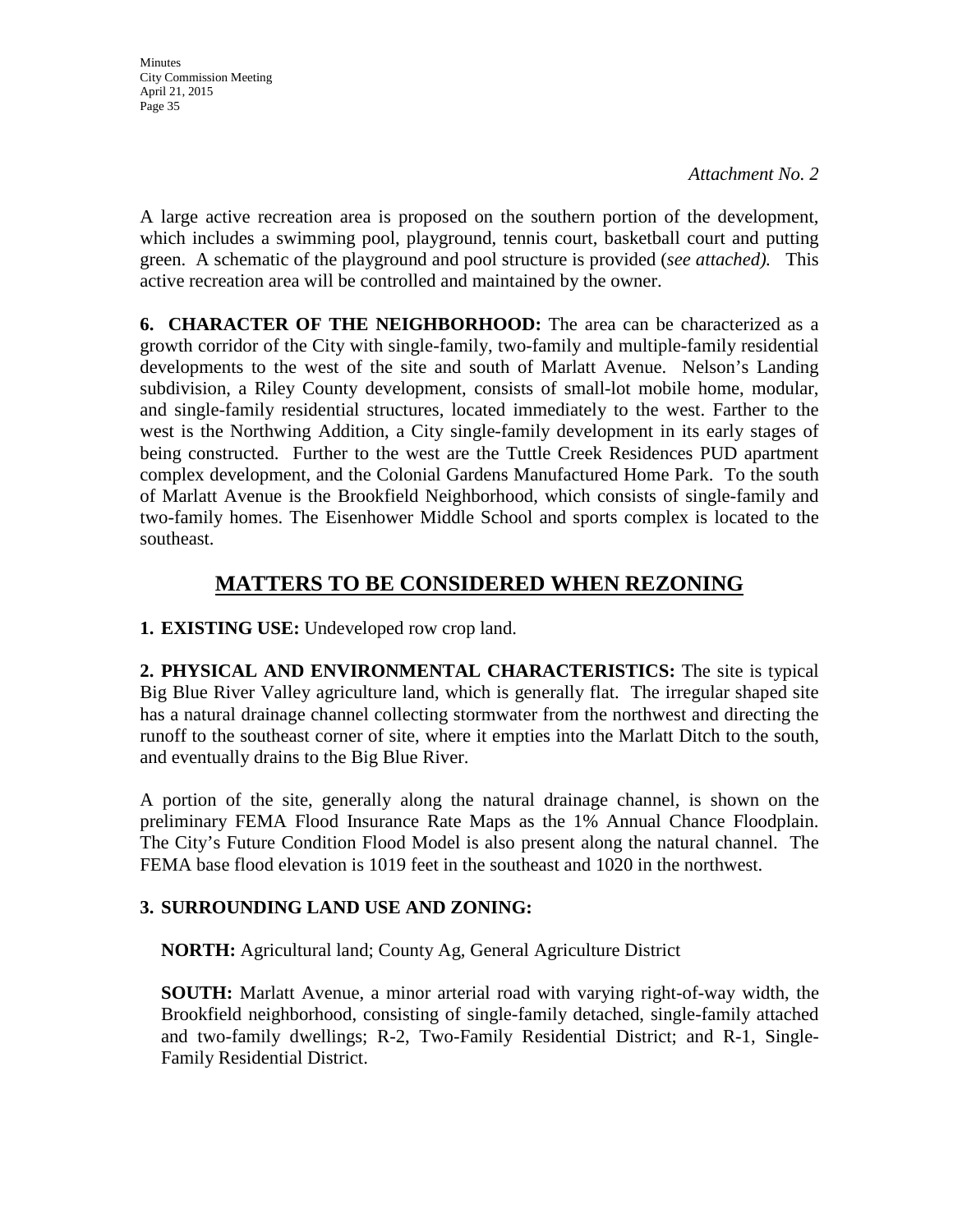*Attachment No. 2*

A large active recreation area is proposed on the southern portion of the development, which includes a swimming pool, playground, tennis court, basketball court and putting green. A schematic of the playground and pool structure is provided (*see attached).* This active recreation area will be controlled and maintained by the owner.

**6. CHARACTER OF THE NEIGHBORHOOD:** The area can be characterized as a growth corridor of the City with single-family, two-family and multiple-family residential developments to the west of the site and south of Marlatt Avenue. Nelson's Landing subdivision, a Riley County development, consists of small-lot mobile home, modular, and single-family residential structures, located immediately to the west. Farther to the west is the Northwing Addition, a City single-family development in its early stages of being constructed. Further to the west are the Tuttle Creek Residences PUD apartment complex development, and the Colonial Gardens Manufactured Home Park. To the south of Marlatt Avenue is the Brookfield Neighborhood, which consists of single-family and two-family homes. The Eisenhower Middle School and sports complex is located to the southeast.

## MATTERS TO BE CONSIDERED WHEN REZONING

**1. EXISTING USE:** Undeveloped row crop land.

**2. PHYSICAL AND ENVIRONMENTAL CHARACTERISTICS:** The site is typical Big Blue River Valley agriculture land, which is generally flat. The irregular shaped site has a natural drainage channel collecting stormwater from the northwest and directing the runoff to the southeast corner of site, where it empties into the Marlatt Ditch to the south, and eventually drains to the Big Blue River.

A portion of the site, generally along the natural drainage channel, is shown on the preliminary FEMA Flood Insurance Rate Maps as the 1% Annual Chance Floodplain. The City's Future Condition Flood Model is also present along the natural channel. The FEMA base flood elevation is 1019 feet in the southeast and 1020 in the northwest.

**3. SURROUNDING LAND USE AND ZONING:**

**NORTH:** Agricultural land; County Ag, General Agriculture District

**SOUTH:** Marlatt Avenue, a minor arterial road with varying right-of-way width, the Brookfield neighborhood, consisting of single-family detached, single-family attached and two-family dwellings; R-2, Two-Family Residential District; and R-1, Single-Family Residential District.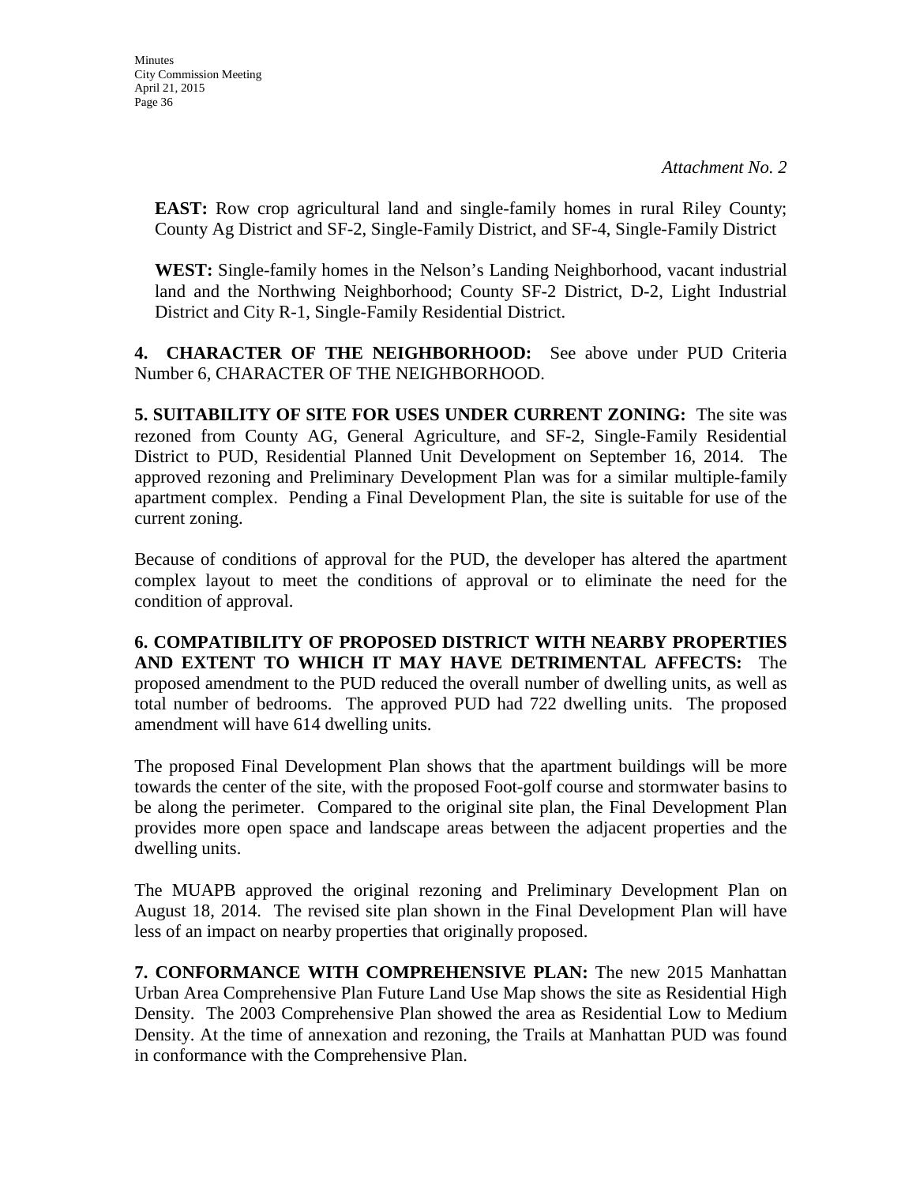*Attachment No. 2*

**EAST:** Row crop agricultural land and single-family homes in rural Riley County; County Ag District and SF-2, Single-Family District, and SF-4, Single-Family District

**WEST:** Single-family homes in the Nelson's Landing Neighborhood, vacant industrial land and the Northwing Neighborhood; County SF-2 District, D-2, Light Industrial District and City R-1, Single-Family Residential District.

**4. CHARACTER OF THE NEIGHBORHOOD:** See above under PUD Criteria Number 6, CHARACTER OF THE NEIGHBORHOOD.

**5. SUITABILITY OF SITE FOR USES UNDER CURRENT ZONING:** The site was rezoned from County AG, General Agriculture, and SF-2, Single-Family Residential District to PUD, Residential Planned Unit Development on September 16, 2014. The approved rezoning and Preliminary Development Plan was for a similar multiple-family apartment complex. Pending a Final Development Plan, the site is suitable for use of the current zoning.

Because of conditions of approval for the PUD, the developer has altered the apartment complex layout to meet the conditions of approval or to eliminate the need for the condition of approval.

**6. COMPATIBILITY OF PROPOSED DISTRICT WITH NEARBY PROPERTIES AND EXTENT TO WHICH IT MAY HAVE DETRIMENTAL AFFECTS:** The proposed amendment to the PUD reduced the overall number of dwelling units, as well as total number of bedrooms. The approved PUD had 722 dwelling units. The proposed amendment will have 614 dwelling units.

The proposed Final Development Plan shows that the apartment buildings will be more towards the center of the site, with the proposed Foot-golf course and stormwater basins to be along the perimeter. Compared to the original site plan, the Final Development Plan provides more open space and landscape areas between the adjacent properties and the dwelling units.

The MUAPB approved the original rezoning and Preliminary Development Plan on August 18, 2014. The revised site plan shown in the Final Development Plan will have less of an impact on nearby properties that originally proposed.

**7. CONFORMANCE WITH COMPREHENSIVE PLAN:** The new 2015 Manhattan Urban Area Comprehensive Plan Future Land Use Map shows the site as Residential High Density. The 2003 Comprehensive Plan showed the area as Residential Low to Medium Density. At the time of annexation and rezoning, the Trails at Manhattan PUD was found in conformance with the Comprehensive Plan.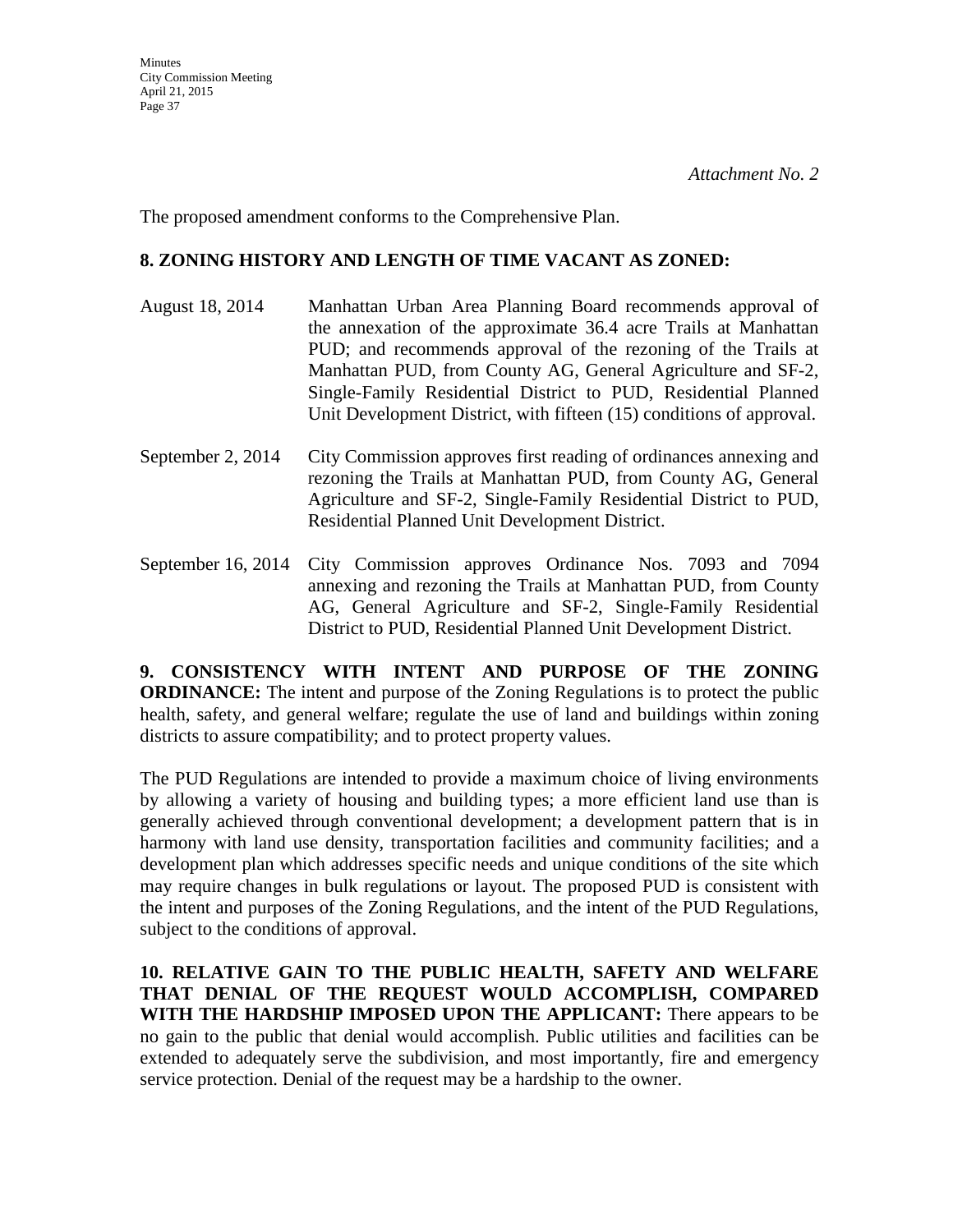*Attachment No. 2*

The proposed amendment conforms to the Comprehensive Plan.

**8. ZONING HISTORY AND LENGTH OF TIME VACANT AS ZONED:**

August 18, 2014 — Manhattan Urban Area Planning Board recommends approval of the annexation of the approximate 36.4 acre Trails at Manhattan PUD; and recommends approval of the rezoning of the Trails at Manhattan PUD, from County AG, General Agriculture and SF-2, Single-Family Residential District to PUD, Residential Planned Unit Development District, with fifteen (15) conditions of approval.

September 2, 2014 — City Commission approves first reading of ordinances annexing and rezoning the Trails at Manhattan PUD, from County AG, General Agriculture and SF-2, Single-Family Residential District to PUD, Residential Planned Unit Development District.

September 16, 2014 — City Commission approves Ordinance Nos. 7093 and 7094 annexing and rezoning the Trails at Manhattan PUD, from County AG, General Agriculture and SF-2, Single-Family Residential District to PUD, Residential Planned Unit Development District.

**9. CONSISTENCY WITH INTENT AND PURPOSE OF THE ZONING ORDINANCE:** The intent and purpose of the Zoning Regulations is to protect the public health, safety, and general welfare; regulate the use of land and buildings within zoning districts to assure compatibility; and to protect property values.

The PUD Regulations are intended to provide a maximum choice of living environments by allowing a variety of housing and building types; a more efficient land use than is generally achieved through conventional development; a development pattern that is in harmony with land use density, transportation facilities and community facilities; and a development plan which addresses specific needs and unique conditions of the site which may require changes in bulk regulations or layout. The proposed PUD is consistent with the intent and purposes of the Zoning Regulations, and the intent of the PUD Regulations, subject to the conditions of approval.

**10. RELATIVE GAIN TO THE PUBLIC HEALTH, SAFETY AND WELFARE THAT DENIAL OF THE REQUEST WOULD ACCOMPLISH, COMPARED WITH THE HARDSHIP IMPOSED UPON THE APPLICANT:** There appears to be no gain to the public that denial would accomplish. Public utilities and facilities can be extended to adequately serve the subdivision, and most importantly, fire and emergency service protection. Denial of the request may be a hardship to the owner.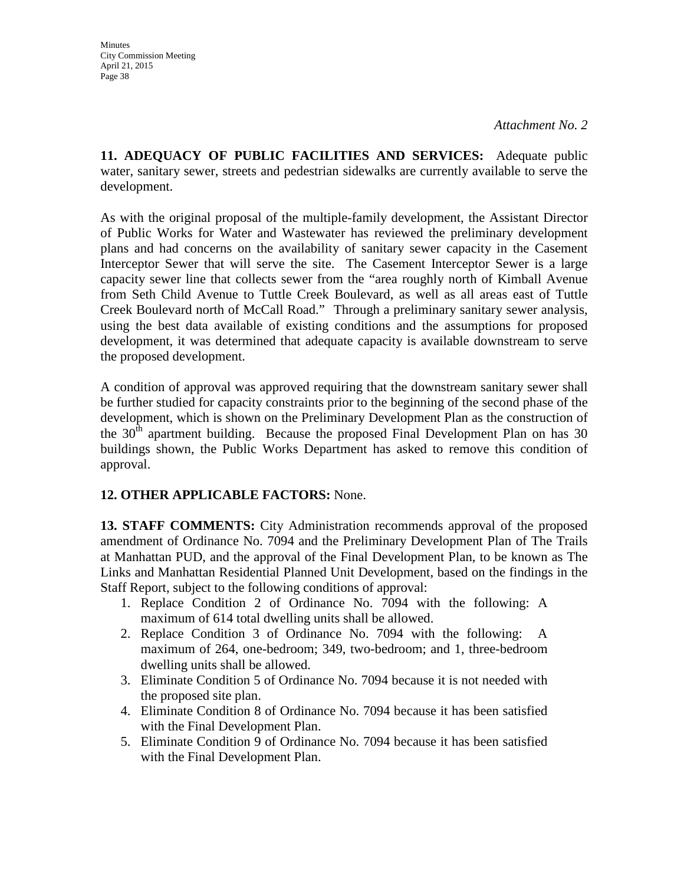*Attachment No. 2*

**11. ADEQUACY OF PUBLIC FACILITIES AND SERVICES:** Adequate public water, sanitary sewer, streets and pedestrian sidewalks are currently available to serve the development.

As with the original proposal of the multiple-family development, the Assistant Director of Public Works for Water and Wastewater has reviewed the preliminary development plans and had concerns on the availability of sanitary sewer capacity in the Casement Interceptor Sewer that will serve the site. The Casement Interceptor Sewer is a large capacity sewer line that collects sewer from the "area roughly north of Kimball Avenue from Seth Child Avenue to Tuttle Creek Boulevard, as well as all areas east of Tuttle Creek Boulevard north of McCall Road." Through a preliminary sanitary sewer analysis, using the best data available of existing conditions and the assumptions for proposed development, it was determined that adequate capacity is available downstream to serve the proposed development.

A condition of approval was approved requiring that the downstream sanitary sewer shall be further studied for capacity constraints prior to the beginning of the second phase of the development, which is shown on the Preliminary Development Plan as the construction of the 30th apartment building. Because the proposed Final Development Plan on has 30 buildings shown, the Public Works Department has asked to remove this condition of approval.

**12. OTHER APPLICABLE FACTORS:** None.

**13. STAFF COMMENTS:** City Administration recommends approval of the proposed amendment of Ordinance No. 7094 and the Preliminary Development Plan of The Trails at Manhattan PUD, and the approval of the Final Development Plan, to be known as The Links and Manhattan Residential Planned Unit Development, based on the findings in the Staff Report, subject to the following conditions of approval:

1. Replace Condition 2 of Ordinance No. 7094 with the following: A maximum of 614 total dwelling units shall be allowed.
2. Replace Condition 3 of Ordinance No. 7094 with the following: A maximum of 264, one-bedroom; 349, two-bedroom; and 1, three-bedroom dwelling units shall be allowed.
3. Eliminate Condition 5 of Ordinance No. 7094 because it is not needed with the proposed site plan.
4. Eliminate Condition 8 of Ordinance No. 7094 because it has been satisfied with the Final Development Plan.
5. Eliminate Condition 9 of Ordinance No. 7094 because it has been satisfied with the Final Development Plan.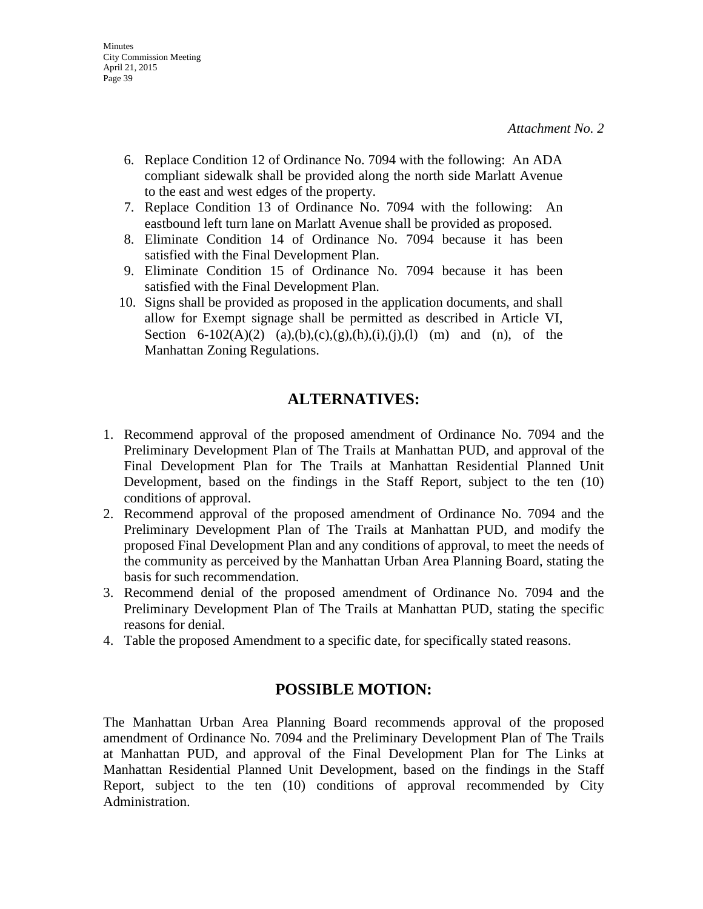*Attachment No. 2*

6. Replace Condition 12 of Ordinance No. 7094 with the following: An ADA compliant sidewalk shall be provided along the north side Marlatt Avenue to the east and west edges of the property.
7. Replace Condition 13 of Ordinance No. 7094 with the following: An eastbound left turn lane on Marlatt Avenue shall be provided as proposed.
8. Eliminate Condition 14 of Ordinance No. 7094 because it has been satisfied with the Final Development Plan.
9. Eliminate Condition 15 of Ordinance No. 7094 because it has been satisfied with the Final Development Plan.
10. Signs shall be provided as proposed in the application documents, and shall allow for Exempt signage shall be permitted as described in Article VI, Section 6-102(A)(2) (a),(b),(c),(g),(h),(i),(j),(l) (m) and (n), of the Manhattan Zoning Regulations.

## ALTERNATIVES:

1. Recommend approval of the proposed amendment of Ordinance No. 7094 and the Preliminary Development Plan of The Trails at Manhattan PUD, and approval of the Final Development Plan for The Trails at Manhattan Residential Planned Unit Development, based on the findings in the Staff Report, subject to the ten (10) conditions of approval.
2. Recommend approval of the proposed amendment of Ordinance No. 7094 and the Preliminary Development Plan of The Trails at Manhattan PUD, and modify the proposed Final Development Plan and any conditions of approval, to meet the needs of the community as perceived by the Manhattan Urban Area Planning Board, stating the basis for such recommendation.
3. Recommend denial of the proposed amendment of Ordinance No. 7094 and the Preliminary Development Plan of The Trails at Manhattan PUD, stating the specific reasons for denial.
4. Table the proposed Amendment to a specific date, for specifically stated reasons.

## POSSIBLE MOTION:

The Manhattan Urban Area Planning Board recommends approval of the proposed amendment of Ordinance No. 7094 and the Preliminary Development Plan of The Trails at Manhattan PUD, and approval of the Final Development Plan for The Links at Manhattan Residential Planned Unit Development, based on the findings in the Staff Report, subject to the ten (10) conditions of approval recommended by City Administration.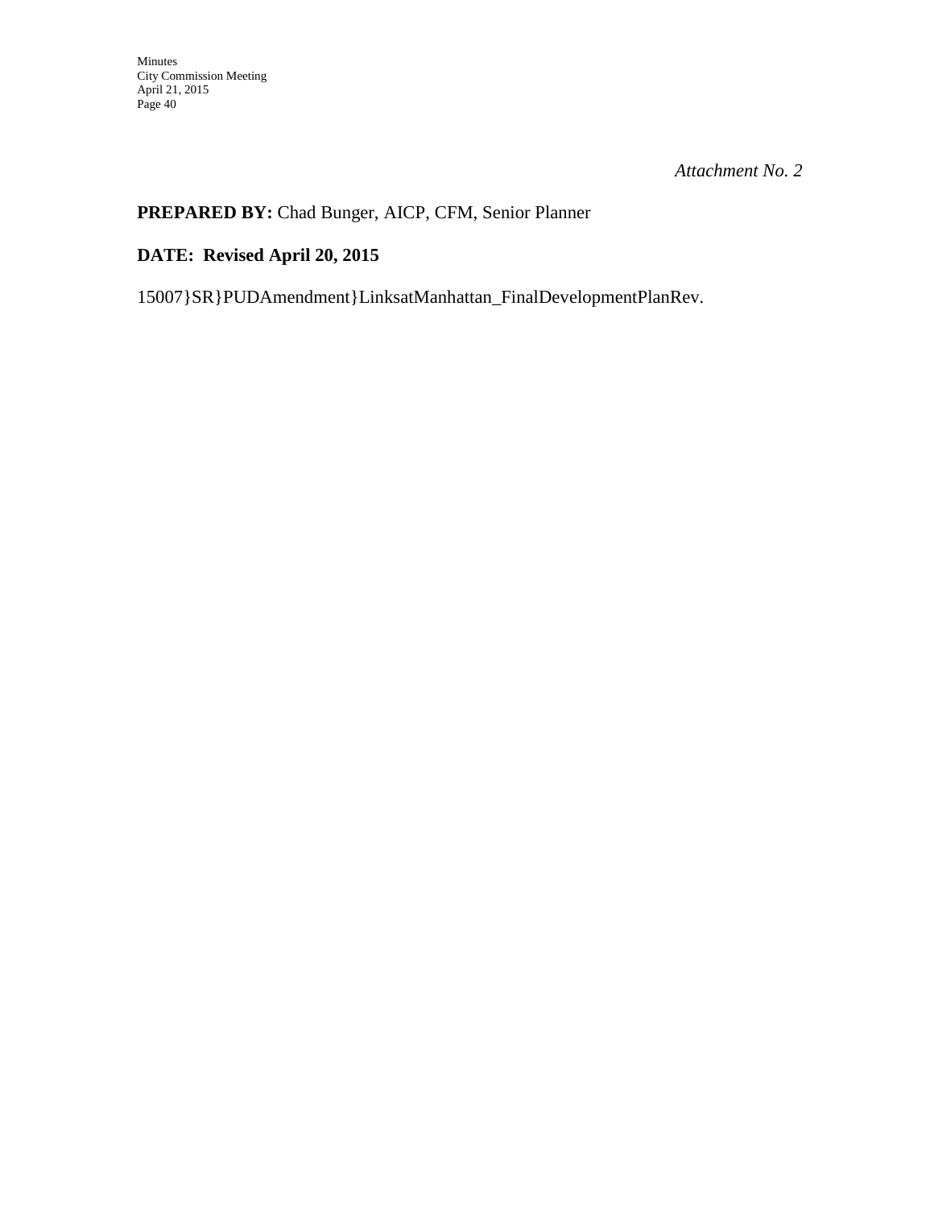*Attachment No. 2*

**PREPARED BY:** Chad Bunger, AICP, CFM, Senior Planner

**DATE: Revised April 20, 2015**

15007}SR}PUDAmendment}LinksatManhattan_FinalDevelopmentPlanRev.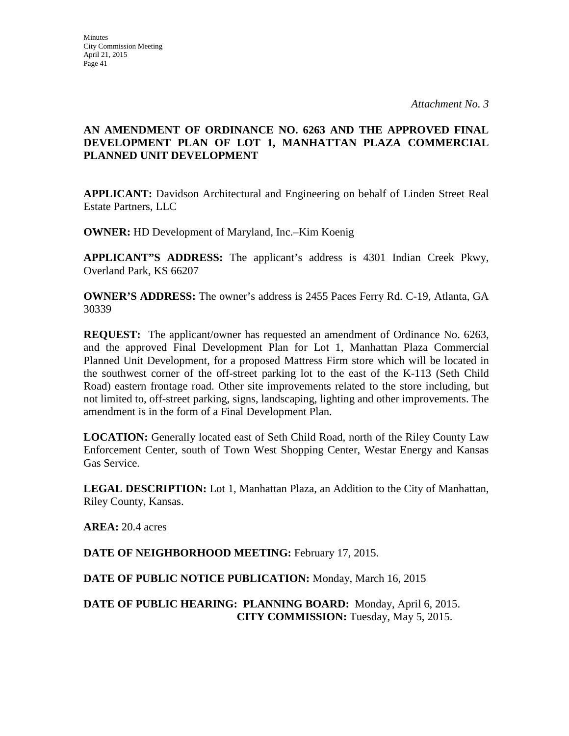*Attachment No. 3*

**AN AMENDMENT OF ORDINANCE NO. 6263 AND THE APPROVED FINAL DEVELOPMENT PLAN OF LOT 1, MANHATTAN PLAZA COMMERCIAL PLANNED UNIT DEVELOPMENT**

**APPLICANT:** Davidson Architectural and Engineering on behalf of Linden Street Real Estate Partners, LLC

**OWNER:** HD Development of Maryland, Inc.–Kim Koenig

**APPLICANT"S ADDRESS:** The applicant's address is 4301 Indian Creek Pkwy, Overland Park, KS 66207

**OWNER'S ADDRESS:** The owner's address is 2455 Paces Ferry Rd. C-19, Atlanta, GA 30339

**REQUEST:** The applicant/owner has requested an amendment of Ordinance No. 6263, and the approved Final Development Plan for Lot 1, Manhattan Plaza Commercial Planned Unit Development, for a proposed Mattress Firm store which will be located in the southwest corner of the off-street parking lot to the east of the K-113 (Seth Child Road) eastern frontage road. Other site improvements related to the store including, but not limited to, off-street parking, signs, landscaping, lighting and other improvements. The amendment is in the form of a Final Development Plan.

**LOCATION:** Generally located east of Seth Child Road, north of the Riley County Law Enforcement Center, south of Town West Shopping Center, Westar Energy and Kansas Gas Service.

**LEGAL DESCRIPTION:** Lot 1, Manhattan Plaza, an Addition to the City of Manhattan, Riley County, Kansas.

**AREA:** 20.4 acres

**DATE OF NEIGHBORHOOD MEETING:** February 17, 2015.

**DATE OF PUBLIC NOTICE PUBLICATION:** Monday, March 16, 2015

**DATE OF PUBLIC HEARING: PLANNING BOARD:** Monday, April 6, 2015.
**CITY COMMISSION:** Tuesday, May 5, 2015.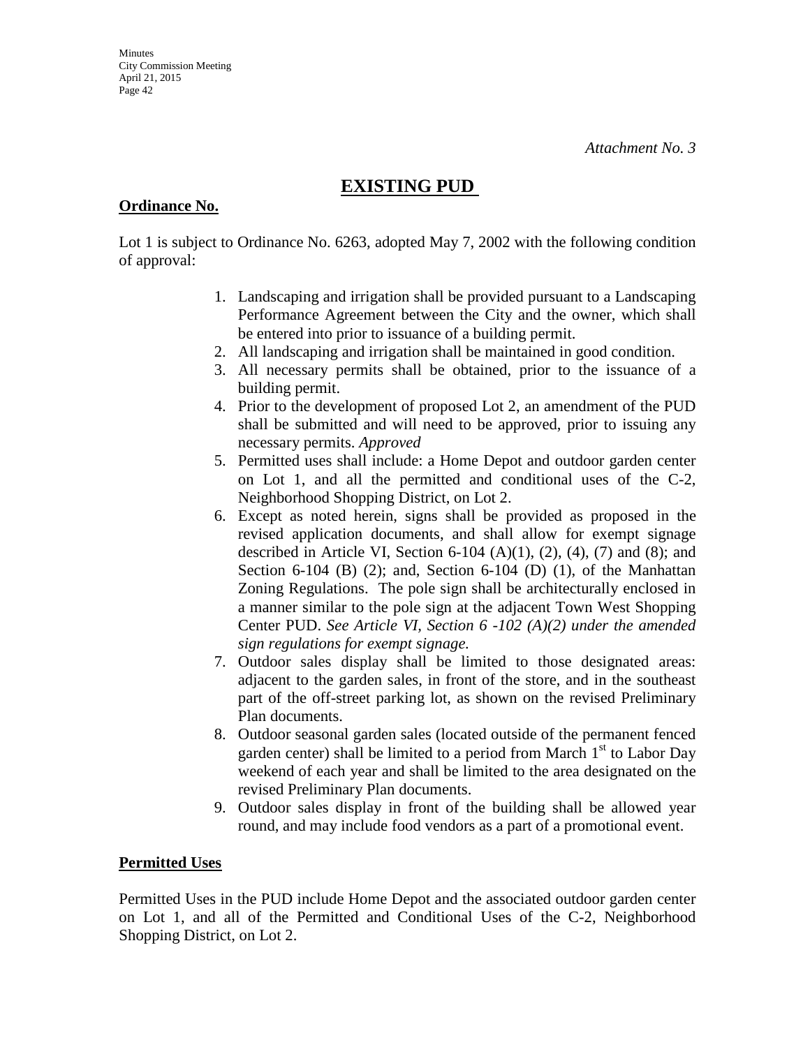*Attachment No. 3*

# EXISTING PUD

## Ordinance No.

Lot 1 is subject to Ordinance No. 6263, adopted May 7, 2002 with the following condition of approval:

1. Landscaping and irrigation shall be provided pursuant to a Landscaping Performance Agreement between the City and the owner, which shall be entered into prior to issuance of a building permit.
2. All landscaping and irrigation shall be maintained in good condition.
3. All necessary permits shall be obtained, prior to the issuance of a building permit.
4. Prior to the development of proposed Lot 2, an amendment of the PUD shall be submitted and will need to be approved, prior to issuing any necessary permits. *Approved*
5. Permitted uses shall include: a Home Depot and outdoor garden center on Lot 1, and all the permitted and conditional uses of the C-2, Neighborhood Shopping District, on Lot 2.
6. Except as noted herein, signs shall be provided as proposed in the revised application documents, and shall allow for exempt signage described in Article VI, Section 6-104 (A)(1), (2), (4), (7) and (8); and Section 6-104 (B) (2); and, Section 6-104 (D) (1), of the Manhattan Zoning Regulations. The pole sign shall be architecturally enclosed in a manner similar to the pole sign at the adjacent Town West Shopping Center PUD. *See Article VI, Section 6 -102 (A)(2) under the amended sign regulations for exempt signage.*
7. Outdoor sales display shall be limited to those designated areas: adjacent to the garden sales, in front of the store, and in the southeast part of the off-street parking lot, as shown on the revised Preliminary Plan documents.
8. Outdoor seasonal garden sales (located outside of the permanent fenced garden center) shall be limited to a period from March 1st to Labor Day weekend of each year and shall be limited to the area designated on the revised Preliminary Plan documents.
9. Outdoor sales display in front of the building shall be allowed year round, and may include food vendors as a part of a promotional event.

## Permitted Uses

Permitted Uses in the PUD include Home Depot and the associated outdoor garden center on Lot 1, and all of the Permitted and Conditional Uses of the C-2, Neighborhood Shopping District, on Lot 2.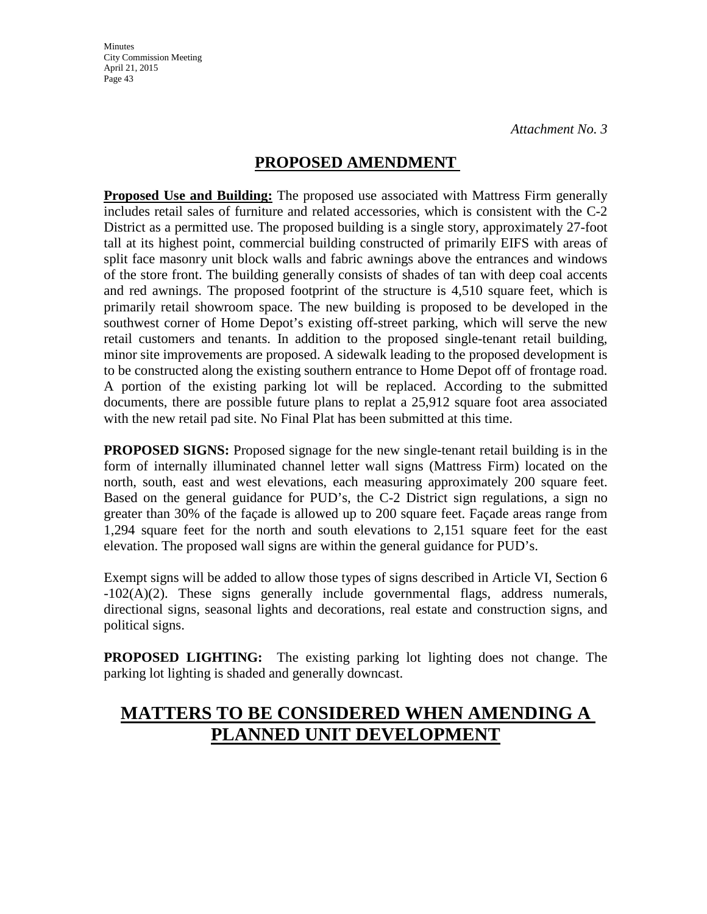*Attachment No. 3*

## PROPOSED AMENDMENT

**Proposed Use and Building:** The proposed use associated with Mattress Firm generally includes retail sales of furniture and related accessories, which is consistent with the C-2 District as a permitted use. The proposed building is a single story, approximately 27-foot tall at its highest point, commercial building constructed of primarily EIFS with areas of split face masonry unit block walls and fabric awnings above the entrances and windows of the store front. The building generally consists of shades of tan with deep coal accents and red awnings. The proposed footprint of the structure is 4,510 square feet, which is primarily retail showroom space. The new building is proposed to be developed in the southwest corner of Home Depot's existing off-street parking, which will serve the new retail customers and tenants. In addition to the proposed single-tenant retail building, minor site improvements are proposed. A sidewalk leading to the proposed development is to be constructed along the existing southern entrance to Home Depot off of frontage road. A portion of the existing parking lot will be replaced. According to the submitted documents, there are possible future plans to replat a 25,912 square foot area associated with the new retail pad site. No Final Plat has been submitted at this time.

**PROPOSED SIGNS:** Proposed signage for the new single-tenant retail building is in the form of internally illuminated channel letter wall signs (Mattress Firm) located on the north, south, east and west elevations, each measuring approximately 200 square feet. Based on the general guidance for PUD's, the C-2 District sign regulations, a sign no greater than 30% of the façade is allowed up to 200 square feet. Façade areas range from 1,294 square feet for the north and south elevations to 2,151 square feet for the east elevation. The proposed wall signs are within the general guidance for PUD's.

Exempt signs will be added to allow those types of signs described in Article VI, Section 6-102(A)(2). These signs generally include governmental flags, address numerals, directional signs, seasonal lights and decorations, real estate and construction signs, and political signs.

**PROPOSED LIGHTING:** The existing parking lot lighting does not change. The parking lot lighting is shaded and generally downcast.

## MATTERS TO BE CONSIDERED WHEN AMENDING A PLANNED UNIT DEVELOPMENT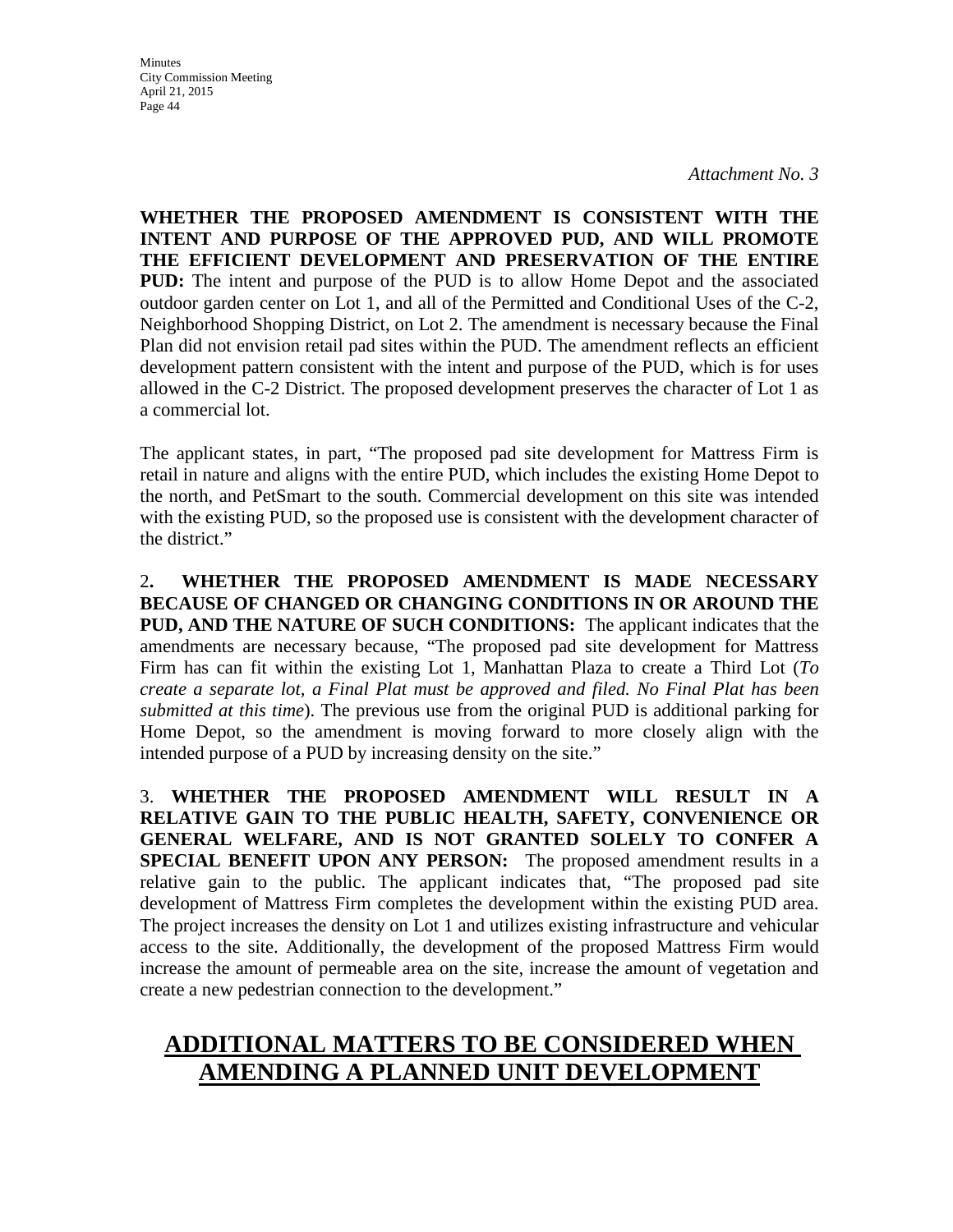*Attachment No. 3*

**WHETHER THE PROPOSED AMENDMENT IS CONSISTENT WITH THE INTENT AND PURPOSE OF THE APPROVED PUD, AND WILL PROMOTE THE EFFICIENT DEVELOPMENT AND PRESERVATION OF THE ENTIRE PUD:** The intent and purpose of the PUD is to allow Home Depot and the associated outdoor garden center on Lot 1, and all of the Permitted and Conditional Uses of the C-2, Neighborhood Shopping District, on Lot 2. The amendment is necessary because the Final Plan did not envision retail pad sites within the PUD. The amendment reflects an efficient development pattern consistent with the intent and purpose of the PUD, which is for uses allowed in the C-2 District. The proposed development preserves the character of Lot 1 as a commercial lot.

The applicant states, in part, "The proposed pad site development for Mattress Firm is retail in nature and aligns with the entire PUD, which includes the existing Home Depot to the north, and PetSmart to the south. Commercial development on this site was intended with the existing PUD, so the proposed use is consistent with the development character of the district."

2**. WHETHER THE PROPOSED AMENDMENT IS MADE NECESSARY BECAUSE OF CHANGED OR CHANGING CONDITIONS IN OR AROUND THE PUD, AND THE NATURE OF SUCH CONDITIONS:** The applicant indicates that the amendments are necessary because, "The proposed pad site development for Mattress Firm has can fit within the existing Lot 1, Manhattan Plaza to create a Third Lot (*To create a separate lot, a Final Plat must be approved and filed. No Final Plat has been submitted at this time*). The previous use from the original PUD is additional parking for Home Depot, so the amendment is moving forward to more closely align with the intended purpose of a PUD by increasing density on the site."

3. **WHETHER THE PROPOSED AMENDMENT WILL RESULT IN A RELATIVE GAIN TO THE PUBLIC HEALTH, SAFETY, CONVENIENCE OR GENERAL WELFARE, AND IS NOT GRANTED SOLELY TO CONFER A SPECIAL BENEFIT UPON ANY PERSON:** The proposed amendment results in a relative gain to the public. The applicant indicates that, "The proposed pad site development of Mattress Firm completes the development within the existing PUD area. The project increases the density on Lot 1 and utilizes existing infrastructure and vehicular access to the site. Additionally, the development of the proposed Mattress Firm would increase the amount of permeable area on the site, increase the amount of vegetation and create a new pedestrian connection to the development."

## ADDITIONAL MATTERS TO BE CONSIDERED WHEN AMENDING A PLANNED UNIT DEVELOPMENT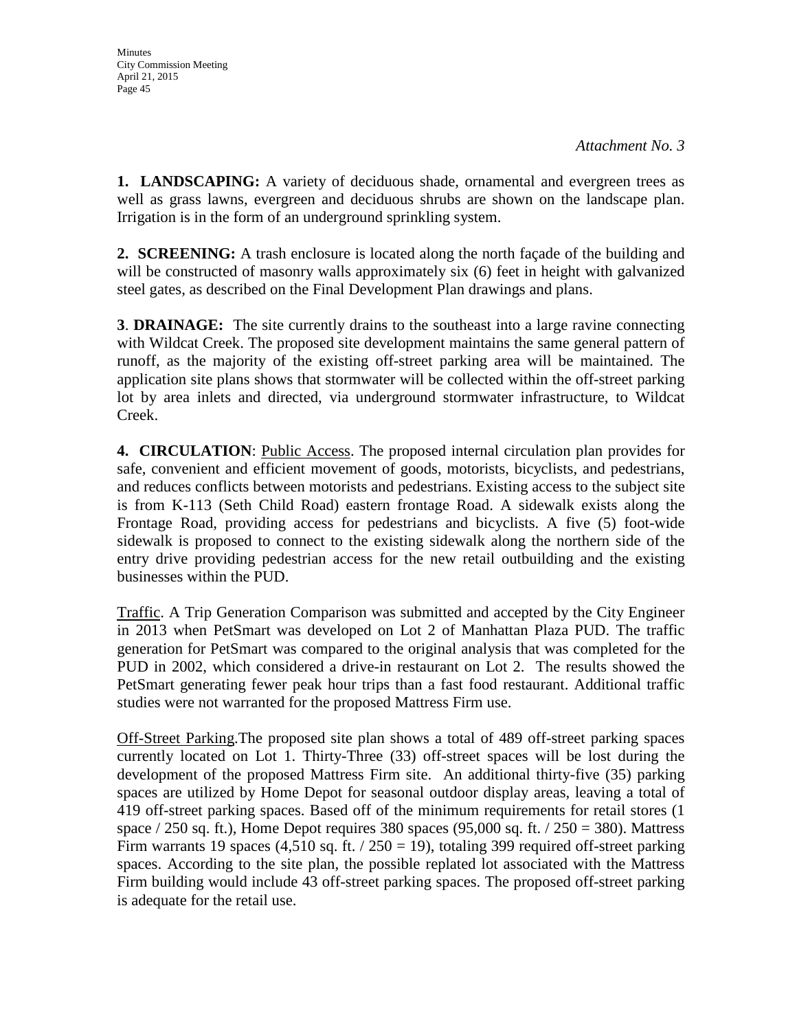*Attachment No. 3*

**1. LANDSCAPING:** A variety of deciduous shade, ornamental and evergreen trees as well as grass lawns, evergreen and deciduous shrubs are shown on the landscape plan. Irrigation is in the form of an underground sprinkling system.

**2. SCREENING:** A trash enclosure is located along the north façade of the building and will be constructed of masonry walls approximately six (6) feet in height with galvanized steel gates, as described on the Final Development Plan drawings and plans.

**3**. **DRAINAGE:** The site currently drains to the southeast into a large ravine connecting with Wildcat Creek. The proposed site development maintains the same general pattern of runoff, as the majority of the existing off-street parking area will be maintained. The application site plans shows that stormwater will be collected within the off-street parking lot by area inlets and directed, via underground stormwater infrastructure, to Wildcat Creek.

**4. CIRCULATION**: Public Access. The proposed internal circulation plan provides for safe, convenient and efficient movement of goods, motorists, bicyclists, and pedestrians, and reduces conflicts between motorists and pedestrians. Existing access to the subject site is from K-113 (Seth Child Road) eastern frontage Road. A sidewalk exists along the Frontage Road, providing access for pedestrians and bicyclists. A five (5) foot-wide sidewalk is proposed to connect to the existing sidewalk along the northern side of the entry drive providing pedestrian access for the new retail outbuilding and the existing businesses within the PUD.

Traffic. A Trip Generation Comparison was submitted and accepted by the City Engineer in 2013 when PetSmart was developed on Lot 2 of Manhattan Plaza PUD. The traffic generation for PetSmart was compared to the original analysis that was completed for the PUD in 2002, which considered a drive-in restaurant on Lot 2. The results showed the PetSmart generating fewer peak hour trips than a fast food restaurant. Additional traffic studies were not warranted for the proposed Mattress Firm use.

Off-Street Parking.The proposed site plan shows a total of 489 off-street parking spaces currently located on Lot 1. Thirty-Three (33) off-street spaces will be lost during the development of the proposed Mattress Firm site. An additional thirty-five (35) parking spaces are utilized by Home Depot for seasonal outdoor display areas, leaving a total of 419 off-street parking spaces. Based off of the minimum requirements for retail stores (1 space / 250 sq. ft.), Home Depot requires 380 spaces (95,000 sq. ft. / 250 = 380). Mattress Firm warrants 19 spaces (4,510 sq. ft. / 250 = 19), totaling 399 required off-street parking spaces. According to the site plan, the possible replated lot associated with the Mattress Firm building would include 43 off-street parking spaces. The proposed off-street parking is adequate for the retail use.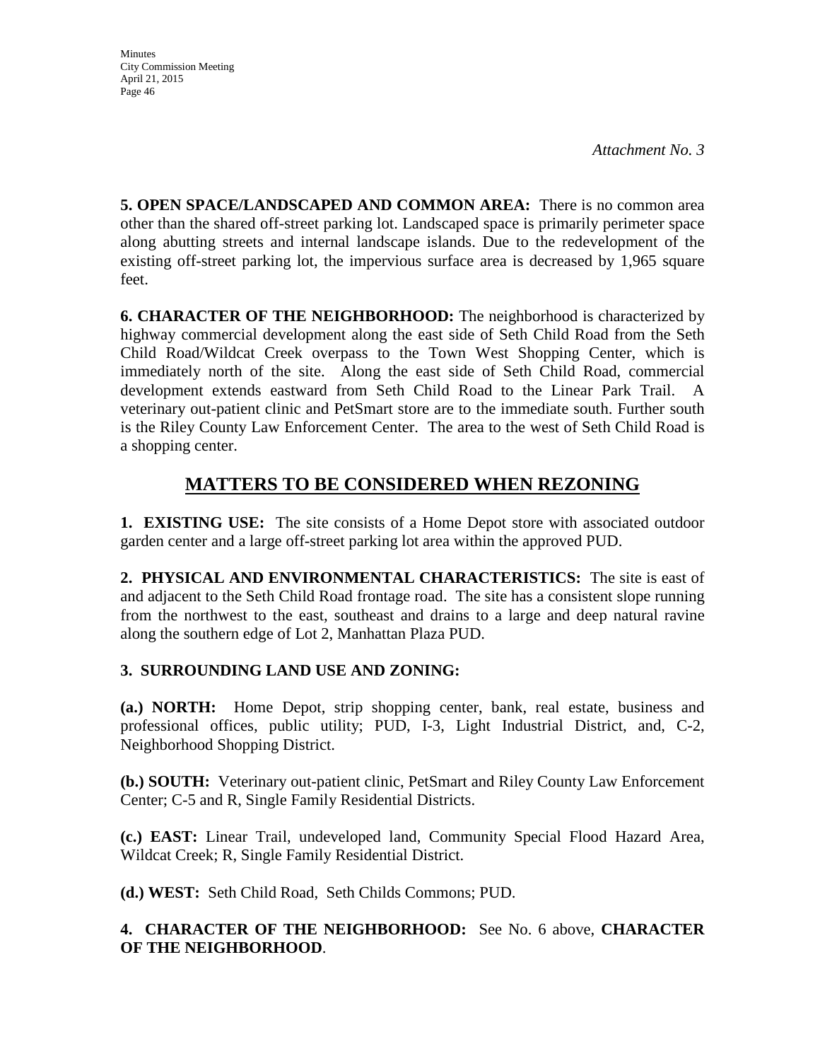*Attachment No. 3*

**5. OPEN SPACE/LANDSCAPED AND COMMON AREA:** There is no common area other than the shared off-street parking lot. Landscaped space is primarily perimeter space along abutting streets and internal landscape islands. Due to the redevelopment of the existing off-street parking lot, the impervious surface area is decreased by 1,965 square feet.

**6. CHARACTER OF THE NEIGHBORHOOD:** The neighborhood is characterized by highway commercial development along the east side of Seth Child Road from the Seth Child Road/Wildcat Creek overpass to the Town West Shopping Center, which is immediately north of the site. Along the east side of Seth Child Road, commercial development extends eastward from Seth Child Road to the Linear Park Trail. A veterinary out-patient clinic and PetSmart store are to the immediate south. Further south is the Riley County Law Enforcement Center. The area to the west of Seth Child Road is a shopping center.

## MATTERS TO BE CONSIDERED WHEN REZONING

**1. EXISTING USE:** The site consists of a Home Depot store with associated outdoor garden center and a large off-street parking lot area within the approved PUD.

**2. PHYSICAL AND ENVIRONMENTAL CHARACTERISTICS:** The site is east of and adjacent to the Seth Child Road frontage road. The site has a consistent slope running from the northwest to the east, southeast and drains to a large and deep natural ravine along the southern edge of Lot 2, Manhattan Plaza PUD.

**3. SURROUNDING LAND USE AND ZONING:**

**(a.) NORTH:** Home Depot, strip shopping center, bank, real estate, business and professional offices, public utility; PUD, I-3, Light Industrial District, and, C-2, Neighborhood Shopping District.

**(b.) SOUTH:** Veterinary out-patient clinic, PetSmart and Riley County Law Enforcement Center; C-5 and R, Single Family Residential Districts.

**(c.) EAST:** Linear Trail, undeveloped land, Community Special Flood Hazard Area, Wildcat Creek; R, Single Family Residential District.

**(d.) WEST:** Seth Child Road, Seth Childs Commons; PUD.

**4. CHARACTER OF THE NEIGHBORHOOD:** See No. 6 above, **CHARACTER OF THE NEIGHBORHOOD**.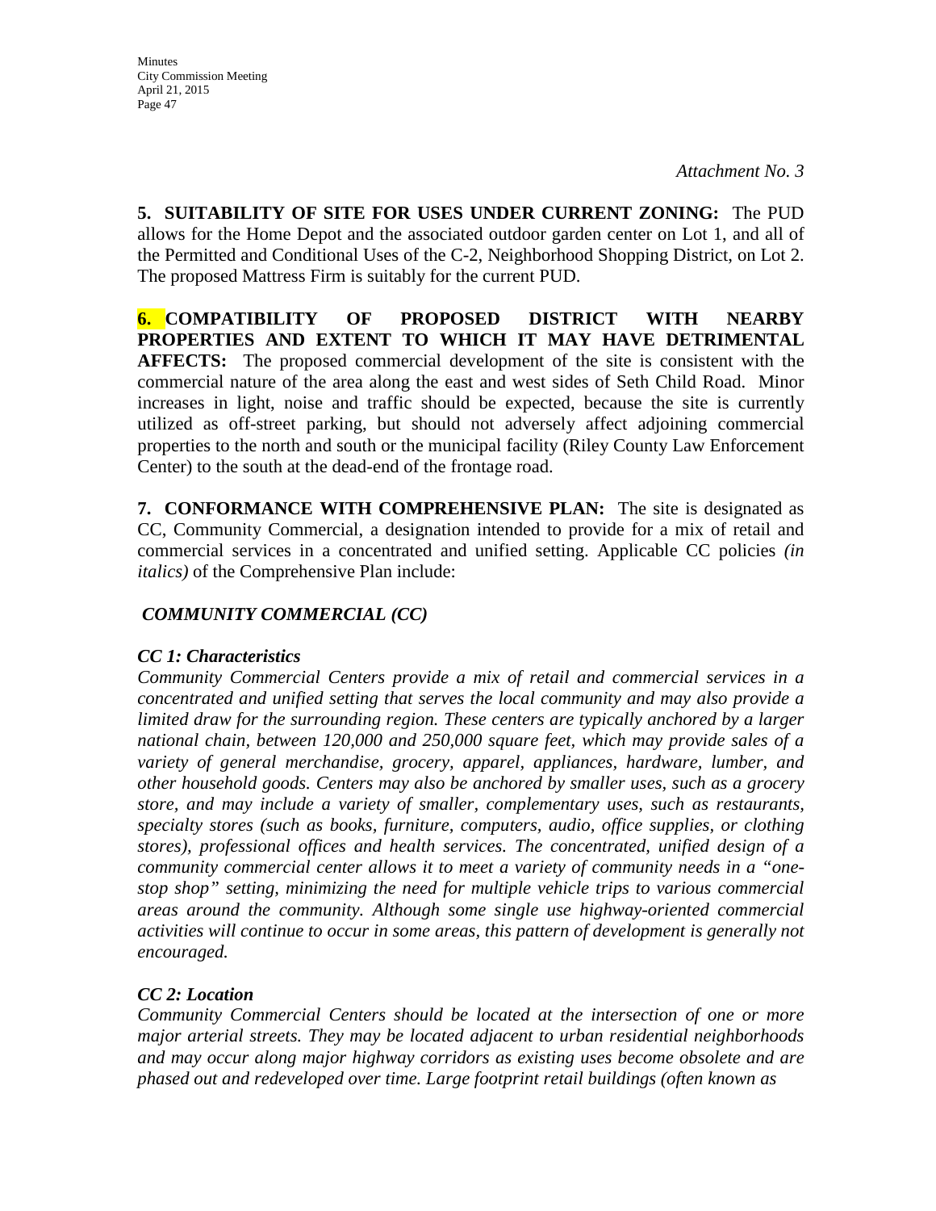*Attachment No. 3*

**5. SUITABILITY OF SITE FOR USES UNDER CURRENT ZONING:** The PUD allows for the Home Depot and the associated outdoor garden center on Lot 1, and all of the Permitted and Conditional Uses of the C-2, Neighborhood Shopping District, on Lot 2. The proposed Mattress Firm is suitably for the current PUD.

**6. COMPATIBILITY OF PROPOSED DISTRICT WITH NEARBY PROPERTIES AND EXTENT TO WHICH IT MAY HAVE DETRIMENTAL AFFECTS:** The proposed commercial development of the site is consistent with the commercial nature of the area along the east and west sides of Seth Child Road. Minor increases in light, noise and traffic should be expected, because the site is currently utilized as off-street parking, but should not adversely affect adjoining commercial properties to the north and south or the municipal facility (Riley County Law Enforcement Center) to the south at the dead-end of the frontage road.

**7. CONFORMANCE WITH COMPREHENSIVE PLAN:** The site is designated as CC, Community Commercial, a designation intended to provide for a mix of retail and commercial services in a concentrated and unified setting. Applicable CC policies *(in italics)* of the Comprehensive Plan include:

***COMMUNITY COMMERCIAL (CC)***

***CC 1: Characteristics***

*Community Commercial Centers provide a mix of retail and commercial services in a concentrated and unified setting that serves the local community and may also provide a limited draw for the surrounding region. These centers are typically anchored by a larger national chain, between 120,000 and 250,000 square feet, which may provide sales of a variety of general merchandise, grocery, apparel, appliances, hardware, lumber, and other household goods. Centers may also be anchored by smaller uses, such as a grocery store, and may include a variety of smaller, complementary uses, such as restaurants, specialty stores (such as books, furniture, computers, audio, office supplies, or clothing stores), professional offices and health services. The concentrated, unified design of a community commercial center allows it to meet a variety of community needs in a "one-stop shop" setting, minimizing the need for multiple vehicle trips to various commercial areas around the community. Although some single use highway-oriented commercial activities will continue to occur in some areas, this pattern of development is generally not encouraged.*

***CC 2: Location***

*Community Commercial Centers should be located at the intersection of one or more major arterial streets. They may be located adjacent to urban residential neighborhoods and may occur along major highway corridors as existing uses become obsolete and are phased out and redeveloped over time. Large footprint retail buildings (often known as*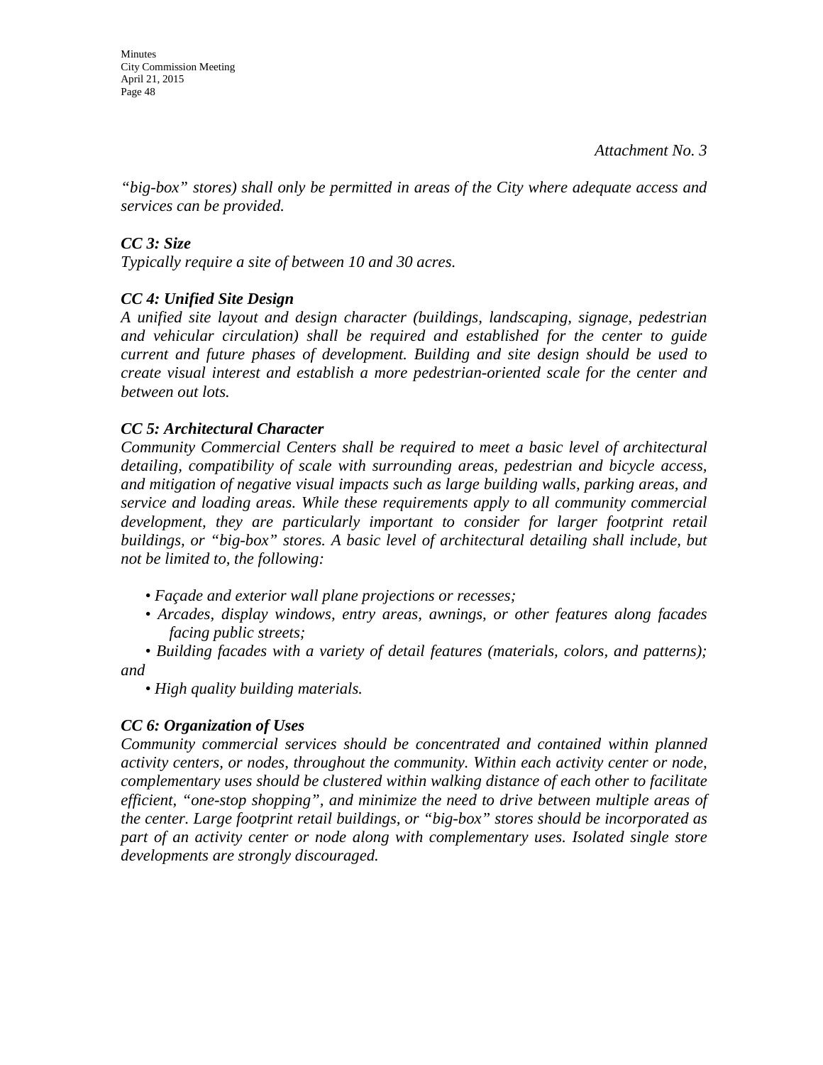*Attachment No. 3*

*"big-box" stores) shall only be permitted in areas of the City where adequate access and services can be provided.*

***CC 3: Size***

*Typically require a site of between 10 and 30 acres.*

***CC 4: Unified Site Design***

*A unified site layout and design character (buildings, landscaping, signage, pedestrian and vehicular circulation) shall be required and established for the center to guide current and future phases of development. Building and site design should be used to create visual interest and establish a more pedestrian-oriented scale for the center and between out lots.*

***CC 5: Architectural Character***

*Community Commercial Centers shall be required to meet a basic level of architectural detailing, compatibility of scale with surrounding areas, pedestrian and bicycle access, and mitigation of negative visual impacts such as large building walls, parking areas, and service and loading areas. While these requirements apply to all community commercial development, they are particularly important to consider for larger footprint retail buildings, or "big-box" stores. A basic level of architectural detailing shall include, but not be limited to, the following:*

- *Façade and exterior wall plane projections or recesses;*
- *Arcades, display windows, entry areas, awnings, or other features along facades facing public streets;*
- *Building facades with a variety of detail features (materials, colors, and patterns); and*
- *High quality building materials.*

***CC 6: Organization of Uses***

*Community commercial services should be concentrated and contained within planned activity centers, or nodes, throughout the community. Within each activity center or node, complementary uses should be clustered within walking distance of each other to facilitate efficient, "one-stop shopping", and minimize the need to drive between multiple areas of the center. Large footprint retail buildings, or "big-box" stores should be incorporated as part of an activity center or node along with complementary uses. Isolated single store developments are strongly discouraged.*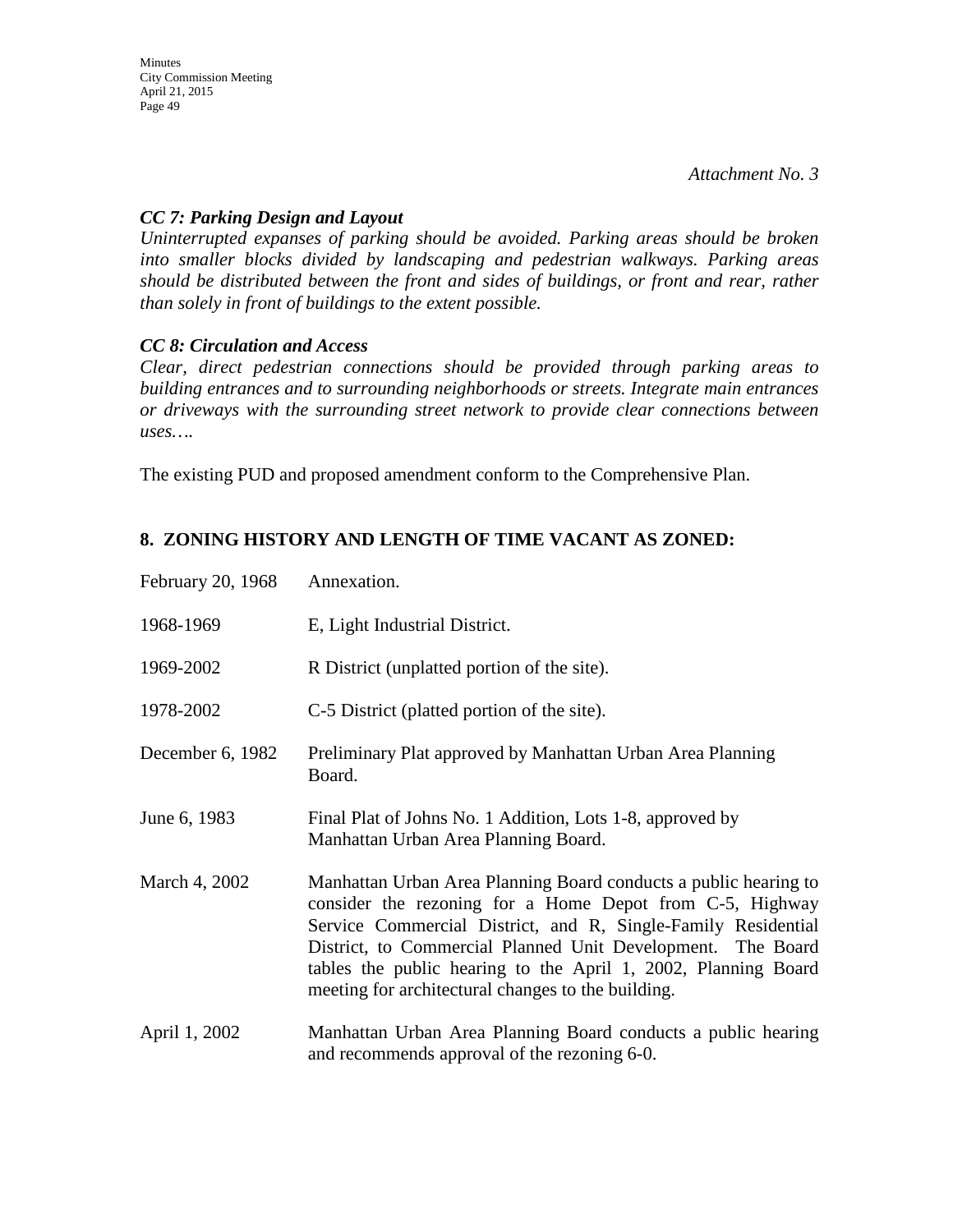*Attachment No. 3*

***CC 7: Parking Design and Layout***

*Uninterrupted expanses of parking should be avoided. Parking areas should be broken into smaller blocks divided by landscaping and pedestrian walkways. Parking areas should be distributed between the front and sides of buildings, or front and rear, rather than solely in front of buildings to the extent possible.*

***CC 8: Circulation and Access***

*Clear, direct pedestrian connections should be provided through parking areas to building entrances and to surrounding neighborhoods or streets. Integrate main entrances or driveways with the surrounding street network to provide clear connections between uses….*

The existing PUD and proposed amendment conform to the Comprehensive Plan.

## 8. ZONING HISTORY AND LENGTH OF TIME VACANT AS ZONED:

| | |
|---|---|
| February 20, 1968 | Annexation. |
| 1968-1969 | E, Light Industrial District. |
| 1969-2002 | R District (unplatted portion of the site). |
| 1978-2002 | C-5 District (platted portion of the site). |
| December 6, 1982 | Preliminary Plat approved by Manhattan Urban Area Planning Board. |
| June 6, 1983 | Final Plat of Johns No. 1 Addition, Lots 1-8, approved by Manhattan Urban Area Planning Board. |
| March 4, 2002 | Manhattan Urban Area Planning Board conducts a public hearing to consider the rezoning for a Home Depot from C-5, Highway Service Commercial District, and R, Single-Family Residential District, to Commercial Planned Unit Development. The Board tables the public hearing to the April 1, 2002, Planning Board meeting for architectural changes to the building. |
| April 1, 2002 | Manhattan Urban Area Planning Board conducts a public hearing and recommends approval of the rezoning 6-0. |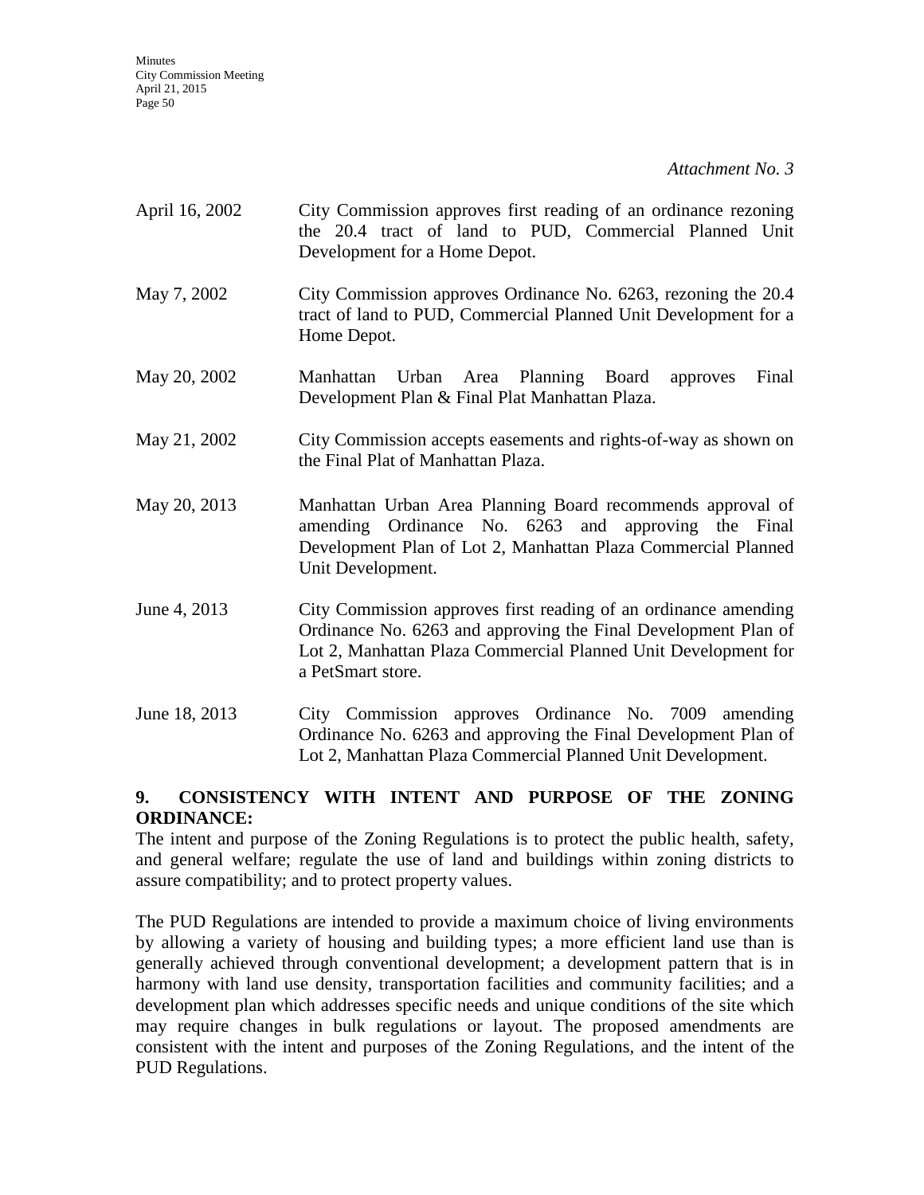*Attachment No. 3*

| | |
|---|---|
| April 16, 2002 | City Commission approves first reading of an ordinance rezoning the 20.4 tract of land to PUD, Commercial Planned Unit Development for a Home Depot. |
| May 7, 2002 | City Commission approves Ordinance No. 6263, rezoning the 20.4 tract of land to PUD, Commercial Planned Unit Development for a Home Depot. |
| May 20, 2002 | Manhattan Urban Area Planning Board approves Final Development Plan & Final Plat Manhattan Plaza. |
| May 21, 2002 | City Commission accepts easements and rights-of-way as shown on the Final Plat of Manhattan Plaza. |
| May 20, 2013 | Manhattan Urban Area Planning Board recommends approval of amending Ordinance No. 6263 and approving the Final Development Plan of Lot 2, Manhattan Plaza Commercial Planned Unit Development. |
| June 4, 2013 | City Commission approves first reading of an ordinance amending Ordinance No. 6263 and approving the Final Development Plan of Lot 2, Manhattan Plaza Commercial Planned Unit Development for a PetSmart store. |
| June 18, 2013 | City Commission approves Ordinance No. 7009 amending Ordinance No. 6263 and approving the Final Development Plan of Lot 2, Manhattan Plaza Commercial Planned Unit Development. |

**9. CONSISTENCY WITH INTENT AND PURPOSE OF THE ZONING ORDINANCE:**

The intent and purpose of the Zoning Regulations is to protect the public health, safety, and general welfare; regulate the use of land and buildings within zoning districts to assure compatibility; and to protect property values.

The PUD Regulations are intended to provide a maximum choice of living environments by allowing a variety of housing and building types; a more efficient land use than is generally achieved through conventional development; a development pattern that is in harmony with land use density, transportation facilities and community facilities; and a development plan which addresses specific needs and unique conditions of the site which may require changes in bulk regulations or layout. The proposed amendments are consistent with the intent and purposes of the Zoning Regulations, and the intent of the PUD Regulations.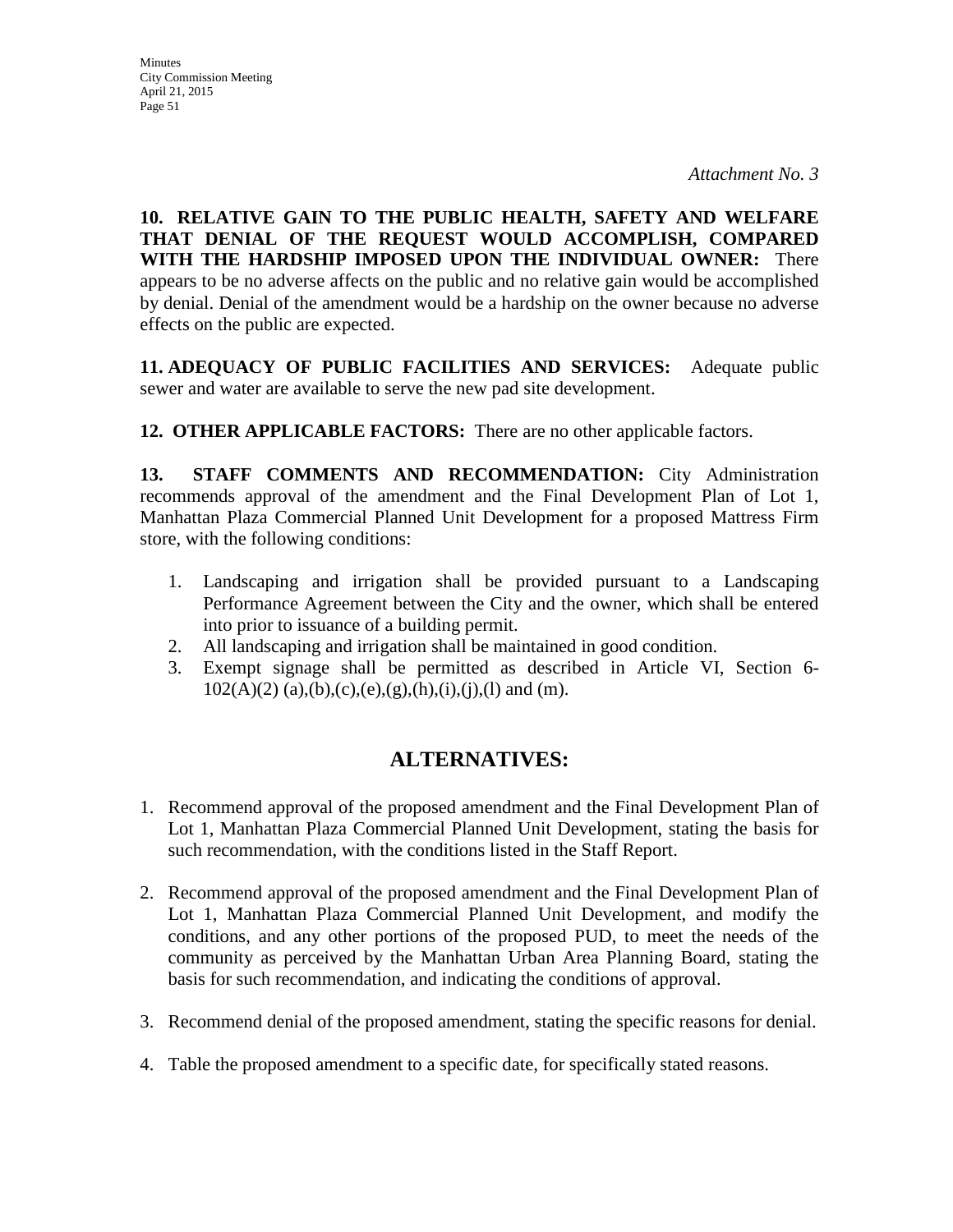*Attachment No. 3*

**10. RELATIVE GAIN TO THE PUBLIC HEALTH, SAFETY AND WELFARE THAT DENIAL OF THE REQUEST WOULD ACCOMPLISH, COMPARED WITH THE HARDSHIP IMPOSED UPON THE INDIVIDUAL OWNER:** There appears to be no adverse affects on the public and no relative gain would be accomplished by denial. Denial of the amendment would be a hardship on the owner because no adverse effects on the public are expected.

**11. ADEQUACY OF PUBLIC FACILITIES AND SERVICES:** Adequate public sewer and water are available to serve the new pad site development.

**12. OTHER APPLICABLE FACTORS:** There are no other applicable factors.

**13. STAFF COMMENTS AND RECOMMENDATION:** City Administration recommends approval of the amendment and the Final Development Plan of Lot 1, Manhattan Plaza Commercial Planned Unit Development for a proposed Mattress Firm store, with the following conditions:

1. Landscaping and irrigation shall be provided pursuant to a Landscaping Performance Agreement between the City and the owner, which shall be entered into prior to issuance of a building permit.
2. All landscaping and irrigation shall be maintained in good condition.
3. Exempt signage shall be permitted as described in Article VI, Section 6-102(A)(2) (a),(b),(c),(e),(g),(h),(i),(j),(l) and (m).

## ALTERNATIVES:

1. Recommend approval of the proposed amendment and the Final Development Plan of Lot 1, Manhattan Plaza Commercial Planned Unit Development, stating the basis for such recommendation, with the conditions listed in the Staff Report.

2. Recommend approval of the proposed amendment and the Final Development Plan of Lot 1, Manhattan Plaza Commercial Planned Unit Development, and modify the conditions, and any other portions of the proposed PUD, to meet the needs of the community as perceived by the Manhattan Urban Area Planning Board, stating the basis for such recommendation, and indicating the conditions of approval.

3. Recommend denial of the proposed amendment, stating the specific reasons for denial.

4. Table the proposed amendment to a specific date, for specifically stated reasons.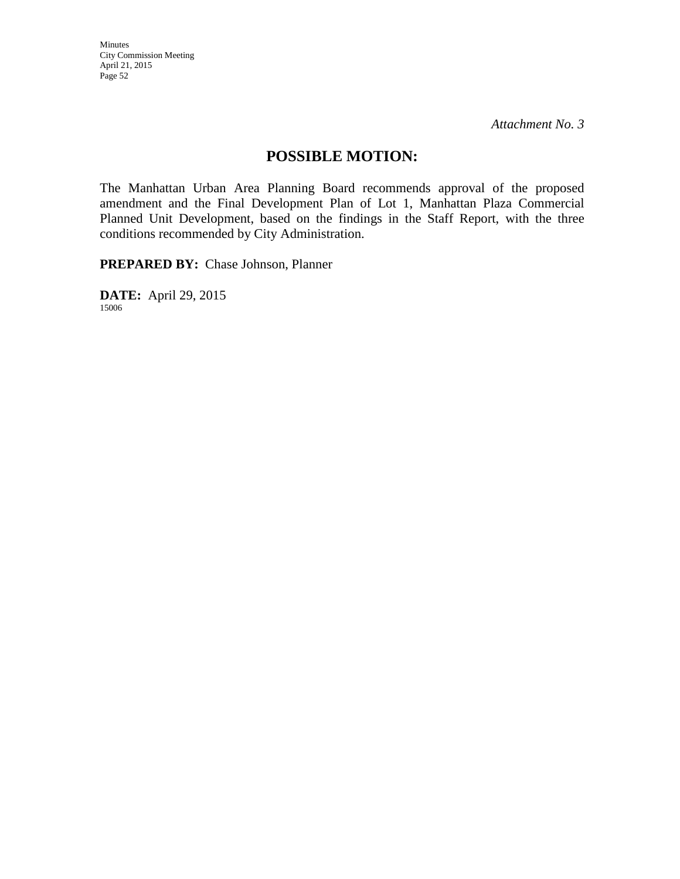*Attachment No. 3*

## POSSIBLE MOTION:

The Manhattan Urban Area Planning Board recommends approval of the proposed amendment and the Final Development Plan of Lot 1, Manhattan Plaza Commercial Planned Unit Development, based on the findings in the Staff Report, with the three conditions recommended by City Administration.

**PREPARED BY:** Chase Johnson, Planner

**DATE:** April 29, 2015

15006